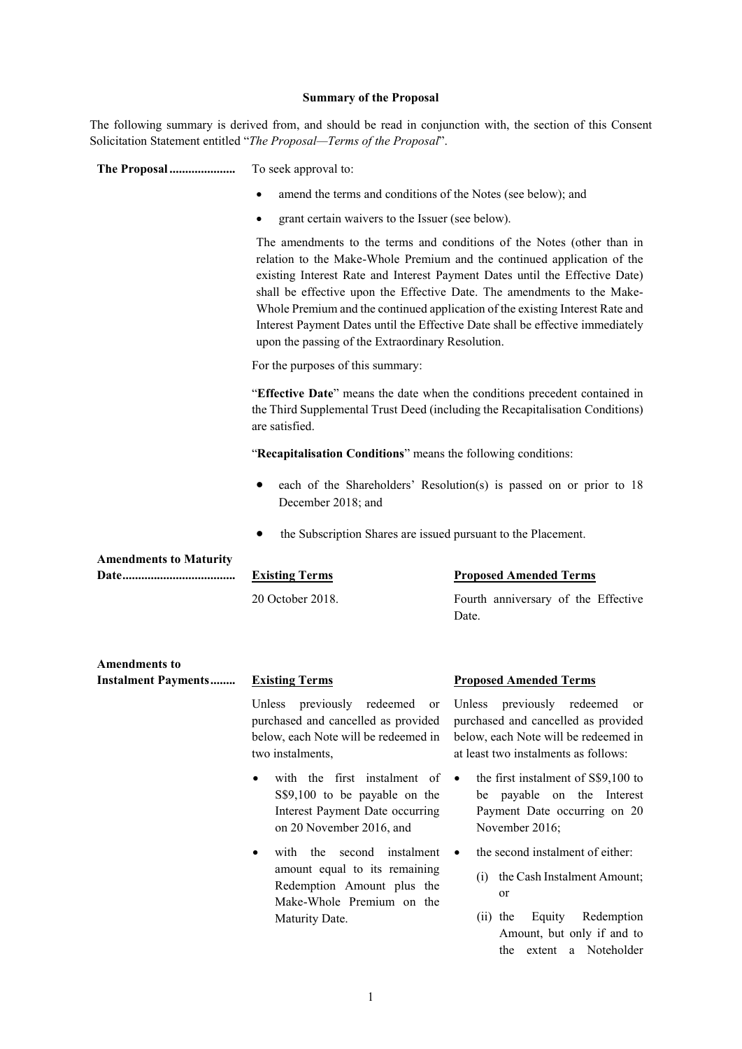**Summary of the Proposal**

The following summary is derived from, and should be read in conjunction with, the section of this Consent Solicitation Statement entitled "*The Proposal—Terms of the Proposal*".

**The Proposal** To seek approval to:

- amend the terms and conditions of the Notes (see below); and
- grant certain waivers to the Issuer (see below).

The amendments to the terms and conditions of the Notes (other than in relation to the Make-Whole Premium and the continued application of the existing Interest Rate and Interest Payment Dates until the Effective Date) shall be effective upon the Effective Date. The amendments to the Make-Whole Premium and the continued application of the existing Interest Rate and Interest Payment Dates until the Effective Date shall be effective immediately upon the passing of the Extraordinary Resolution.

For the purposes of this summary:

"**Effective Date**" means the date when the conditions precedent contained in the Third Supplemental Trust Deed (including the Recapitalisation Conditions) are satisfied.

"**Recapitalisation Conditions**" means the following conditions:

- each of the Shareholders' Resolution(s) is passed on or prior to 18 December 2018; and
- the Subscription Shares are issued pursuant to the Placement.

**Amendments to Maturity Date**

| Existing Terms | Proposed Amended Terms |
|---|---|
| 20 October 2018. | Fourth anniversary of the Effective Date. |

**Amendments to Instalment Payments**

| Existing Terms | Proposed Amended Terms |
|---|---|
| Unless previously redeemed or purchased and cancelled as provided below, each Note will be redeemed in two instalments, | Unless previously redeemed or purchased and cancelled as provided below, each Note will be redeemed in at least two instalments as follows: |
| • with the first instalment of S$9,100 to be payable on the Interest Payment Date occurring on 20 November 2016, and | • the first instalment of S$9,100 to be payable on the Interest Payment Date occurring on 20 November 2016; |
| • with the second instalment amount equal to its remaining Redemption Amount plus the Make-Whole Premium on the Maturity Date. | • the second instalment of either: (i) the Cash Instalment Amount; or (ii) the Equity Redemption Amount, but only if and to the extent a Noteholder |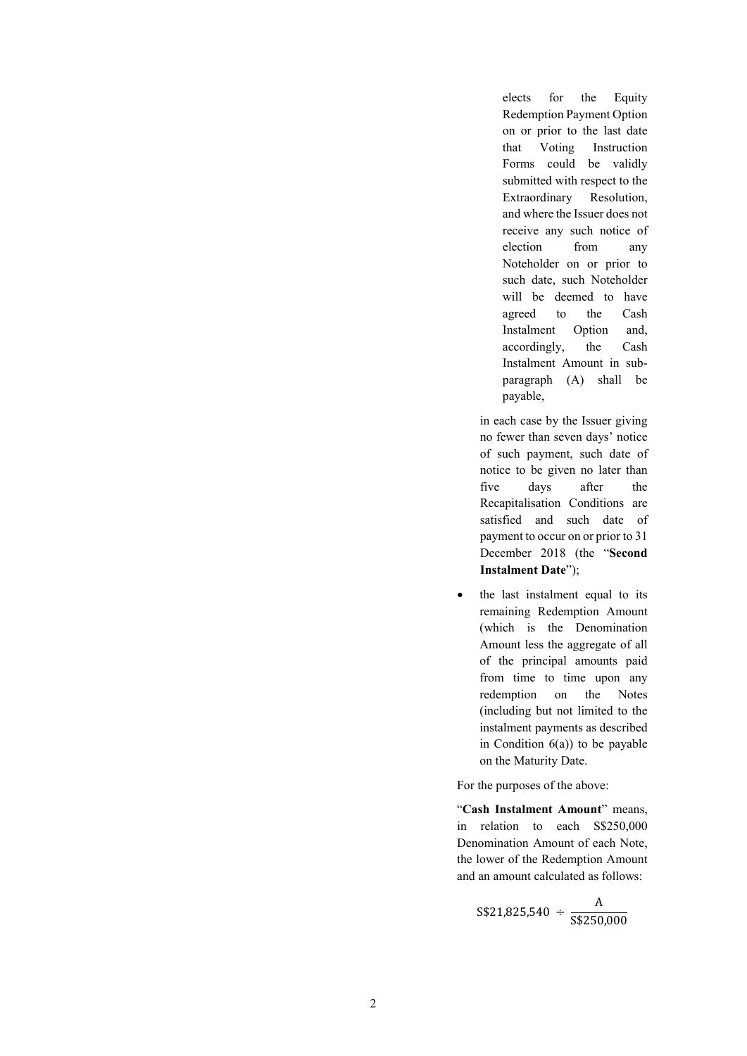elects for the Equity Redemption Payment Option on or prior to the last date that Voting Instruction Forms could be validly submitted with respect to the Extraordinary Resolution, and where the Issuer does not receive any such notice of election from any Noteholder on or prior to such date, such Noteholder will be deemed to have agreed to the Cash Instalment Option and, accordingly, the Cash Instalment Amount in sub-paragraph (A) shall be payable,

in each case by the Issuer giving no fewer than seven days' notice of such payment, such date of notice to be given no later than five days after the Recapitalisation Conditions are satisfied and such date of payment to occur on or prior to 31 December 2018 (the "**Second Instalment Date**");

- the last instalment equal to its remaining Redemption Amount (which is the Denomination Amount less the aggregate of all of the principal amounts paid from time to time upon any redemption on the Notes (including but not limited to the instalment payments as described in Condition 6(a)) to be payable on the Maturity Date.

For the purposes of the above:

"**Cash Instalment Amount**" means, in relation to each S$250,000 Denomination Amount of each Note, the lower of the Redemption Amount and an amount calculated as follows:

$$\text{S\$21,825,540} \div \frac{\text{A}}{\text{S\$250,000}}$$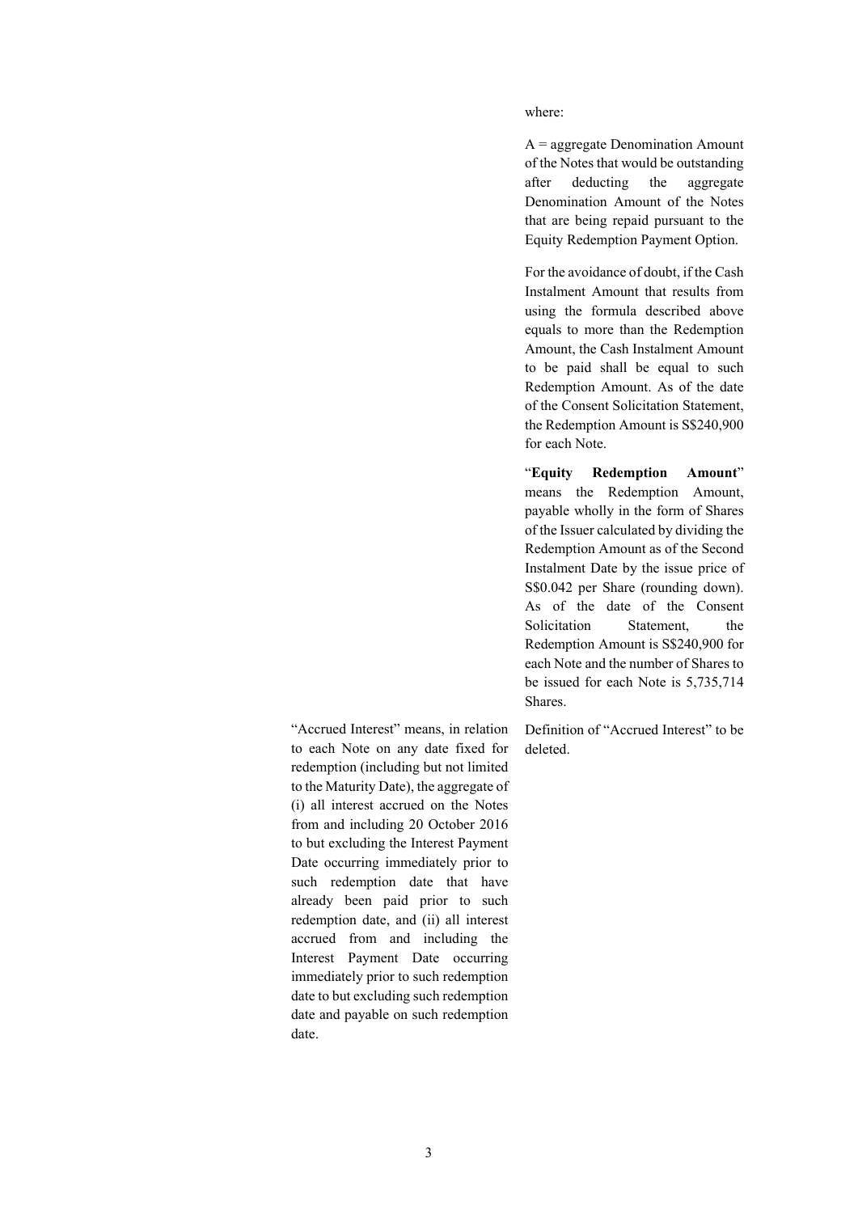|  |  |
|---|---|
|  | where:<br><br>A = aggregate Denomination Amount of the Notes that would be outstanding after deducting the aggregate Denomination Amount of the Notes that are being repaid pursuant to the Equity Redemption Payment Option.<br><br>For the avoidance of doubt, if the Cash Instalment Amount that results from using the formula described above equals to more than the Redemption Amount, the Cash Instalment Amount to be paid shall be equal to such Redemption Amount. As of the date of the Consent Solicitation Statement, the Redemption Amount is S$240,900 for each Note.<br><br>"**Equity Redemption Amount**" means the Redemption Amount, payable wholly in the form of Shares of the Issuer calculated by dividing the Redemption Amount as of the Second Instalment Date by the issue price of S$0.042 per Share (rounding down). As of the date of the Consent Solicitation Statement, the Redemption Amount is S$240,900 for each Note and the number of Shares to be issued for each Note is 5,735,714 Shares. |
| "Accrued Interest" means, in relation to each Note on any date fixed for redemption (including but not limited to the Maturity Date), the aggregate of (i) all interest accrued on the Notes from and including 20 October 2016 to but excluding the Interest Payment Date occurring immediately prior to such redemption date that have already been paid prior to such redemption date, and (ii) all interest accrued from and including the Interest Payment Date occurring immediately prior to such redemption date to but excluding such redemption date and payable on such redemption date. | Definition of "Accrued Interest" to be deleted. |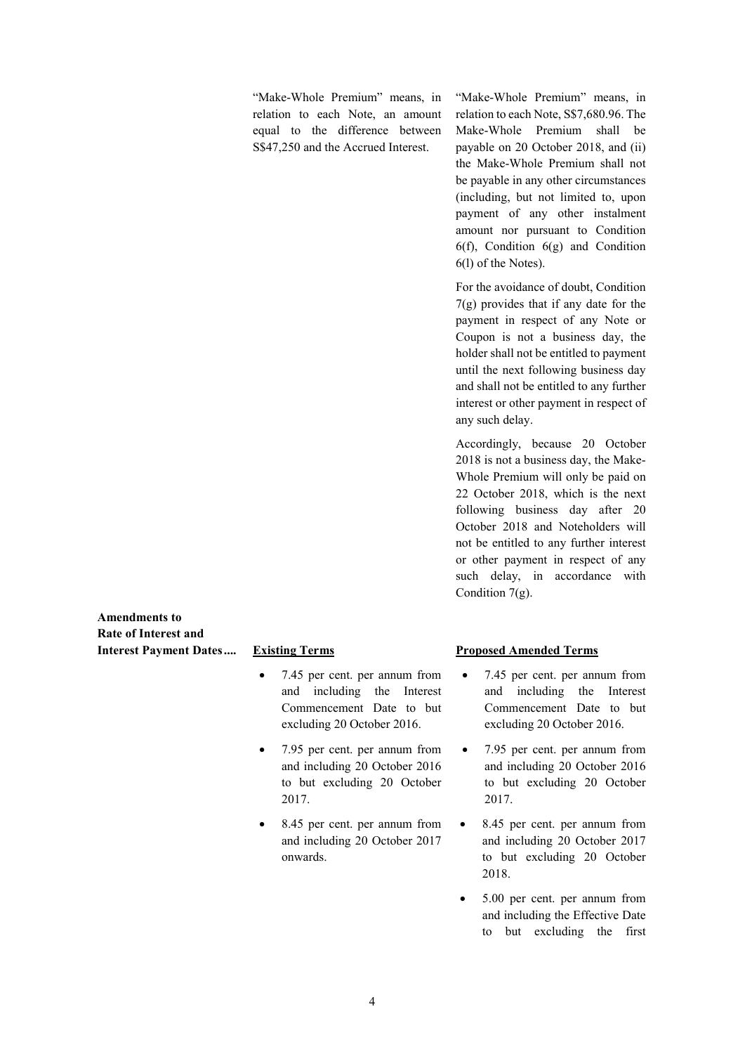| | Existing Terms | Proposed Amended Terms |
|---|---|---|
| | "Make-Whole Premium" means, in relation to each Note, an amount equal to the difference between S$47,250 and the Accrued Interest. | "Make-Whole Premium" means, in relation to each Note, S$7,680.96. The Make-Whole Premium shall be payable on 20 October 2018, and (ii) the Make-Whole Premium shall not be payable in any other circumstances (including, but not limited to, upon payment of any other instalment amount nor pursuant to Condition 6(f), Condition 6(g) and Condition 6(l) of the Notes).<br><br>For the avoidance of doubt, Condition 7(g) provides that if any date for the payment in respect of any Note or Coupon is not a business day, the holder shall not be entitled to payment until the next following business day and shall not be entitled to any further interest or other payment in respect of any such delay.<br><br>Accordingly, because 20 October 2018 is not a business day, the Make-Whole Premium will only be paid on 22 October 2018, which is the next following business day after 20 October 2018 and Noteholders will not be entitled to any further interest or other payment in respect of any such delay, in accordance with Condition 7(g). |
| **Amendments to Rate of Interest and Interest Payment Dates....** | **Existing Terms** | **Proposed Amended Terms** |
| | • 7.45 per cent. per annum from and including the Interest Commencement Date to but excluding 20 October 2016.<br><br>• 7.95 per cent. per annum from and including 20 October 2016 to but excluding 20 October 2017.<br><br>• 8.45 per cent. per annum from and including 20 October 2017 onwards. | • 7.45 per cent. per annum from and including the Interest Commencement Date to but excluding 20 October 2016.<br><br>• 7.95 per cent. per annum from and including 20 October 2016 to but excluding 20 October 2017.<br><br>• 8.45 per cent. per annum from and including 20 October 2017 to but excluding 20 October 2018.<br><br>• 5.00 per cent. per annum from and including the Effective Date to but excluding the first |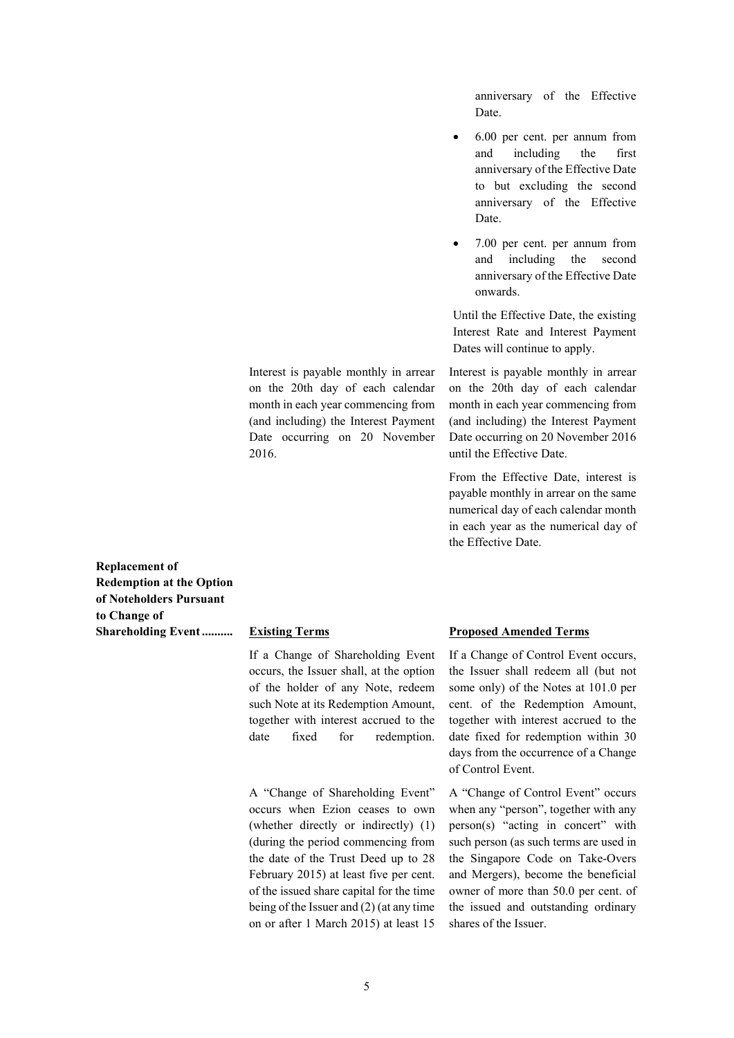| | Existing Terms | Proposed Amended Terms |
|---|---|---|
| | | anniversary of the Effective Date.<br>• 6.00 per cent. per annum from and including the first anniversary of the Effective Date to but excluding the second anniversary of the Effective Date.<br>• 7.00 per cent. per annum from and including the second anniversary of the Effective Date onwards.<br><br>Until the Effective Date, the existing Interest Rate and Interest Payment Dates will continue to apply. |
| | Interest is payable monthly in arrear on the 20th day of each calendar month in each year commencing from (and including) the Interest Payment Date occurring on 20 November 2016. | Interest is payable monthly in arrear on the 20th day of each calendar month in each year commencing from (and including) the Interest Payment Date occurring on 20 November 2016 until the Effective Date.<br><br>From the Effective Date, interest is payable monthly in arrear on the same numerical day of each calendar month in each year as the numerical day of the Effective Date. |

| **Replacement of Redemption at the Option of Noteholders Pursuant to Change of Shareholding Event..........** | **Existing Terms** | **Proposed Amended Terms** |
|---|---|---|
| | If a Change of Shareholding Event occurs, the Issuer shall, at the option of the holder of any Note, redeem such Note at its Redemption Amount, together with interest accrued to the date fixed for redemption. | If a Change of Control Event occurs, the Issuer shall redeem all (but not some only) of the Notes at 101.0 per cent. of the Redemption Amount, together with interest accrued to the date fixed for redemption within 30 days from the occurrence of a Change of Control Event. |
| | A "Change of Shareholding Event" occurs when Ezion ceases to own (whether directly or indirectly) (1) (during the period commencing from the date of the Trust Deed up to 28 February 2015) at least five per cent. of the issued share capital for the time being of the Issuer and (2) (at any time on or after 1 March 2015) at least 15 | A "Change of Control Event" occurs when any "person", together with any person(s) "acting in concert" with such person (as such terms are used in the Singapore Code on Take-Overs and Mergers), become the beneficial owner of more than 50.0 per cent. of the issued and outstanding ordinary shares of the Issuer. |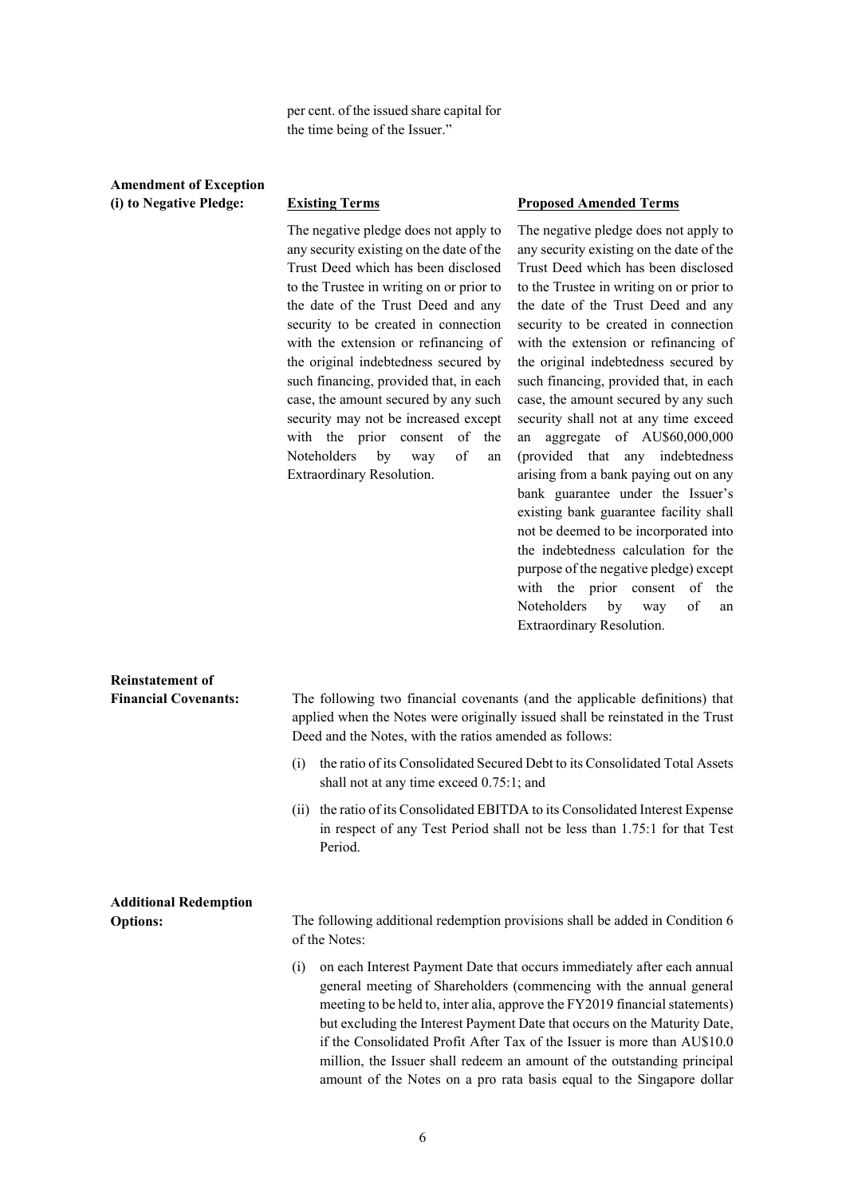per cent. of the issued share capital for the time being of the Issuer."

**Amendment of Exception (i) to Negative Pledge:**

| Existing Terms | Proposed Amended Terms |
| --- | --- |
| The negative pledge does not apply to any security existing on the date of the Trust Deed which has been disclosed to the Trustee in writing on or prior to the date of the Trust Deed and any security to be created in connection with the extension or refinancing of the original indebtedness secured by such financing, provided that, in each case, the amount secured by any such security may not be increased except with the prior consent of the Noteholders by way of an Extraordinary Resolution. | The negative pledge does not apply to any security existing on the date of the Trust Deed which has been disclosed to the Trustee in writing on or prior to the date of the Trust Deed and any security to be created in connection with the extension or refinancing of the original indebtedness secured by such financing, provided that, in each case, the amount secured by any such security shall not at any time exceed an aggregate of AU$60,000,000 (provided that any indebtedness arising from a bank paying out on any bank guarantee under the Issuer's existing bank guarantee facility shall not be deemed to be incorporated into the indebtedness calculation for the purpose of the negative pledge) except with the prior consent of the Noteholders by way of an Extraordinary Resolution. |

**Reinstatement of Financial Covenants:**

The following two financial covenants (and the applicable definitions) that applied when the Notes were originally issued shall be reinstated in the Trust Deed and the Notes, with the ratios amended as follows:

(i) the ratio of its Consolidated Secured Debt to its Consolidated Total Assets shall not at any time exceed 0.75:1; and

(ii) the ratio of its Consolidated EBITDA to its Consolidated Interest Expense in respect of any Test Period shall not be less than 1.75:1 for that Test Period.

**Additional Redemption Options:**

The following additional redemption provisions shall be added in Condition 6 of the Notes:

(i) on each Interest Payment Date that occurs immediately after each annual general meeting of Shareholders (commencing with the annual general meeting to be held to, inter alia, approve the FY2019 financial statements) but excluding the Interest Payment Date that occurs on the Maturity Date, if the Consolidated Profit After Tax of the Issuer is more than AU$10.0 million, the Issuer shall redeem an amount of the outstanding principal amount of the Notes on a pro rata basis equal to the Singapore dollar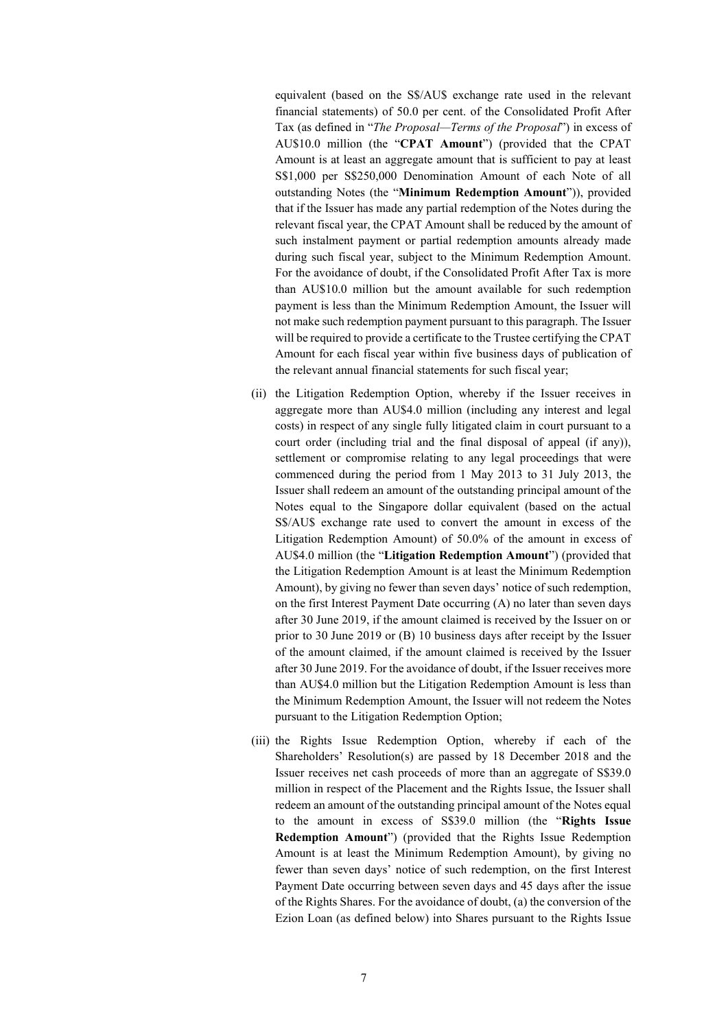equivalent (based on the S$/AU$ exchange rate used in the relevant financial statements) of 50.0 per cent. of the Consolidated Profit After Tax (as defined in "*The Proposal—Terms of the Proposal*") in excess of AU$10.0 million (the "**CPAT Amount**") (provided that the CPAT Amount is at least an aggregate amount that is sufficient to pay at least S$1,000 per S$250,000 Denomination Amount of each Note of all outstanding Notes (the "**Minimum Redemption Amount**")), provided that if the Issuer has made any partial redemption of the Notes during the relevant fiscal year, the CPAT Amount shall be reduced by the amount of such instalment payment or partial redemption amounts already made during such fiscal year, subject to the Minimum Redemption Amount. For the avoidance of doubt, if the Consolidated Profit After Tax is more than AU$10.0 million but the amount available for such redemption payment is less than the Minimum Redemption Amount, the Issuer will not make such redemption payment pursuant to this paragraph. The Issuer will be required to provide a certificate to the Trustee certifying the CPAT Amount for each fiscal year within five business days of publication of the relevant annual financial statements for such fiscal year;

(ii) the Litigation Redemption Option, whereby if the Issuer receives in aggregate more than AU$4.0 million (including any interest and legal costs) in respect of any single fully litigated claim in court pursuant to a court order (including trial and the final disposal of appeal (if any)), settlement or compromise relating to any legal proceedings that were commenced during the period from 1 May 2013 to 31 July 2013, the Issuer shall redeem an amount of the outstanding principal amount of the Notes equal to the Singapore dollar equivalent (based on the actual S$/AU$ exchange rate used to convert the amount in excess of the Litigation Redemption Amount) of 50.0% of the amount in excess of AU$4.0 million (the "**Litigation Redemption Amount**") (provided that the Litigation Redemption Amount is at least the Minimum Redemption Amount), by giving no fewer than seven days' notice of such redemption, on the first Interest Payment Date occurring (A) no later than seven days after 30 June 2019, if the amount claimed is received by the Issuer on or prior to 30 June 2019 or (B) 10 business days after receipt by the Issuer of the amount claimed, if the amount claimed is received by the Issuer after 30 June 2019. For the avoidance of doubt, if the Issuer receives more than AU$4.0 million but the Litigation Redemption Amount is less than the Minimum Redemption Amount, the Issuer will not redeem the Notes pursuant to the Litigation Redemption Option;

(iii) the Rights Issue Redemption Option, whereby if each of the Shareholders' Resolution(s) are passed by 18 December 2018 and the Issuer receives net cash proceeds of more than an aggregate of S$39.0 million in respect of the Placement and the Rights Issue, the Issuer shall redeem an amount of the outstanding principal amount of the Notes equal to the amount in excess of S$39.0 million (the "**Rights Issue Redemption Amount**") (provided that the Rights Issue Redemption Amount is at least the Minimum Redemption Amount), by giving no fewer than seven days' notice of such redemption, on the first Interest Payment Date occurring between seven days and 45 days after the issue of the Rights Shares. For the avoidance of doubt, (a) the conversion of the Ezion Loan (as defined below) into Shares pursuant to the Rights Issue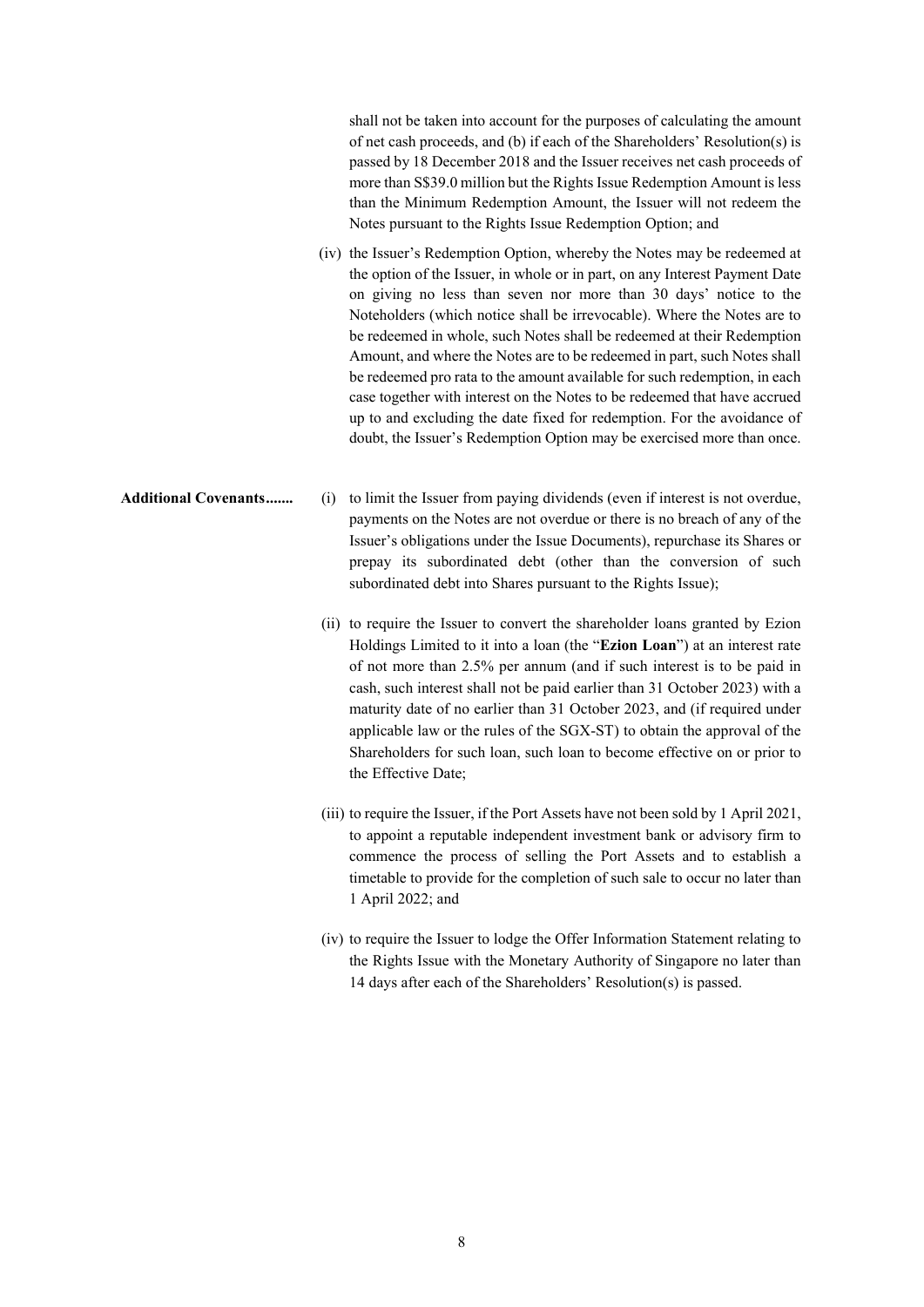shall not be taken into account for the purposes of calculating the amount of net cash proceeds, and (b) if each of the Shareholders' Resolution(s) is passed by 18 December 2018 and the Issuer receives net cash proceeds of more than S$39.0 million but the Rights Issue Redemption Amount is less than the Minimum Redemption Amount, the Issuer will not redeem the Notes pursuant to the Rights Issue Redemption Option; and

(iv) the Issuer's Redemption Option, whereby the Notes may be redeemed at the option of the Issuer, in whole or in part, on any Interest Payment Date on giving no less than seven nor more than 30 days' notice to the Noteholders (which notice shall be irrevocable). Where the Notes are to be redeemed in whole, such Notes shall be redeemed at their Redemption Amount, and where the Notes are to be redeemed in part, such Notes shall be redeemed pro rata to the amount available for such redemption, in each case together with interest on the Notes to be redeemed that have accrued up to and excluding the date fixed for redemption. For the avoidance of doubt, the Issuer's Redemption Option may be exercised more than once.

**Additional Covenants.......**

(i) to limit the Issuer from paying dividends (even if interest is not overdue, payments on the Notes are not overdue or there is no breach of any of the Issuer's obligations under the Issue Documents), repurchase its Shares or prepay its subordinated debt (other than the conversion of such subordinated debt into Shares pursuant to the Rights Issue);

(ii) to require the Issuer to convert the shareholder loans granted by Ezion Holdings Limited to it into a loan (the "**Ezion Loan**") at an interest rate of not more than 2.5% per annum (and if such interest is to be paid in cash, such interest shall not be paid earlier than 31 October 2023) with a maturity date of no earlier than 31 October 2023, and (if required under applicable law or the rules of the SGX-ST) to obtain the approval of the Shareholders for such loan, such loan to become effective on or prior to the Effective Date;

(iii) to require the Issuer, if the Port Assets have not been sold by 1 April 2021, to appoint a reputable independent investment bank or advisory firm to commence the process of selling the Port Assets and to establish a timetable to provide for the completion of such sale to occur no later than 1 April 2022; and

(iv) to require the Issuer to lodge the Offer Information Statement relating to the Rights Issue with the Monetary Authority of Singapore no later than 14 days after each of the Shareholders' Resolution(s) is passed.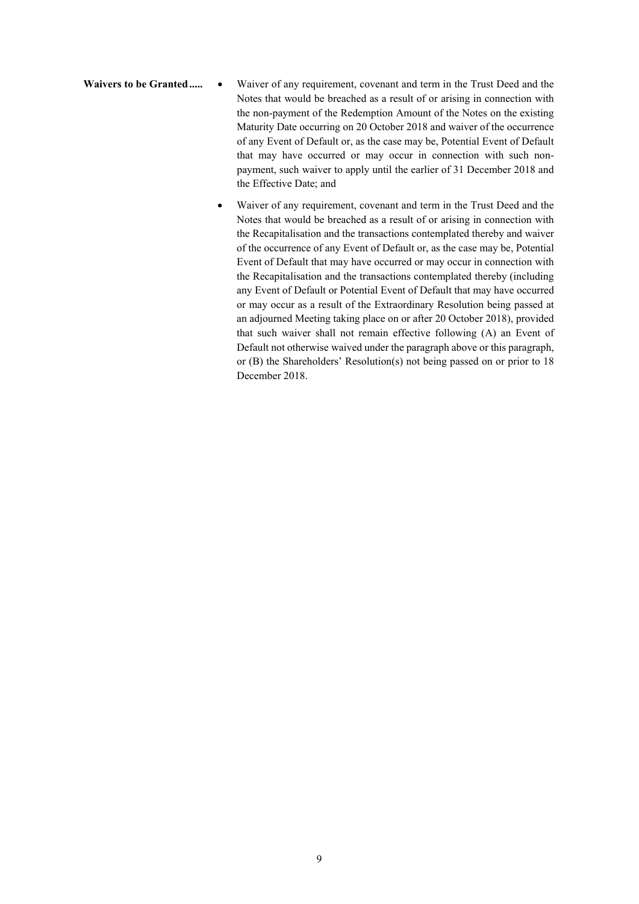**Waivers to be Granted.....**

- Waiver of any requirement, covenant and term in the Trust Deed and the Notes that would be breached as a result of or arising in connection with the non-payment of the Redemption Amount of the Notes on the existing Maturity Date occurring on 20 October 2018 and waiver of the occurrence of any Event of Default or, as the case may be, Potential Event of Default that may have occurred or may occur in connection with such non-payment, such waiver to apply until the earlier of 31 December 2018 and the Effective Date; and
- Waiver of any requirement, covenant and term in the Trust Deed and the Notes that would be breached as a result of or arising in connection with the Recapitalisation and the transactions contemplated thereby and waiver of the occurrence of any Event of Default or, as the case may be, Potential Event of Default that may have occurred or may occur in connection with the Recapitalisation and the transactions contemplated thereby (including any Event of Default or Potential Event of Default that may have occurred or may occur as a result of the Extraordinary Resolution being passed at an adjourned Meeting taking place on or after 20 October 2018), provided that such waiver shall not remain effective following (A) an Event of Default not otherwise waived under the paragraph above or this paragraph, or (B) the Shareholders' Resolution(s) not being passed on or prior to 18 December 2018.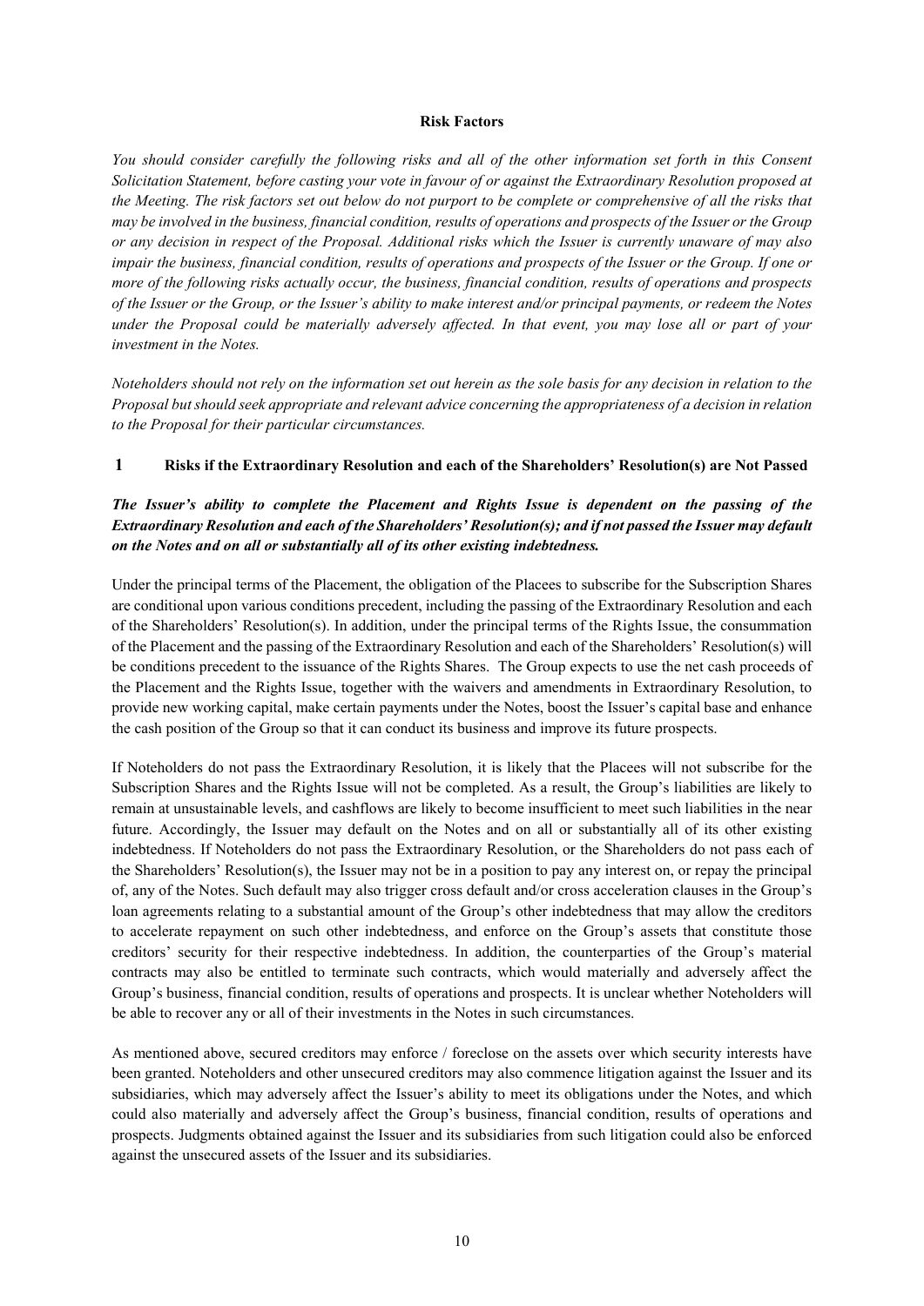## Risk Factors

*You should consider carefully the following risks and all of the other information set forth in this Consent Solicitation Statement, before casting your vote in favour of or against the Extraordinary Resolution proposed at the Meeting. The risk factors set out below do not purport to be complete or comprehensive of all the risks that may be involved in the business, financial condition, results of operations and prospects of the Issuer or the Group or any decision in respect of the Proposal. Additional risks which the Issuer is currently unaware of may also impair the business, financial condition, results of operations and prospects of the Issuer or the Group. If one or more of the following risks actually occur, the business, financial condition, results of operations and prospects of the Issuer or the Group, or the Issuer's ability to make interest and/or principal payments, or redeem the Notes under the Proposal could be materially adversely affected. In that event, you may lose all or part of your investment in the Notes.*

*Noteholders should not rely on the information set out herein as the sole basis for any decision in relation to the Proposal but should seek appropriate and relevant advice concerning the appropriateness of a decision in relation to the Proposal for their particular circumstances.*

### 1 Risks if the Extraordinary Resolution and each of the Shareholders' Resolution(s) are Not Passed

***The Issuer's ability to complete the Placement and Rights Issue is dependent on the passing of the Extraordinary Resolution and each of the Shareholders' Resolution(s); and if not passed the Issuer may default on the Notes and on all or substantially all of its other existing indebtedness.***

Under the principal terms of the Placement, the obligation of the Placees to subscribe for the Subscription Shares are conditional upon various conditions precedent, including the passing of the Extraordinary Resolution and each of the Shareholders' Resolution(s). In addition, under the principal terms of the Rights Issue, the consummation of the Placement and the passing of the Extraordinary Resolution and each of the Shareholders' Resolution(s) will be conditions precedent to the issuance of the Rights Shares. The Group expects to use the net cash proceeds of the Placement and the Rights Issue, together with the waivers and amendments in Extraordinary Resolution, to provide new working capital, make certain payments under the Notes, boost the Issuer's capital base and enhance the cash position of the Group so that it can conduct its business and improve its future prospects.

If Noteholders do not pass the Extraordinary Resolution, it is likely that the Placees will not subscribe for the Subscription Shares and the Rights Issue will not be completed. As a result, the Group's liabilities are likely to remain at unsustainable levels, and cashflows are likely to become insufficient to meet such liabilities in the near future. Accordingly, the Issuer may default on the Notes and on all or substantially all of its other existing indebtedness. If Noteholders do not pass the Extraordinary Resolution, or the Shareholders do not pass each of the Shareholders' Resolution(s), the Issuer may not be in a position to pay any interest on, or repay the principal of, any of the Notes. Such default may also trigger cross default and/or cross acceleration clauses in the Group's loan agreements relating to a substantial amount of the Group's other indebtedness that may allow the creditors to accelerate repayment on such other indebtedness, and enforce on the Group's assets that constitute those creditors' security for their respective indebtedness. In addition, the counterparties of the Group's material contracts may also be entitled to terminate such contracts, which would materially and adversely affect the Group's business, financial condition, results of operations and prospects. It is unclear whether Noteholders will be able to recover any or all of their investments in the Notes in such circumstances.

As mentioned above, secured creditors may enforce / foreclose on the assets over which security interests have been granted. Noteholders and other unsecured creditors may also commence litigation against the Issuer and its subsidiaries, which may adversely affect the Issuer's ability to meet its obligations under the Notes, and which could also materially and adversely affect the Group's business, financial condition, results of operations and prospects. Judgments obtained against the Issuer and its subsidiaries from such litigation could also be enforced against the unsecured assets of the Issuer and its subsidiaries.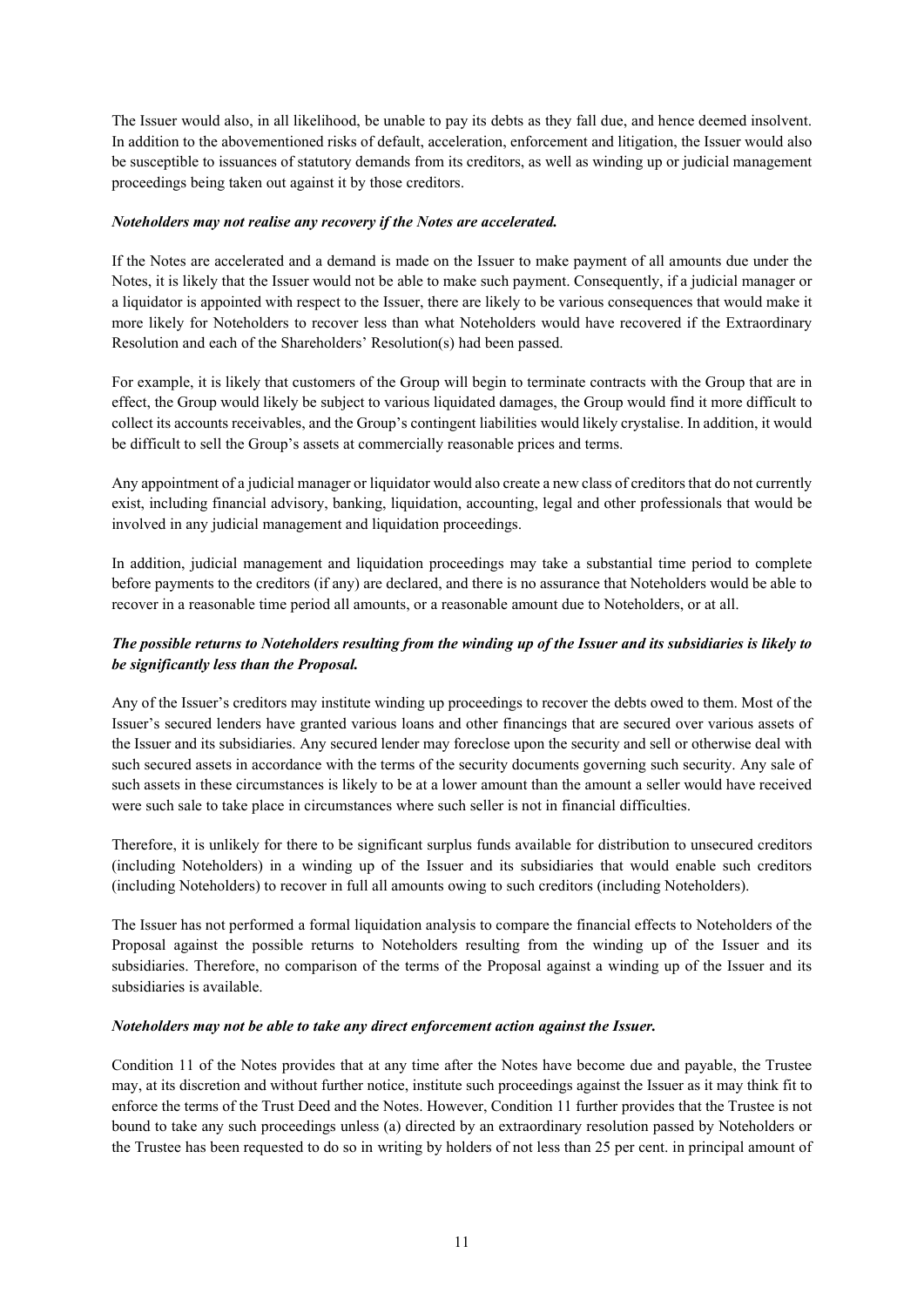The Issuer would also, in all likelihood, be unable to pay its debts as they fall due, and hence deemed insolvent. In addition to the abovementioned risks of default, acceleration, enforcement and litigation, the Issuer would also be susceptible to issuances of statutory demands from its creditors, as well as winding up or judicial management proceedings being taken out against it by those creditors.

***Noteholders may not realise any recovery if the Notes are accelerated.***

If the Notes are accelerated and a demand is made on the Issuer to make payment of all amounts due under the Notes, it is likely that the Issuer would not be able to make such payment. Consequently, if a judicial manager or a liquidator is appointed with respect to the Issuer, there are likely to be various consequences that would make it more likely for Noteholders to recover less than what Noteholders would have recovered if the Extraordinary Resolution and each of the Shareholders' Resolution(s) had been passed.

For example, it is likely that customers of the Group will begin to terminate contracts with the Group that are in effect, the Group would likely be subject to various liquidated damages, the Group would find it more difficult to collect its accounts receivables, and the Group's contingent liabilities would likely crystalise. In addition, it would be difficult to sell the Group's assets at commercially reasonable prices and terms.

Any appointment of a judicial manager or liquidator would also create a new class of creditors that do not currently exist, including financial advisory, banking, liquidation, accounting, legal and other professionals that would be involved in any judicial management and liquidation proceedings.

In addition, judicial management and liquidation proceedings may take a substantial time period to complete before payments to the creditors (if any) are declared, and there is no assurance that Noteholders would be able to recover in a reasonable time period all amounts, or a reasonable amount due to Noteholders, or at all.

***The possible returns to Noteholders resulting from the winding up of the Issuer and its subsidiaries is likely to be significantly less than the Proposal.***

Any of the Issuer's creditors may institute winding up proceedings to recover the debts owed to them. Most of the Issuer's secured lenders have granted various loans and other financings that are secured over various assets of the Issuer and its subsidiaries. Any secured lender may foreclose upon the security and sell or otherwise deal with such secured assets in accordance with the terms of the security documents governing such security. Any sale of such assets in these circumstances is likely to be at a lower amount than the amount a seller would have received were such sale to take place in circumstances where such seller is not in financial difficulties.

Therefore, it is unlikely for there to be significant surplus funds available for distribution to unsecured creditors (including Noteholders) in a winding up of the Issuer and its subsidiaries that would enable such creditors (including Noteholders) to recover in full all amounts owing to such creditors (including Noteholders).

The Issuer has not performed a formal liquidation analysis to compare the financial effects to Noteholders of the Proposal against the possible returns to Noteholders resulting from the winding up of the Issuer and its subsidiaries. Therefore, no comparison of the terms of the Proposal against a winding up of the Issuer and its subsidiaries is available.

***Noteholders may not be able to take any direct enforcement action against the Issuer.***

Condition 11 of the Notes provides that at any time after the Notes have become due and payable, the Trustee may, at its discretion and without further notice, institute such proceedings against the Issuer as it may think fit to enforce the terms of the Trust Deed and the Notes. However, Condition 11 further provides that the Trustee is not bound to take any such proceedings unless (a) directed by an extraordinary resolution passed by Noteholders or the Trustee has been requested to do so in writing by holders of not less than 25 per cent. in principal amount of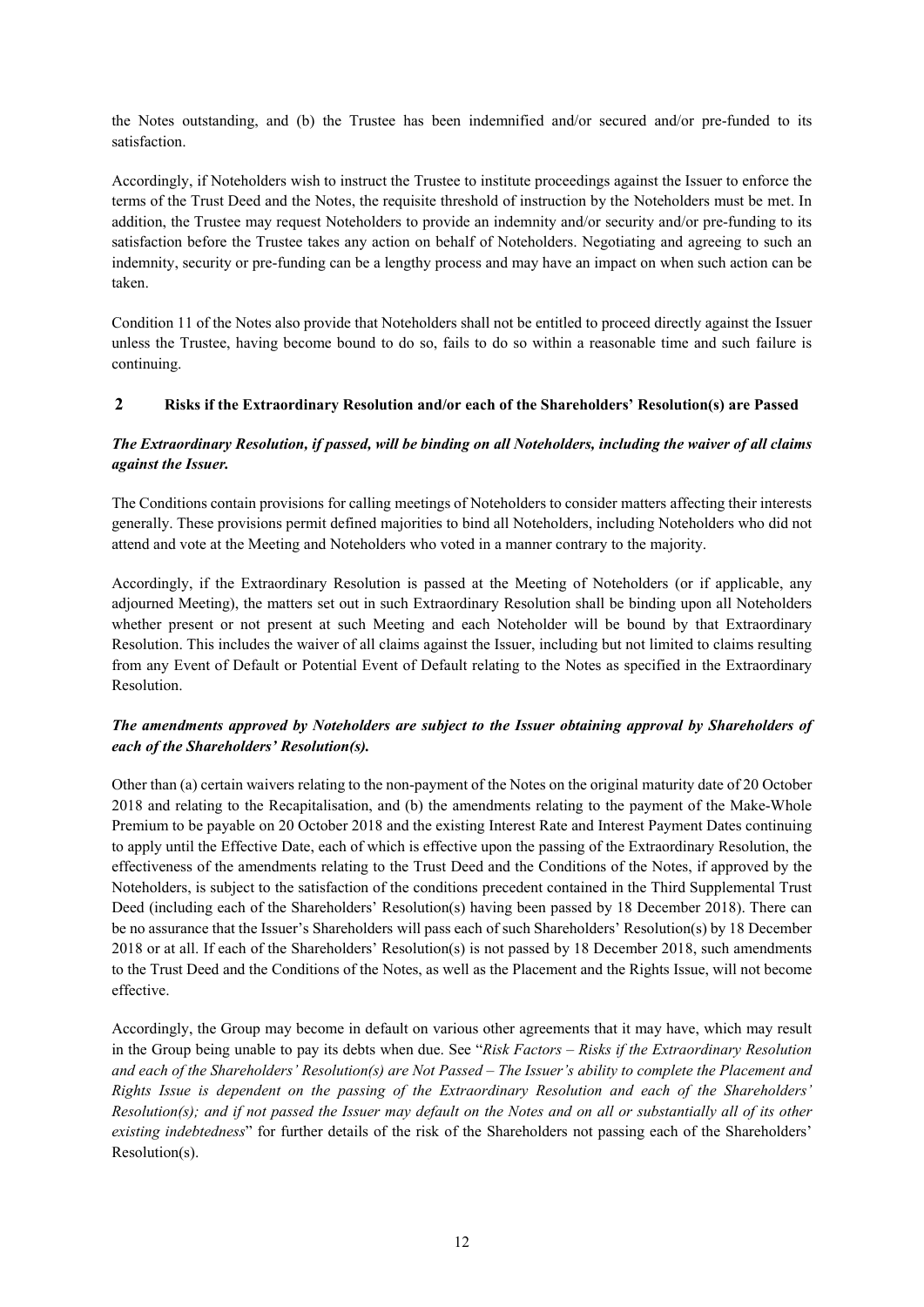the Notes outstanding, and (b) the Trustee has been indemnified and/or secured and/or pre-funded to its satisfaction.

Accordingly, if Noteholders wish to instruct the Trustee to institute proceedings against the Issuer to enforce the terms of the Trust Deed and the Notes, the requisite threshold of instruction by the Noteholders must be met. In addition, the Trustee may request Noteholders to provide an indemnity and/or security and/or pre-funding to its satisfaction before the Trustee takes any action on behalf of Noteholders. Negotiating and agreeing to such an indemnity, security or pre-funding can be a lengthy process and may have an impact on when such action can be taken.

Condition 11 of the Notes also provide that Noteholders shall not be entitled to proceed directly against the Issuer unless the Trustee, having become bound to do so, fails to do so within a reasonable time and such failure is continuing.

## 2 Risks if the Extraordinary Resolution and/or each of the Shareholders' Resolution(s) are Passed

***The Extraordinary Resolution, if passed, will be binding on all Noteholders, including the waiver of all claims against the Issuer.***

The Conditions contain provisions for calling meetings of Noteholders to consider matters affecting their interests generally. These provisions permit defined majorities to bind all Noteholders, including Noteholders who did not attend and vote at the Meeting and Noteholders who voted in a manner contrary to the majority.

Accordingly, if the Extraordinary Resolution is passed at the Meeting of Noteholders (or if applicable, any adjourned Meeting), the matters set out in such Extraordinary Resolution shall be binding upon all Noteholders whether present or not present at such Meeting and each Noteholder will be bound by that Extraordinary Resolution. This includes the waiver of all claims against the Issuer, including but not limited to claims resulting from any Event of Default or Potential Event of Default relating to the Notes as specified in the Extraordinary Resolution.

***The amendments approved by Noteholders are subject to the Issuer obtaining approval by Shareholders of each of the Shareholders' Resolution(s).***

Other than (a) certain waivers relating to the non-payment of the Notes on the original maturity date of 20 October 2018 and relating to the Recapitalisation, and (b) the amendments relating to the payment of the Make-Whole Premium to be payable on 20 October 2018 and the existing Interest Rate and Interest Payment Dates continuing to apply until the Effective Date, each of which is effective upon the passing of the Extraordinary Resolution, the effectiveness of the amendments relating to the Trust Deed and the Conditions of the Notes, if approved by the Noteholders, is subject to the satisfaction of the conditions precedent contained in the Third Supplemental Trust Deed (including each of the Shareholders' Resolution(s) having been passed by 18 December 2018). There can be no assurance that the Issuer's Shareholders will pass each of such Shareholders' Resolution(s) by 18 December 2018 or at all. If each of the Shareholders' Resolution(s) is not passed by 18 December 2018, such amendments to the Trust Deed and the Conditions of the Notes, as well as the Placement and the Rights Issue, will not become effective.

Accordingly, the Group may become in default on various other agreements that it may have, which may result in the Group being unable to pay its debts when due. See "*Risk Factors – Risks if the Extraordinary Resolution and each of the Shareholders' Resolution(s) are Not Passed – The Issuer's ability to complete the Placement and Rights Issue is dependent on the passing of the Extraordinary Resolution and each of the Shareholders' Resolution(s); and if not passed the Issuer may default on the Notes and on all or substantially all of its other existing indebtedness*" for further details of the risk of the Shareholders not passing each of the Shareholders' Resolution(s).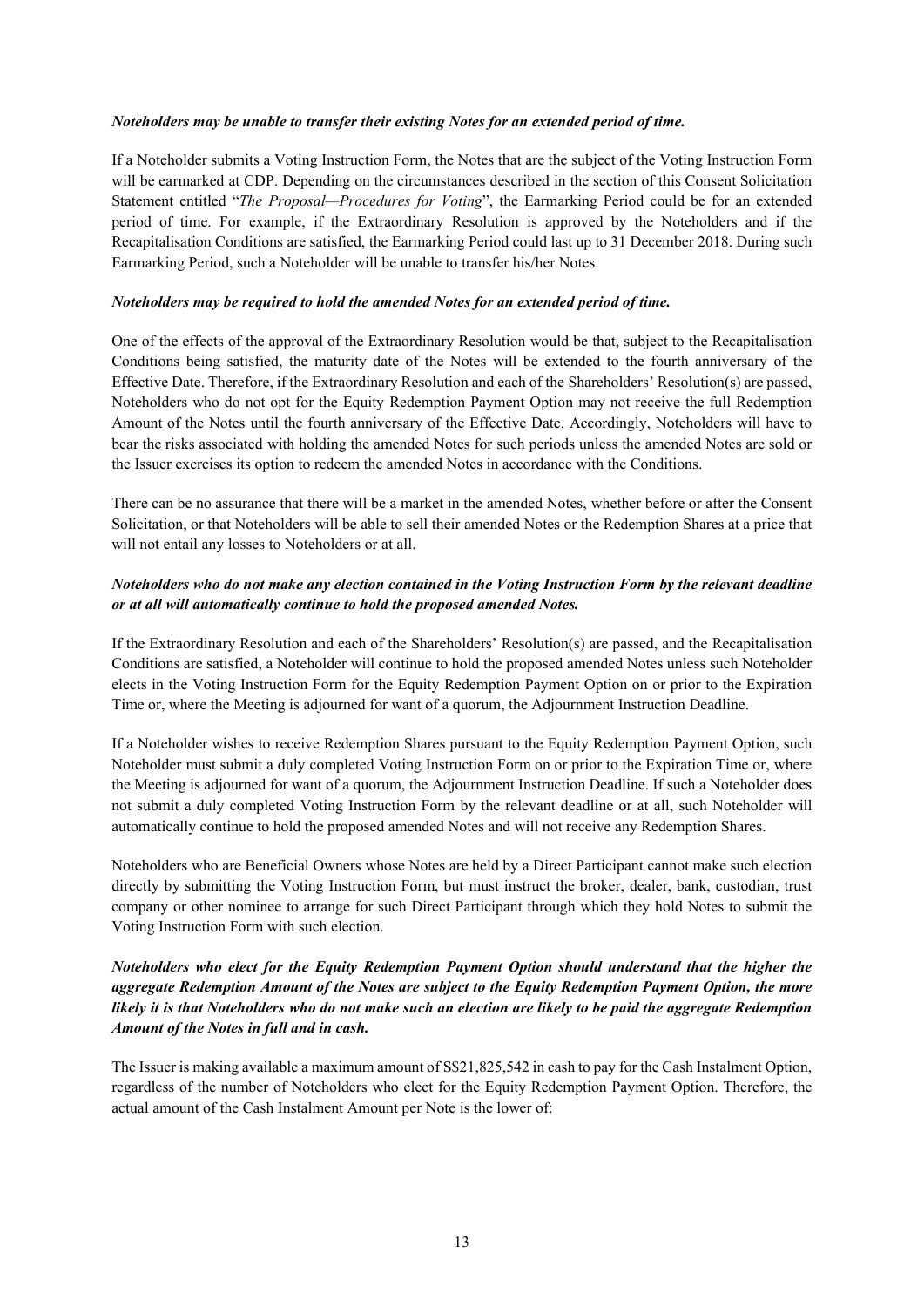***Noteholders may be unable to transfer their existing Notes for an extended period of time.***

If a Noteholder submits a Voting Instruction Form, the Notes that are the subject of the Voting Instruction Form will be earmarked at CDP. Depending on the circumstances described in the section of this Consent Solicitation Statement entitled "*The Proposal—Procedures for Voting*", the Earmarking Period could be for an extended period of time. For example, if the Extraordinary Resolution is approved by the Noteholders and if the Recapitalisation Conditions are satisfied, the Earmarking Period could last up to 31 December 2018. During such Earmarking Period, such a Noteholder will be unable to transfer his/her Notes.

***Noteholders may be required to hold the amended Notes for an extended period of time.***

One of the effects of the approval of the Extraordinary Resolution would be that, subject to the Recapitalisation Conditions being satisfied, the maturity date of the Notes will be extended to the fourth anniversary of the Effective Date. Therefore, if the Extraordinary Resolution and each of the Shareholders' Resolution(s) are passed, Noteholders who do not opt for the Equity Redemption Payment Option may not receive the full Redemption Amount of the Notes until the fourth anniversary of the Effective Date. Accordingly, Noteholders will have to bear the risks associated with holding the amended Notes for such periods unless the amended Notes are sold or the Issuer exercises its option to redeem the amended Notes in accordance with the Conditions.

There can be no assurance that there will be a market in the amended Notes, whether before or after the Consent Solicitation, or that Noteholders will be able to sell their amended Notes or the Redemption Shares at a price that will not entail any losses to Noteholders or at all.

***Noteholders who do not make any election contained in the Voting Instruction Form by the relevant deadline or at all will automatically continue to hold the proposed amended Notes.***

If the Extraordinary Resolution and each of the Shareholders' Resolution(s) are passed, and the Recapitalisation Conditions are satisfied, a Noteholder will continue to hold the proposed amended Notes unless such Noteholder elects in the Voting Instruction Form for the Equity Redemption Payment Option on or prior to the Expiration Time or, where the Meeting is adjourned for want of a quorum, the Adjournment Instruction Deadline.

If a Noteholder wishes to receive Redemption Shares pursuant to the Equity Redemption Payment Option, such Noteholder must submit a duly completed Voting Instruction Form on or prior to the Expiration Time or, where the Meeting is adjourned for want of a quorum, the Adjournment Instruction Deadline. If such a Noteholder does not submit a duly completed Voting Instruction Form by the relevant deadline or at all, such Noteholder will automatically continue to hold the proposed amended Notes and will not receive any Redemption Shares.

Noteholders who are Beneficial Owners whose Notes are held by a Direct Participant cannot make such election directly by submitting the Voting Instruction Form, but must instruct the broker, dealer, bank, custodian, trust company or other nominee to arrange for such Direct Participant through which they hold Notes to submit the Voting Instruction Form with such election.

***Noteholders who elect for the Equity Redemption Payment Option should understand that the higher the aggregate Redemption Amount of the Notes are subject to the Equity Redemption Payment Option, the more likely it is that Noteholders who do not make such an election are likely to be paid the aggregate Redemption Amount of the Notes in full and in cash.***

The Issuer is making available a maximum amount of S$21,825,542 in cash to pay for the Cash Instalment Option, regardless of the number of Noteholders who elect for the Equity Redemption Payment Option. Therefore, the actual amount of the Cash Instalment Amount per Note is the lower of: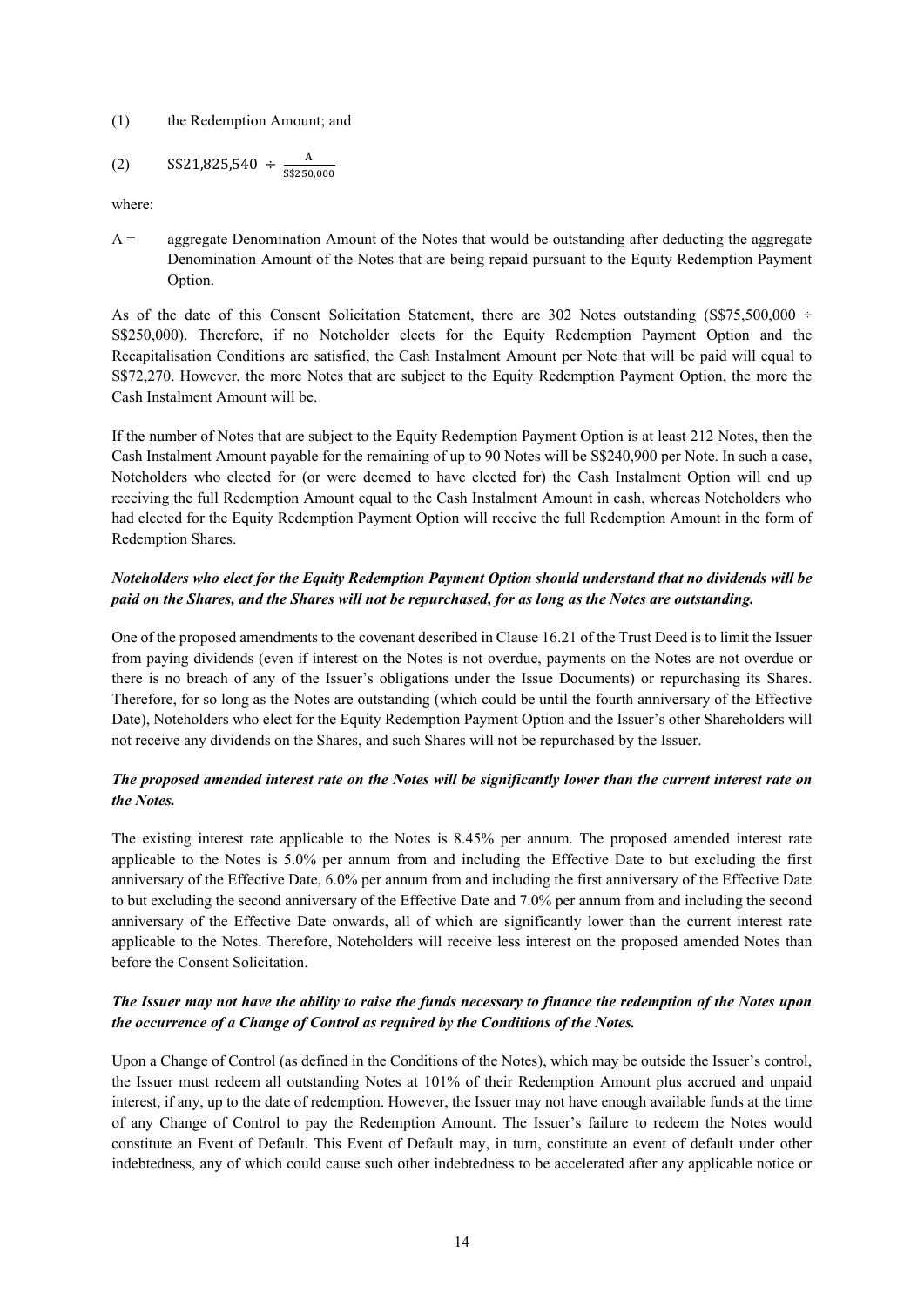(1) the Redemption Amount; and

(2) $S\$21{,}825{,}540 \div \frac{A}{S\$250{,}000}$

where:

A = aggregate Denomination Amount of the Notes that would be outstanding after deducting the aggregate Denomination Amount of the Notes that are being repaid pursuant to the Equity Redemption Payment Option.

As of the date of this Consent Solicitation Statement, there are 302 Notes outstanding (S$75,500,000 ÷ S$250,000). Therefore, if no Noteholder elects for the Equity Redemption Payment Option and the Recapitalisation Conditions are satisfied, the Cash Instalment Amount per Note that will be paid will equal to S$72,270. However, the more Notes that are subject to the Equity Redemption Payment Option, the more the Cash Instalment Amount will be.

If the number of Notes that are subject to the Equity Redemption Payment Option is at least 212 Notes, then the Cash Instalment Amount payable for the remaining of up to 90 Notes will be S$240,900 per Note. In such a case, Noteholders who elected for (or were deemed to have elected for) the Cash Instalment Option will end up receiving the full Redemption Amount equal to the Cash Instalment Amount in cash, whereas Noteholders who had elected for the Equity Redemption Payment Option will receive the full Redemption Amount in the form of Redemption Shares.

***Noteholders who elect for the Equity Redemption Payment Option should understand that no dividends will be paid on the Shares, and the Shares will not be repurchased, for as long as the Notes are outstanding.***

One of the proposed amendments to the covenant described in Clause 16.21 of the Trust Deed is to limit the Issuer from paying dividends (even if interest on the Notes is not overdue, payments on the Notes are not overdue or there is no breach of any of the Issuer's obligations under the Issue Documents) or repurchasing its Shares. Therefore, for so long as the Notes are outstanding (which could be until the fourth anniversary of the Effective Date), Noteholders who elect for the Equity Redemption Payment Option and the Issuer's other Shareholders will not receive any dividends on the Shares, and such Shares will not be repurchased by the Issuer.

***The proposed amended interest rate on the Notes will be significantly lower than the current interest rate on the Notes.***

The existing interest rate applicable to the Notes is 8.45% per annum. The proposed amended interest rate applicable to the Notes is 5.0% per annum from and including the Effective Date to but excluding the first anniversary of the Effective Date, 6.0% per annum from and including the first anniversary of the Effective Date to but excluding the second anniversary of the Effective Date and 7.0% per annum from and including the second anniversary of the Effective Date onwards, all of which are significantly lower than the current interest rate applicable to the Notes. Therefore, Noteholders will receive less interest on the proposed amended Notes than before the Consent Solicitation.

***The Issuer may not have the ability to raise the funds necessary to finance the redemption of the Notes upon the occurrence of a Change of Control as required by the Conditions of the Notes.***

Upon a Change of Control (as defined in the Conditions of the Notes), which may be outside the Issuer's control, the Issuer must redeem all outstanding Notes at 101% of their Redemption Amount plus accrued and unpaid interest, if any, up to the date of redemption. However, the Issuer may not have enough available funds at the time of any Change of Control to pay the Redemption Amount. The Issuer's failure to redeem the Notes would constitute an Event of Default. This Event of Default may, in turn, constitute an event of default under other indebtedness, any of which could cause such other indebtedness to be accelerated after any applicable notice or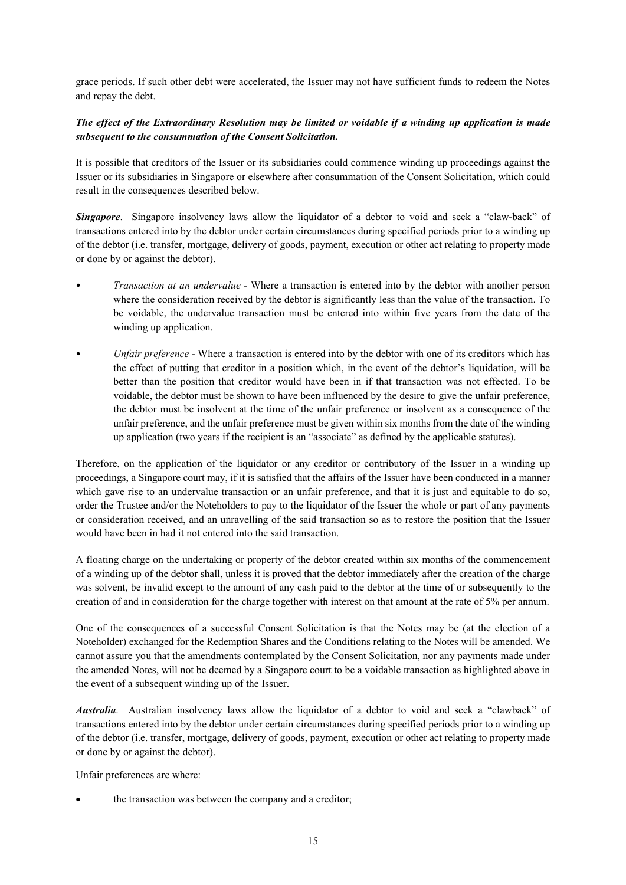grace periods. If such other debt were accelerated, the Issuer may not have sufficient funds to redeem the Notes and repay the debt.

***The effect of the Extraordinary Resolution may be limited or voidable if a winding up application is made subsequent to the consummation of the Consent Solicitation.***

It is possible that creditors of the Issuer or its subsidiaries could commence winding up proceedings against the Issuer or its subsidiaries in Singapore or elsewhere after consummation of the Consent Solicitation, which could result in the consequences described below.

***Singapore***. Singapore insolvency laws allow the liquidator of a debtor to void and seek a "claw-back" of transactions entered into by the debtor under certain circumstances during specified periods prior to a winding up of the debtor (i.e. transfer, mortgage, delivery of goods, payment, execution or other act relating to property made or done by or against the debtor).

- *Transaction at an undervalue* - Where a transaction is entered into by the debtor with another person where the consideration received by the debtor is significantly less than the value of the transaction. To be voidable, the undervalue transaction must be entered into within five years from the date of the winding up application.
- *Unfair preference* - Where a transaction is entered into by the debtor with one of its creditors which has the effect of putting that creditor in a position which, in the event of the debtor's liquidation, will be better than the position that creditor would have been in if that transaction was not effected. To be voidable, the debtor must be shown to have been influenced by the desire to give the unfair preference, the debtor must be insolvent at the time of the unfair preference or insolvent as a consequence of the unfair preference, and the unfair preference must be given within six months from the date of the winding up application (two years if the recipient is an "associate" as defined by the applicable statutes).

Therefore, on the application of the liquidator or any creditor or contributory of the Issuer in a winding up proceedings, a Singapore court may, if it is satisfied that the affairs of the Issuer have been conducted in a manner which gave rise to an undervalue transaction or an unfair preference, and that it is just and equitable to do so, order the Trustee and/or the Noteholders to pay to the liquidator of the Issuer the whole or part of any payments or consideration received, and an unravelling of the said transaction so as to restore the position that the Issuer would have been in had it not entered into the said transaction.

A floating charge on the undertaking or property of the debtor created within six months of the commencement of a winding up of the debtor shall, unless it is proved that the debtor immediately after the creation of the charge was solvent, be invalid except to the amount of any cash paid to the debtor at the time of or subsequently to the creation of and in consideration for the charge together with interest on that amount at the rate of 5% per annum.

One of the consequences of a successful Consent Solicitation is that the Notes may be (at the election of a Noteholder) exchanged for the Redemption Shares and the Conditions relating to the Notes will be amended. We cannot assure you that the amendments contemplated by the Consent Solicitation, nor any payments made under the amended Notes, will not be deemed by a Singapore court to be a voidable transaction as highlighted above in the event of a subsequent winding up of the Issuer.

***Australia***. Australian insolvency laws allow the liquidator of a debtor to void and seek a "clawback" of transactions entered into by the debtor under certain circumstances during specified periods prior to a winding up of the debtor (i.e. transfer, mortgage, delivery of goods, payment, execution or other act relating to property made or done by or against the debtor).

Unfair preferences are where:

- the transaction was between the company and a creditor;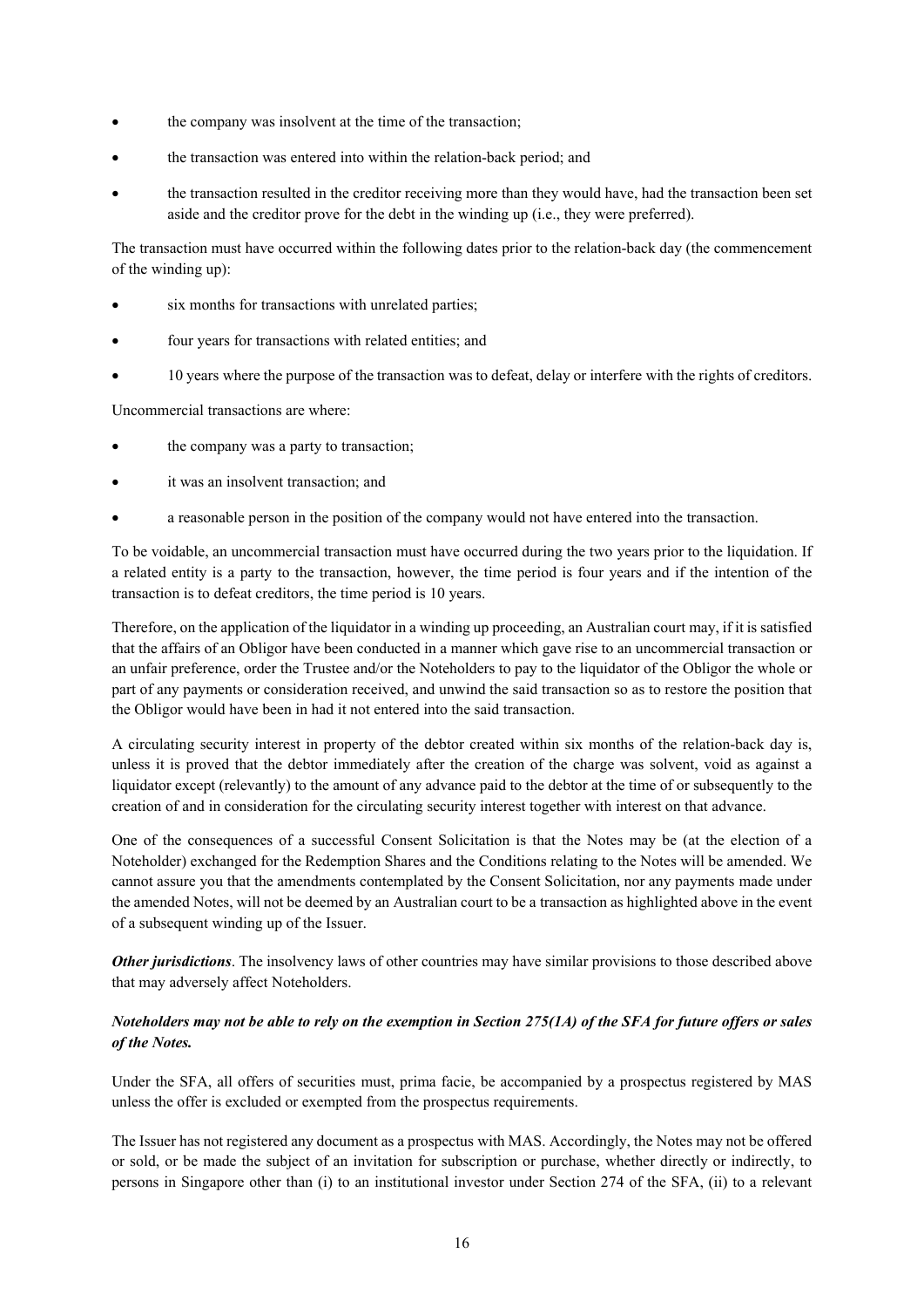- the company was insolvent at the time of the transaction;
- the transaction was entered into within the relation-back period; and
- the transaction resulted in the creditor receiving more than they would have, had the transaction been set aside and the creditor prove for the debt in the winding up (i.e., they were preferred).

The transaction must have occurred within the following dates prior to the relation-back day (the commencement of the winding up):

- six months for transactions with unrelated parties;
- four years for transactions with related entities; and
- 10 years where the purpose of the transaction was to defeat, delay or interfere with the rights of creditors.

Uncommercial transactions are where:

- the company was a party to transaction;
- it was an insolvent transaction; and
- a reasonable person in the position of the company would not have entered into the transaction.

To be voidable, an uncommercial transaction must have occurred during the two years prior to the liquidation. If a related entity is a party to the transaction, however, the time period is four years and if the intention of the transaction is to defeat creditors, the time period is 10 years.

Therefore, on the application of the liquidator in a winding up proceeding, an Australian court may, if it is satisfied that the affairs of an Obligor have been conducted in a manner which gave rise to an uncommercial transaction or an unfair preference, order the Trustee and/or the Noteholders to pay to the liquidator of the Obligor the whole or part of any payments or consideration received, and unwind the said transaction so as to restore the position that the Obligor would have been in had it not entered into the said transaction.

A circulating security interest in property of the debtor created within six months of the relation-back day is, unless it is proved that the debtor immediately after the creation of the charge was solvent, void as against a liquidator except (relevantly) to the amount of any advance paid to the debtor at the time of or subsequently to the creation of and in consideration for the circulating security interest together with interest on that advance.

One of the consequences of a successful Consent Solicitation is that the Notes may be (at the election of a Noteholder) exchanged for the Redemption Shares and the Conditions relating to the Notes will be amended. We cannot assure you that the amendments contemplated by the Consent Solicitation, nor any payments made under the amended Notes, will not be deemed by an Australian court to be a transaction as highlighted above in the event of a subsequent winding up of the Issuer.

***Other jurisdictions***. The insolvency laws of other countries may have similar provisions to those described above that may adversely affect Noteholders.

***Noteholders may not be able to rely on the exemption in Section 275(1A) of the SFA for future offers or sales of the Notes.***

Under the SFA, all offers of securities must, prima facie, be accompanied by a prospectus registered by MAS unless the offer is excluded or exempted from the prospectus requirements.

The Issuer has not registered any document as a prospectus with MAS. Accordingly, the Notes may not be offered or sold, or be made the subject of an invitation for subscription or purchase, whether directly or indirectly, to persons in Singapore other than (i) to an institutional investor under Section 274 of the SFA, (ii) to a relevant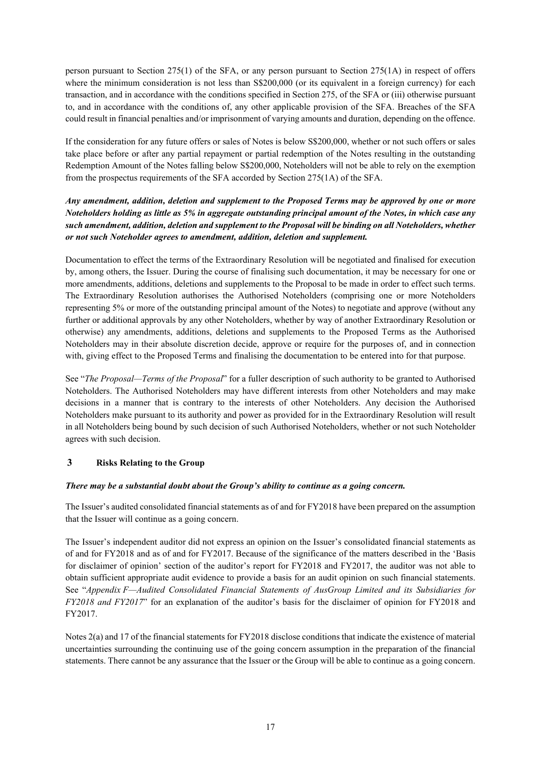person pursuant to Section 275(1) of the SFA, or any person pursuant to Section 275(1A) in respect of offers where the minimum consideration is not less than S$200,000 (or its equivalent in a foreign currency) for each transaction, and in accordance with the conditions specified in Section 275, of the SFA or (iii) otherwise pursuant to, and in accordance with the conditions of, any other applicable provision of the SFA. Breaches of the SFA could result in financial penalties and/or imprisonment of varying amounts and duration, depending on the offence.

If the consideration for any future offers or sales of Notes is below S$200,000, whether or not such offers or sales take place before or after any partial repayment or partial redemption of the Notes resulting in the outstanding Redemption Amount of the Notes falling below S$200,000, Noteholders will not be able to rely on the exemption from the prospectus requirements of the SFA accorded by Section 275(1A) of the SFA.

***Any amendment, addition, deletion and supplement to the Proposed Terms may be approved by one or more Noteholders holding as little as 5% in aggregate outstanding principal amount of the Notes, in which case any such amendment, addition, deletion and supplement to the Proposal will be binding on all Noteholders, whether or not such Noteholder agrees to amendment, addition, deletion and supplement.***

Documentation to effect the terms of the Extraordinary Resolution will be negotiated and finalised for execution by, among others, the Issuer. During the course of finalising such documentation, it may be necessary for one or more amendments, additions, deletions and supplements to the Proposal to be made in order to effect such terms. The Extraordinary Resolution authorises the Authorised Noteholders (comprising one or more Noteholders representing 5% or more of the outstanding principal amount of the Notes) to negotiate and approve (without any further or additional approvals by any other Noteholders, whether by way of another Extraordinary Resolution or otherwise) any amendments, additions, deletions and supplements to the Proposed Terms as the Authorised Noteholders may in their absolute discretion decide, approve or require for the purposes of, and in connection with, giving effect to the Proposed Terms and finalising the documentation to be entered into for that purpose.

See "*The Proposal—Terms of the Proposal*" for a fuller description of such authority to be granted to Authorised Noteholders. The Authorised Noteholders may have different interests from other Noteholders and may make decisions in a manner that is contrary to the interests of other Noteholders. Any decision the Authorised Noteholders make pursuant to its authority and power as provided for in the Extraordinary Resolution will result in all Noteholders being bound by such decision of such Authorised Noteholders, whether or not such Noteholder agrees with such decision.

## 3 Risks Relating to the Group

***There may be a substantial doubt about the Group's ability to continue as a going concern.***

The Issuer's audited consolidated financial statements as of and for FY2018 have been prepared on the assumption that the Issuer will continue as a going concern.

The Issuer's independent auditor did not express an opinion on the Issuer's consolidated financial statements as of and for FY2018 and as of and for FY2017. Because of the significance of the matters described in the 'Basis for disclaimer of opinion' section of the auditor's report for FY2018 and FY2017, the auditor was not able to obtain sufficient appropriate audit evidence to provide a basis for an audit opinion on such financial statements. See "*Appendix F—Audited Consolidated Financial Statements of AusGroup Limited and its Subsidiaries for FY2018 and FY2017*" for an explanation of the auditor's basis for the disclaimer of opinion for FY2018 and FY2017.

Notes 2(a) and 17 of the financial statements for FY2018 disclose conditions that indicate the existence of material uncertainties surrounding the continuing use of the going concern assumption in the preparation of the financial statements. There cannot be any assurance that the Issuer or the Group will be able to continue as a going concern.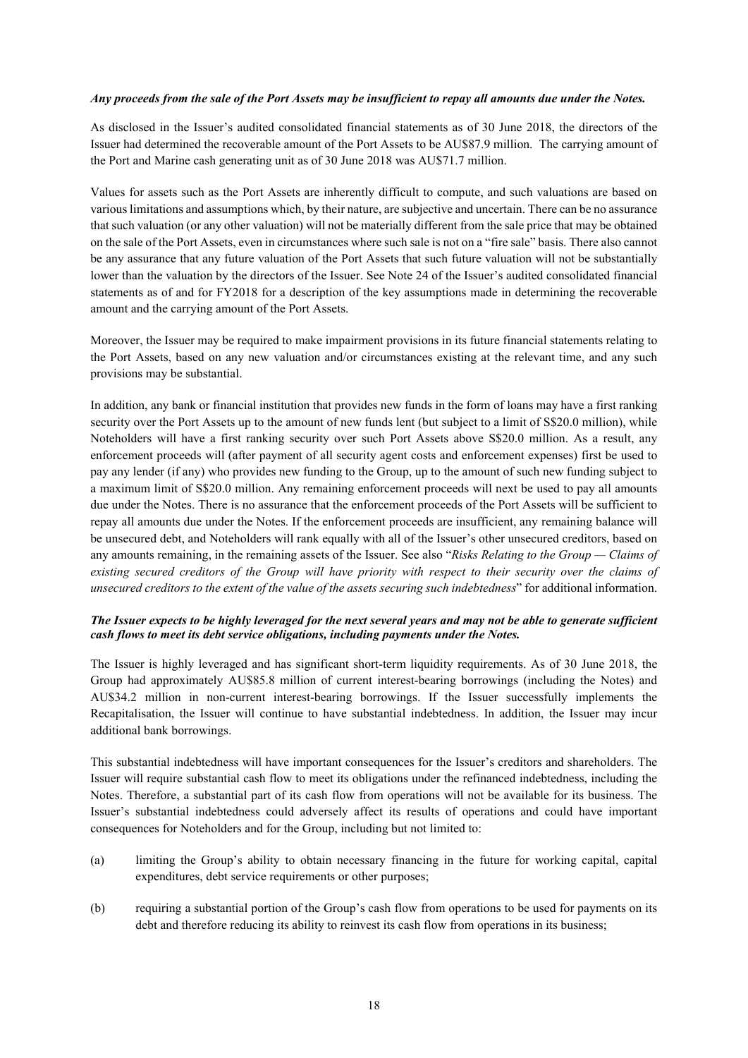***Any proceeds from the sale of the Port Assets may be insufficient to repay all amounts due under the Notes.***

As disclosed in the Issuer's audited consolidated financial statements as of 30 June 2018, the directors of the Issuer had determined the recoverable amount of the Port Assets to be AU$87.9 million. The carrying amount of the Port and Marine cash generating unit as of 30 June 2018 was AU$71.7 million.

Values for assets such as the Port Assets are inherently difficult to compute, and such valuations are based on various limitations and assumptions which, by their nature, are subjective and uncertain. There can be no assurance that such valuation (or any other valuation) will not be materially different from the sale price that may be obtained on the sale of the Port Assets, even in circumstances where such sale is not on a "fire sale" basis. There also cannot be any assurance that any future valuation of the Port Assets that such future valuation will not be substantially lower than the valuation by the directors of the Issuer. See Note 24 of the Issuer's audited consolidated financial statements as of and for FY2018 for a description of the key assumptions made in determining the recoverable amount and the carrying amount of the Port Assets.

Moreover, the Issuer may be required to make impairment provisions in its future financial statements relating to the Port Assets, based on any new valuation and/or circumstances existing at the relevant time, and any such provisions may be substantial.

In addition, any bank or financial institution that provides new funds in the form of loans may have a first ranking security over the Port Assets up to the amount of new funds lent (but subject to a limit of S$20.0 million), while Noteholders will have a first ranking security over such Port Assets above S$20.0 million. As a result, any enforcement proceeds will (after payment of all security agent costs and enforcement expenses) first be used to pay any lender (if any) who provides new funding to the Group, up to the amount of such new funding subject to a maximum limit of S$20.0 million. Any remaining enforcement proceeds will next be used to pay all amounts due under the Notes. There is no assurance that the enforcement proceeds of the Port Assets will be sufficient to repay all amounts due under the Notes. If the enforcement proceeds are insufficient, any remaining balance will be unsecured debt, and Noteholders will rank equally with all of the Issuer's other unsecured creditors, based on any amounts remaining, in the remaining assets of the Issuer. See also "*Risks Relating to the Group — Claims of existing secured creditors of the Group will have priority with respect to their security over the claims of unsecured creditors to the extent of the value of the assets securing such indebtedness*" for additional information.

***The Issuer expects to be highly leveraged for the next several years and may not be able to generate sufficient cash flows to meet its debt service obligations, including payments under the Notes.***

The Issuer is highly leveraged and has significant short-term liquidity requirements. As of 30 June 2018, the Group had approximately AU$85.8 million of current interest-bearing borrowings (including the Notes) and AU$34.2 million in non-current interest-bearing borrowings. If the Issuer successfully implements the Recapitalisation, the Issuer will continue to have substantial indebtedness. In addition, the Issuer may incur additional bank borrowings.

This substantial indebtedness will have important consequences for the Issuer's creditors and shareholders. The Issuer will require substantial cash flow to meet its obligations under the refinanced indebtedness, including the Notes. Therefore, a substantial part of its cash flow from operations will not be available for its business. The Issuer's substantial indebtedness could adversely affect its results of operations and could have important consequences for Noteholders and for the Group, including but not limited to:

(a) limiting the Group's ability to obtain necessary financing in the future for working capital, capital expenditures, debt service requirements or other purposes;

(b) requiring a substantial portion of the Group's cash flow from operations to be used for payments on its debt and therefore reducing its ability to reinvest its cash flow from operations in its business;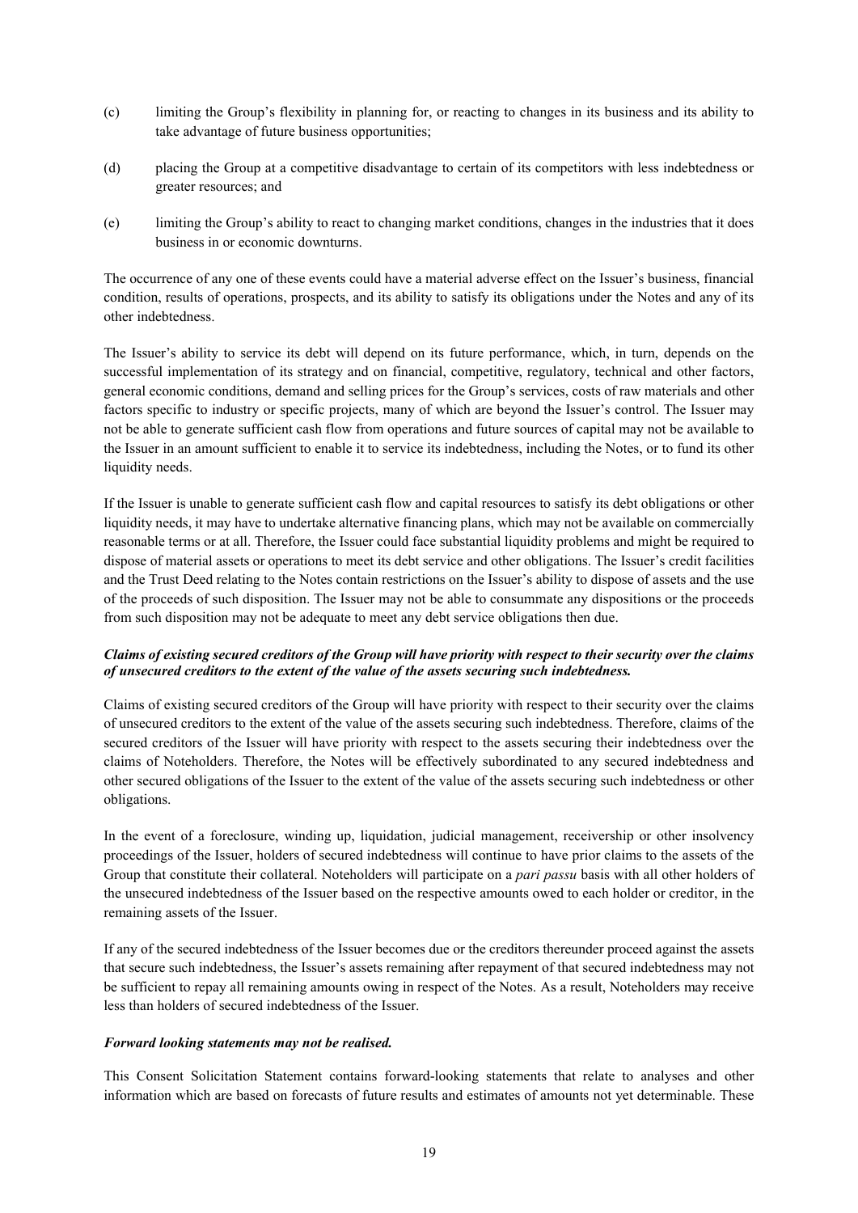(c) limiting the Group's flexibility in planning for, or reacting to changes in its business and its ability to take advantage of future business opportunities;

(d) placing the Group at a competitive disadvantage to certain of its competitors with less indebtedness or greater resources; and

(e) limiting the Group's ability to react to changing market conditions, changes in the industries that it does business in or economic downturns.

The occurrence of any one of these events could have a material adverse effect on the Issuer's business, financial condition, results of operations, prospects, and its ability to satisfy its obligations under the Notes and any of its other indebtedness.

The Issuer's ability to service its debt will depend on its future performance, which, in turn, depends on the successful implementation of its strategy and on financial, competitive, regulatory, technical and other factors, general economic conditions, demand and selling prices for the Group's services, costs of raw materials and other factors specific to industry or specific projects, many of which are beyond the Issuer's control. The Issuer may not be able to generate sufficient cash flow from operations and future sources of capital may not be available to the Issuer in an amount sufficient to enable it to service its indebtedness, including the Notes, or to fund its other liquidity needs.

If the Issuer is unable to generate sufficient cash flow and capital resources to satisfy its debt obligations or other liquidity needs, it may have to undertake alternative financing plans, which may not be available on commercially reasonable terms or at all. Therefore, the Issuer could face substantial liquidity problems and might be required to dispose of material assets or operations to meet its debt service and other obligations. The Issuer's credit facilities and the Trust Deed relating to the Notes contain restrictions on the Issuer's ability to dispose of assets and the use of the proceeds of such disposition. The Issuer may not be able to consummate any dispositions or the proceeds from such disposition may not be adequate to meet any debt service obligations then due.

***Claims of existing secured creditors of the Group will have priority with respect to their security over the claims of unsecured creditors to the extent of the value of the assets securing such indebtedness.***

Claims of existing secured creditors of the Group will have priority with respect to their security over the claims of unsecured creditors to the extent of the value of the assets securing such indebtedness. Therefore, claims of the secured creditors of the Issuer will have priority with respect to the assets securing their indebtedness over the claims of Noteholders. Therefore, the Notes will be effectively subordinated to any secured indebtedness and other secured obligations of the Issuer to the extent of the value of the assets securing such indebtedness or other obligations.

In the event of a foreclosure, winding up, liquidation, judicial management, receivership or other insolvency proceedings of the Issuer, holders of secured indebtedness will continue to have prior claims to the assets of the Group that constitute their collateral. Noteholders will participate on a *pari passu* basis with all other holders of the unsecured indebtedness of the Issuer based on the respective amounts owed to each holder or creditor, in the remaining assets of the Issuer.

If any of the secured indebtedness of the Issuer becomes due or the creditors thereunder proceed against the assets that secure such indebtedness, the Issuer's assets remaining after repayment of that secured indebtedness may not be sufficient to repay all remaining amounts owing in respect of the Notes. As a result, Noteholders may receive less than holders of secured indebtedness of the Issuer.

***Forward looking statements may not be realised.***

This Consent Solicitation Statement contains forward-looking statements that relate to analyses and other information which are based on forecasts of future results and estimates of amounts not yet determinable. These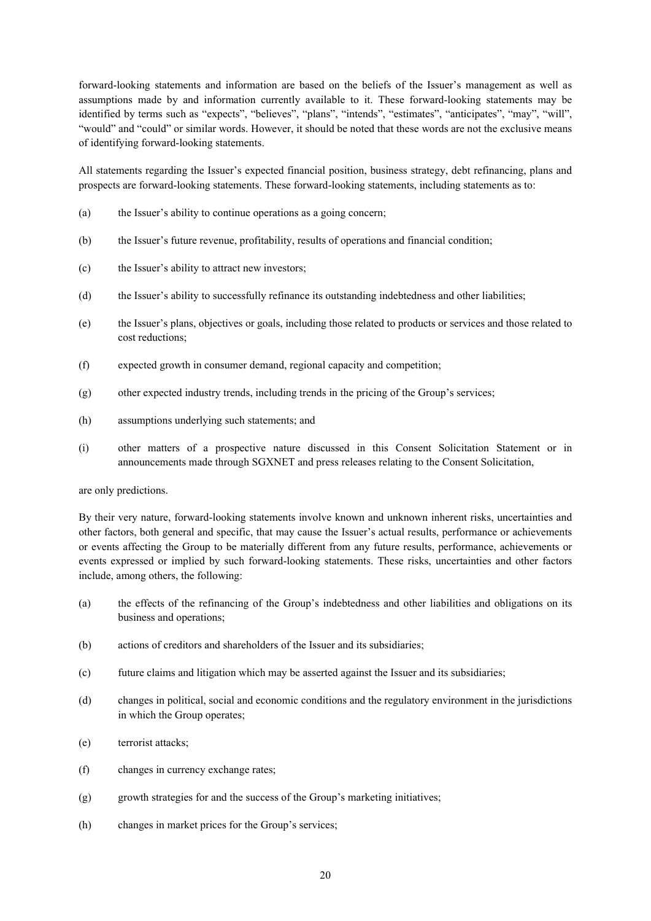forward-looking statements and information are based on the beliefs of the Issuer's management as well as assumptions made by and information currently available to it. These forward-looking statements may be identified by terms such as "expects", "believes", "plans", "intends", "estimates", "anticipates", "may", "will", "would" and "could" or similar words. However, it should be noted that these words are not the exclusive means of identifying forward-looking statements.

All statements regarding the Issuer's expected financial position, business strategy, debt refinancing, plans and prospects are forward-looking statements. These forward-looking statements, including statements as to:

(a) the Issuer's ability to continue operations as a going concern;

(b) the Issuer's future revenue, profitability, results of operations and financial condition;

(c) the Issuer's ability to attract new investors;

(d) the Issuer's ability to successfully refinance its outstanding indebtedness and other liabilities;

(e) the Issuer's plans, objectives or goals, including those related to products or services and those related to cost reductions;

(f) expected growth in consumer demand, regional capacity and competition;

(g) other expected industry trends, including trends in the pricing of the Group's services;

(h) assumptions underlying such statements; and

(i) other matters of a prospective nature discussed in this Consent Solicitation Statement or in announcements made through SGXNET and press releases relating to the Consent Solicitation,

are only predictions.

By their very nature, forward-looking statements involve known and unknown inherent risks, uncertainties and other factors, both general and specific, that may cause the Issuer's actual results, performance or achievements or events affecting the Group to be materially different from any future results, performance, achievements or events expressed or implied by such forward-looking statements. These risks, uncertainties and other factors include, among others, the following:

(a) the effects of the refinancing of the Group's indebtedness and other liabilities and obligations on its business and operations;

(b) actions of creditors and shareholders of the Issuer and its subsidiaries;

(c) future claims and litigation which may be asserted against the Issuer and its subsidiaries;

(d) changes in political, social and economic conditions and the regulatory environment in the jurisdictions in which the Group operates;

(e) terrorist attacks;

(f) changes in currency exchange rates;

(g) growth strategies for and the success of the Group's marketing initiatives;

(h) changes in market prices for the Group's services;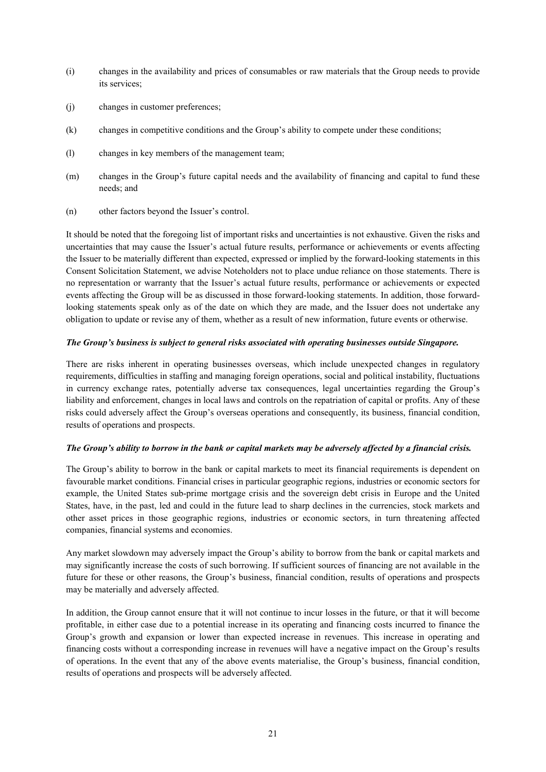(i) changes in the availability and prices of consumables or raw materials that the Group needs to provide its services;

(j) changes in customer preferences;

(k) changes in competitive conditions and the Group's ability to compete under these conditions;

(l) changes in key members of the management team;

(m) changes in the Group's future capital needs and the availability of financing and capital to fund these needs; and

(n) other factors beyond the Issuer's control.

It should be noted that the foregoing list of important risks and uncertainties is not exhaustive. Given the risks and uncertainties that may cause the Issuer's actual future results, performance or achievements or events affecting the Issuer to be materially different than expected, expressed or implied by the forward-looking statements in this Consent Solicitation Statement, we advise Noteholders not to place undue reliance on those statements. There is no representation or warranty that the Issuer's actual future results, performance or achievements or expected events affecting the Group will be as discussed in those forward-looking statements. In addition, those forward-looking statements speak only as of the date on which they are made, and the Issuer does not undertake any obligation to update or revise any of them, whether as a result of new information, future events or otherwise.

***The Group's business is subject to general risks associated with operating businesses outside Singapore.***

There are risks inherent in operating businesses overseas, which include unexpected changes in regulatory requirements, difficulties in staffing and managing foreign operations, social and political instability, fluctuations in currency exchange rates, potentially adverse tax consequences, legal uncertainties regarding the Group's liability and enforcement, changes in local laws and controls on the repatriation of capital or profits. Any of these risks could adversely affect the Group's overseas operations and consequently, its business, financial condition, results of operations and prospects.

***The Group's ability to borrow in the bank or capital markets may be adversely affected by a financial crisis.***

The Group's ability to borrow in the bank or capital markets to meet its financial requirements is dependent on favourable market conditions. Financial crises in particular geographic regions, industries or economic sectors for example, the United States sub-prime mortgage crisis and the sovereign debt crisis in Europe and the United States, have, in the past, led and could in the future lead to sharp declines in the currencies, stock markets and other asset prices in those geographic regions, industries or economic sectors, in turn threatening affected companies, financial systems and economies.

Any market slowdown may adversely impact the Group's ability to borrow from the bank or capital markets and may significantly increase the costs of such borrowing. If sufficient sources of financing are not available in the future for these or other reasons, the Group's business, financial condition, results of operations and prospects may be materially and adversely affected.

In addition, the Group cannot ensure that it will not continue to incur losses in the future, or that it will become profitable, in either case due to a potential increase in its operating and financing costs incurred to finance the Group's growth and expansion or lower than expected increase in revenues. This increase in operating and financing costs without a corresponding increase in revenues will have a negative impact on the Group's results of operations. In the event that any of the above events materialise, the Group's business, financial condition, results of operations and prospects will be adversely affected.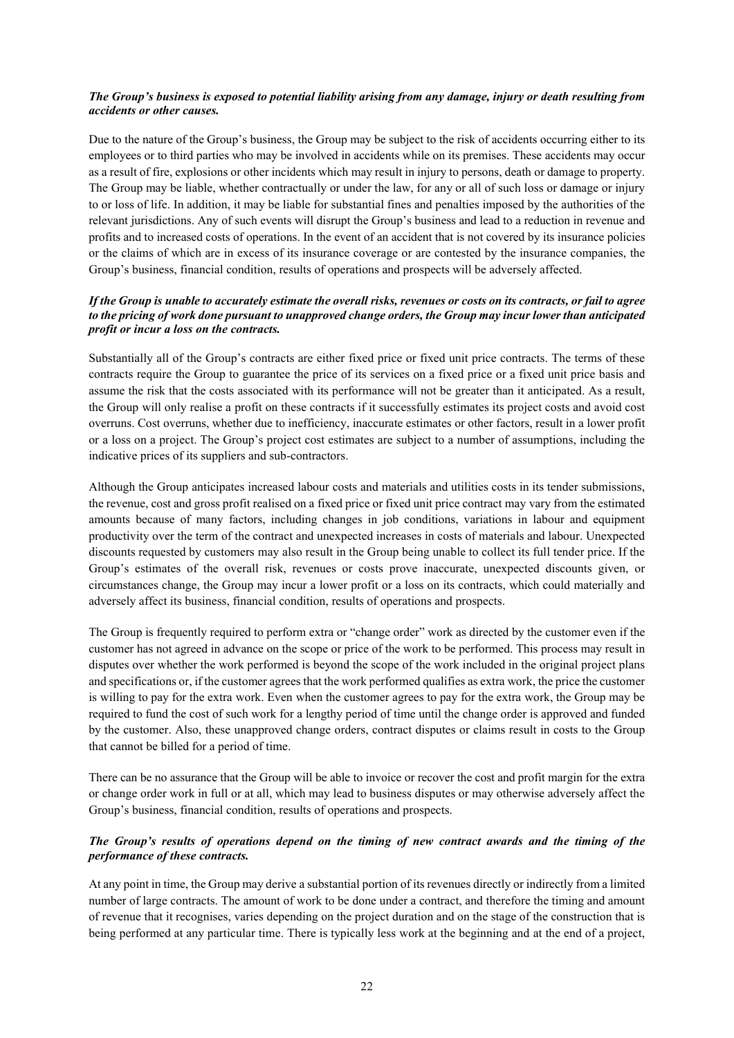***The Group's business is exposed to potential liability arising from any damage, injury or death resulting from accidents or other causes.***

Due to the nature of the Group's business, the Group may be subject to the risk of accidents occurring either to its employees or to third parties who may be involved in accidents while on its premises. These accidents may occur as a result of fire, explosions or other incidents which may result in injury to persons, death or damage to property. The Group may be liable, whether contractually or under the law, for any or all of such loss or damage or injury to or loss of life. In addition, it may be liable for substantial fines and penalties imposed by the authorities of the relevant jurisdictions. Any of such events will disrupt the Group's business and lead to a reduction in revenue and profits and to increased costs of operations. In the event of an accident that is not covered by its insurance policies or the claims of which are in excess of its insurance coverage or are contested by the insurance companies, the Group's business, financial condition, results of operations and prospects will be adversely affected.

***If the Group is unable to accurately estimate the overall risks, revenues or costs on its contracts, or fail to agree to the pricing of work done pursuant to unapproved change orders, the Group may incur lower than anticipated profit or incur a loss on the contracts.***

Substantially all of the Group's contracts are either fixed price or fixed unit price contracts. The terms of these contracts require the Group to guarantee the price of its services on a fixed price or a fixed unit price basis and assume the risk that the costs associated with its performance will not be greater than it anticipated. As a result, the Group will only realise a profit on these contracts if it successfully estimates its project costs and avoid cost overruns. Cost overruns, whether due to inefficiency, inaccurate estimates or other factors, result in a lower profit or a loss on a project. The Group's project cost estimates are subject to a number of assumptions, including the indicative prices of its suppliers and sub-contractors.

Although the Group anticipates increased labour costs and materials and utilities costs in its tender submissions, the revenue, cost and gross profit realised on a fixed price or fixed unit price contract may vary from the estimated amounts because of many factors, including changes in job conditions, variations in labour and equipment productivity over the term of the contract and unexpected increases in costs of materials and labour. Unexpected discounts requested by customers may also result in the Group being unable to collect its full tender price. If the Group's estimates of the overall risk, revenues or costs prove inaccurate, unexpected discounts given, or circumstances change, the Group may incur a lower profit or a loss on its contracts, which could materially and adversely affect its business, financial condition, results of operations and prospects.

The Group is frequently required to perform extra or "change order" work as directed by the customer even if the customer has not agreed in advance on the scope or price of the work to be performed. This process may result in disputes over whether the work performed is beyond the scope of the work included in the original project plans and specifications or, if the customer agrees that the work performed qualifies as extra work, the price the customer is willing to pay for the extra work. Even when the customer agrees to pay for the extra work, the Group may be required to fund the cost of such work for a lengthy period of time until the change order is approved and funded by the customer. Also, these unapproved change orders, contract disputes or claims result in costs to the Group that cannot be billed for a period of time.

There can be no assurance that the Group will be able to invoice or recover the cost and profit margin for the extra or change order work in full or at all, which may lead to business disputes or may otherwise adversely affect the Group's business, financial condition, results of operations and prospects.

***The Group's results of operations depend on the timing of new contract awards and the timing of the performance of these contracts.***

At any point in time, the Group may derive a substantial portion of its revenues directly or indirectly from a limited number of large contracts. The amount of work to be done under a contract, and therefore the timing and amount of revenue that it recognises, varies depending on the project duration and on the stage of the construction that is being performed at any particular time. There is typically less work at the beginning and at the end of a project,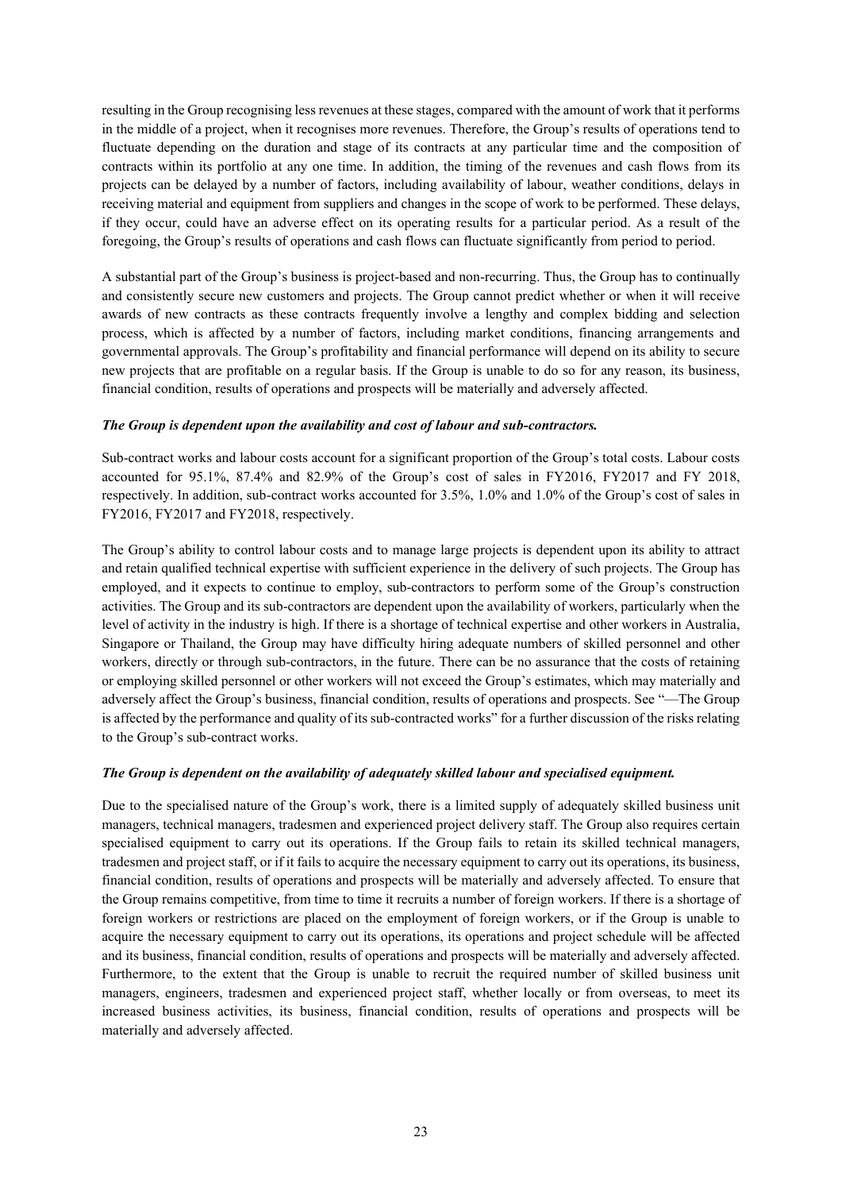resulting in the Group recognising less revenues at these stages, compared with the amount of work that it performs in the middle of a project, when it recognises more revenues. Therefore, the Group's results of operations tend to fluctuate depending on the duration and stage of its contracts at any particular time and the composition of contracts within its portfolio at any one time. In addition, the timing of the revenues and cash flows from its projects can be delayed by a number of factors, including availability of labour, weather conditions, delays in receiving material and equipment from suppliers and changes in the scope of work to be performed. These delays, if they occur, could have an adverse effect on its operating results for a particular period. As a result of the foregoing, the Group's results of operations and cash flows can fluctuate significantly from period to period.

A substantial part of the Group's business is project-based and non-recurring. Thus, the Group has to continually and consistently secure new customers and projects. The Group cannot predict whether or when it will receive awards of new contracts as these contracts frequently involve a lengthy and complex bidding and selection process, which is affected by a number of factors, including market conditions, financing arrangements and governmental approvals. The Group's profitability and financial performance will depend on its ability to secure new projects that are profitable on a regular basis. If the Group is unable to do so for any reason, its business, financial condition, results of operations and prospects will be materially and adversely affected.

***The Group is dependent upon the availability and cost of labour and sub-contractors.***

Sub-contract works and labour costs account for a significant proportion of the Group's total costs. Labour costs accounted for 95.1%, 87.4% and 82.9% of the Group's cost of sales in FY2016, FY2017 and FY 2018, respectively. In addition, sub-contract works accounted for 3.5%, 1.0% and 1.0% of the Group's cost of sales in FY2016, FY2017 and FY2018, respectively.

The Group's ability to control labour costs and to manage large projects is dependent upon its ability to attract and retain qualified technical expertise with sufficient experience in the delivery of such projects. The Group has employed, and it expects to continue to employ, sub-contractors to perform some of the Group's construction activities. The Group and its sub-contractors are dependent upon the availability of workers, particularly when the level of activity in the industry is high. If there is a shortage of technical expertise and other workers in Australia, Singapore or Thailand, the Group may have difficulty hiring adequate numbers of skilled personnel and other workers, directly or through sub-contractors, in the future. There can be no assurance that the costs of retaining or employing skilled personnel or other workers will not exceed the Group's estimates, which may materially and adversely affect the Group's business, financial condition, results of operations and prospects. See "—The Group is affected by the performance and quality of its sub-contracted works" for a further discussion of the risks relating to the Group's sub-contract works.

***The Group is dependent on the availability of adequately skilled labour and specialised equipment.***

Due to the specialised nature of the Group's work, there is a limited supply of adequately skilled business unit managers, technical managers, tradesmen and experienced project delivery staff. The Group also requires certain specialised equipment to carry out its operations. If the Group fails to retain its skilled technical managers, tradesmen and project staff, or if it fails to acquire the necessary equipment to carry out its operations, its business, financial condition, results of operations and prospects will be materially and adversely affected. To ensure that the Group remains competitive, from time to time it recruits a number of foreign workers. If there is a shortage of foreign workers or restrictions are placed on the employment of foreign workers, or if the Group is unable to acquire the necessary equipment to carry out its operations, its operations and project schedule will be affected and its business, financial condition, results of operations and prospects will be materially and adversely affected. Furthermore, to the extent that the Group is unable to recruit the required number of skilled business unit managers, engineers, tradesmen and experienced project staff, whether locally or from overseas, to meet its increased business activities, its business, financial condition, results of operations and prospects will be materially and adversely affected.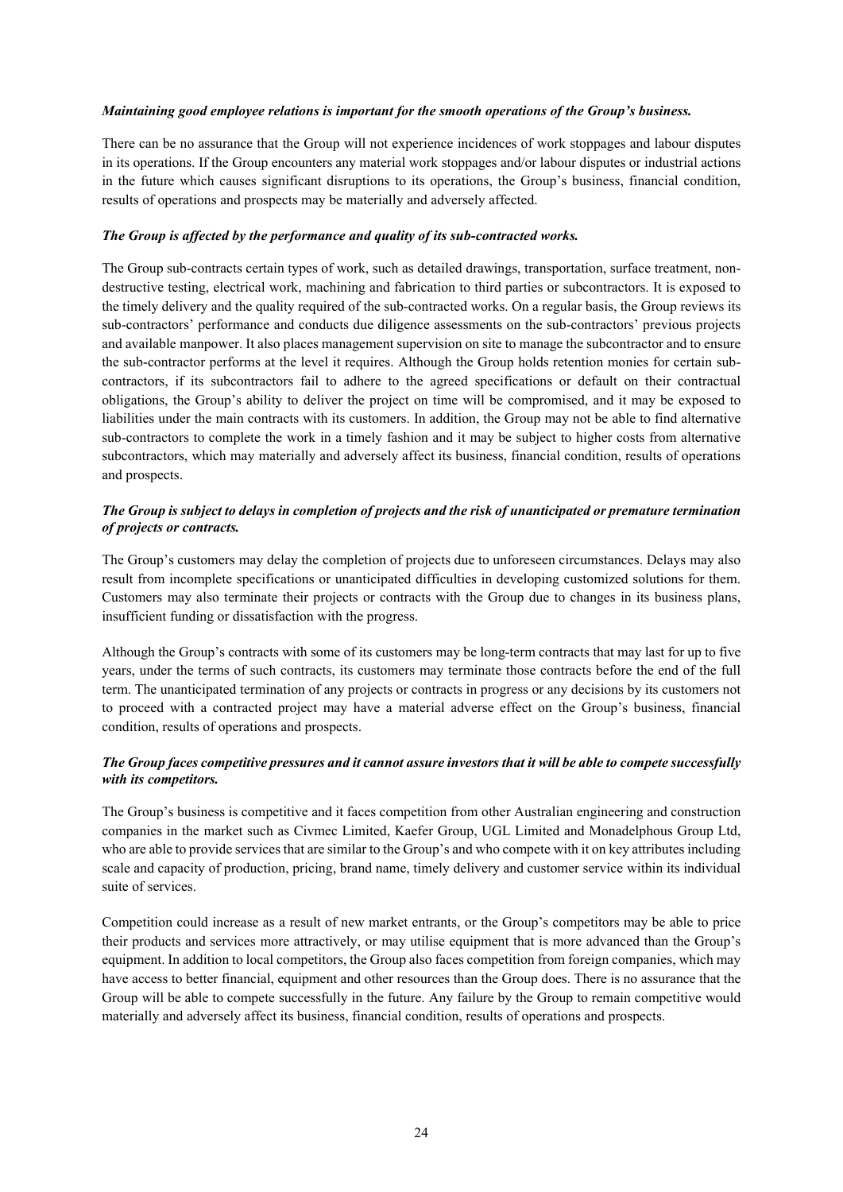***Maintaining good employee relations is important for the smooth operations of the Group's business.***

There can be no assurance that the Group will not experience incidences of work stoppages and labour disputes in its operations. If the Group encounters any material work stoppages and/or labour disputes or industrial actions in the future which causes significant disruptions to its operations, the Group's business, financial condition, results of operations and prospects may be materially and adversely affected.

***The Group is affected by the performance and quality of its sub-contracted works.***

The Group sub-contracts certain types of work, such as detailed drawings, transportation, surface treatment, non-destructive testing, electrical work, machining and fabrication to third parties or subcontractors. It is exposed to the timely delivery and the quality required of the sub-contracted works. On a regular basis, the Group reviews its sub-contractors' performance and conducts due diligence assessments on the sub-contractors' previous projects and available manpower. It also places management supervision on site to manage the subcontractor and to ensure the sub-contractor performs at the level it requires. Although the Group holds retention monies for certain sub-contractors, if its subcontractors fail to adhere to the agreed specifications or default on their contractual obligations, the Group's ability to deliver the project on time will be compromised, and it may be exposed to liabilities under the main contracts with its customers. In addition, the Group may not be able to find alternative sub-contractors to complete the work in a timely fashion and it may be subject to higher costs from alternative subcontractors, which may materially and adversely affect its business, financial condition, results of operations and prospects.

***The Group is subject to delays in completion of projects and the risk of unanticipated or premature termination of projects or contracts.***

The Group's customers may delay the completion of projects due to unforeseen circumstances. Delays may also result from incomplete specifications or unanticipated difficulties in developing customized solutions for them. Customers may also terminate their projects or contracts with the Group due to changes in its business plans, insufficient funding or dissatisfaction with the progress.

Although the Group's contracts with some of its customers may be long-term contracts that may last for up to five years, under the terms of such contracts, its customers may terminate those contracts before the end of the full term. The unanticipated termination of any projects or contracts in progress or any decisions by its customers not to proceed with a contracted project may have a material adverse effect on the Group's business, financial condition, results of operations and prospects.

***The Group faces competitive pressures and it cannot assure investors that it will be able to compete successfully with its competitors.***

The Group's business is competitive and it faces competition from other Australian engineering and construction companies in the market such as Civmec Limited, Kaefer Group, UGL Limited and Monadelphous Group Ltd, who are able to provide services that are similar to the Group's and who compete with it on key attributes including scale and capacity of production, pricing, brand name, timely delivery and customer service within its individual suite of services.

Competition could increase as a result of new market entrants, or the Group's competitors may be able to price their products and services more attractively, or may utilise equipment that is more advanced than the Group's equipment. In addition to local competitors, the Group also faces competition from foreign companies, which may have access to better financial, equipment and other resources than the Group does. There is no assurance that the Group will be able to compete successfully in the future. Any failure by the Group to remain competitive would materially and adversely affect its business, financial condition, results of operations and prospects.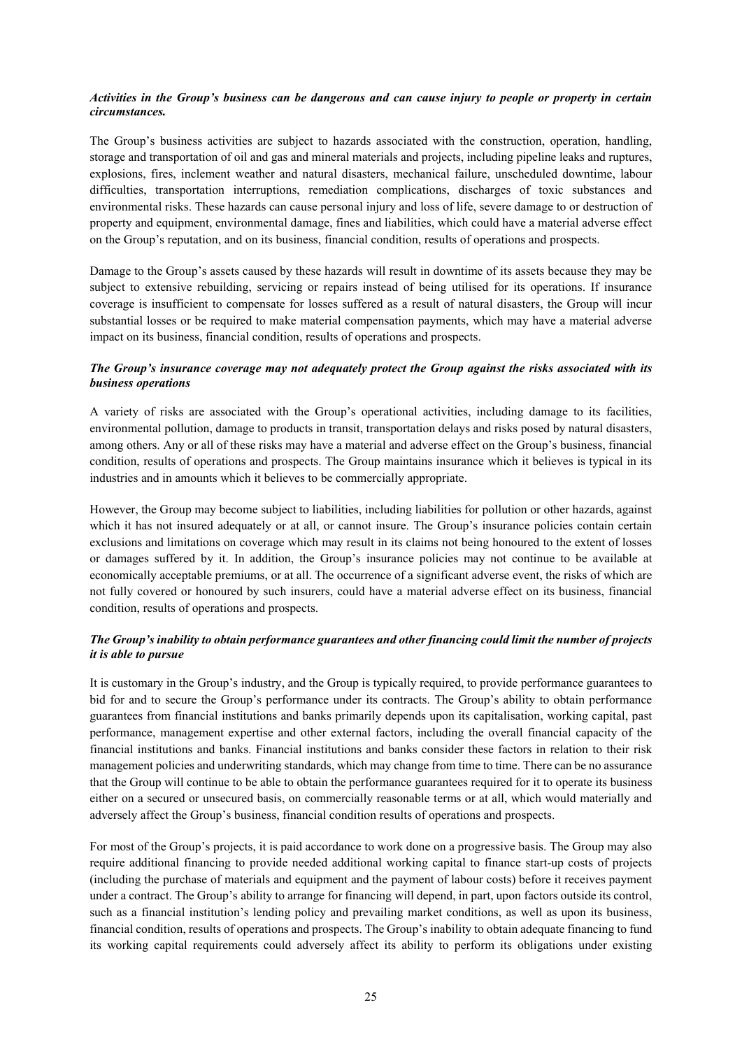***Activities in the Group's business can be dangerous and can cause injury to people or property in certain circumstances.***

The Group's business activities are subject to hazards associated with the construction, operation, handling, storage and transportation of oil and gas and mineral materials and projects, including pipeline leaks and ruptures, explosions, fires, inclement weather and natural disasters, mechanical failure, unscheduled downtime, labour difficulties, transportation interruptions, remediation complications, discharges of toxic substances and environmental risks. These hazards can cause personal injury and loss of life, severe damage to or destruction of property and equipment, environmental damage, fines and liabilities, which could have a material adverse effect on the Group's reputation, and on its business, financial condition, results of operations and prospects.

Damage to the Group's assets caused by these hazards will result in downtime of its assets because they may be subject to extensive rebuilding, servicing or repairs instead of being utilised for its operations. If insurance coverage is insufficient to compensate for losses suffered as a result of natural disasters, the Group will incur substantial losses or be required to make material compensation payments, which may have a material adverse impact on its business, financial condition, results of operations and prospects.

***The Group's insurance coverage may not adequately protect the Group against the risks associated with its business operations***

A variety of risks are associated with the Group's operational activities, including damage to its facilities, environmental pollution, damage to products in transit, transportation delays and risks posed by natural disasters, among others. Any or all of these risks may have a material and adverse effect on the Group's business, financial condition, results of operations and prospects. The Group maintains insurance which it believes is typical in its industries and in amounts which it believes to be commercially appropriate.

However, the Group may become subject to liabilities, including liabilities for pollution or other hazards, against which it has not insured adequately or at all, or cannot insure. The Group's insurance policies contain certain exclusions and limitations on coverage which may result in its claims not being honoured to the extent of losses or damages suffered by it. In addition, the Group's insurance policies may not continue to be available at economically acceptable premiums, or at all. The occurrence of a significant adverse event, the risks of which are not fully covered or honoured by such insurers, could have a material adverse effect on its business, financial condition, results of operations and prospects.

***The Group's inability to obtain performance guarantees and other financing could limit the number of projects it is able to pursue***

It is customary in the Group's industry, and the Group is typically required, to provide performance guarantees to bid for and to secure the Group's performance under its contracts. The Group's ability to obtain performance guarantees from financial institutions and banks primarily depends upon its capitalisation, working capital, past performance, management expertise and other external factors, including the overall financial capacity of the financial institutions and banks. Financial institutions and banks consider these factors in relation to their risk management policies and underwriting standards, which may change from time to time. There can be no assurance that the Group will continue to be able to obtain the performance guarantees required for it to operate its business either on a secured or unsecured basis, on commercially reasonable terms or at all, which would materially and adversely affect the Group's business, financial condition results of operations and prospects.

For most of the Group's projects, it is paid accordance to work done on a progressive basis. The Group may also require additional financing to provide needed additional working capital to finance start-up costs of projects (including the purchase of materials and equipment and the payment of labour costs) before it receives payment under a contract. The Group's ability to arrange for financing will depend, in part, upon factors outside its control, such as a financial institution's lending policy and prevailing market conditions, as well as upon its business, financial condition, results of operations and prospects. The Group's inability to obtain adequate financing to fund its working capital requirements could adversely affect its ability to perform its obligations under existing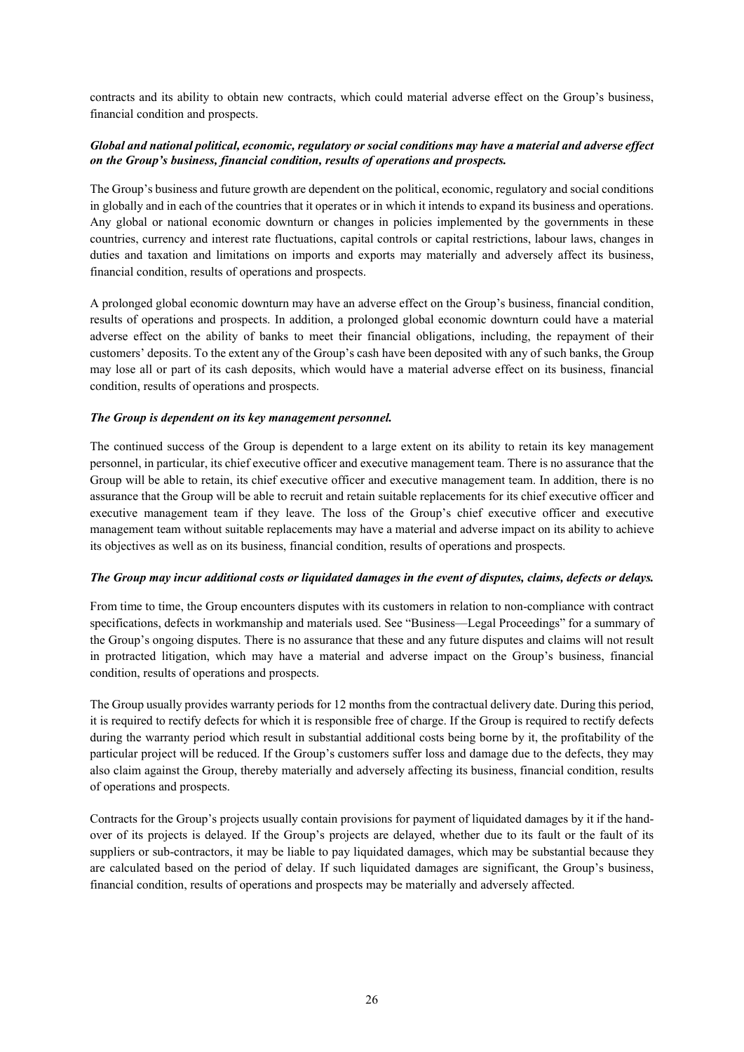contracts and its ability to obtain new contracts, which could material adverse effect on the Group's business, financial condition and prospects.

***Global and national political, economic, regulatory or social conditions may have a material and adverse effect on the Group's business, financial condition, results of operations and prospects.***

The Group's business and future growth are dependent on the political, economic, regulatory and social conditions in globally and in each of the countries that it operates or in which it intends to expand its business and operations. Any global or national economic downturn or changes in policies implemented by the governments in these countries, currency and interest rate fluctuations, capital controls or capital restrictions, labour laws, changes in duties and taxation and limitations on imports and exports may materially and adversely affect its business, financial condition, results of operations and prospects.

A prolonged global economic downturn may have an adverse effect on the Group's business, financial condition, results of operations and prospects. In addition, a prolonged global economic downturn could have a material adverse effect on the ability of banks to meet their financial obligations, including, the repayment of their customers' deposits. To the extent any of the Group's cash have been deposited with any of such banks, the Group may lose all or part of its cash deposits, which would have a material adverse effect on its business, financial condition, results of operations and prospects.

***The Group is dependent on its key management personnel.***

The continued success of the Group is dependent to a large extent on its ability to retain its key management personnel, in particular, its chief executive officer and executive management team. There is no assurance that the Group will be able to retain, its chief executive officer and executive management team. In addition, there is no assurance that the Group will be able to recruit and retain suitable replacements for its chief executive officer and executive management team if they leave. The loss of the Group's chief executive officer and executive management team without suitable replacements may have a material and adverse impact on its ability to achieve its objectives as well as on its business, financial condition, results of operations and prospects.

***The Group may incur additional costs or liquidated damages in the event of disputes, claims, defects or delays.***

From time to time, the Group encounters disputes with its customers in relation to non-compliance with contract specifications, defects in workmanship and materials used. See "Business—Legal Proceedings" for a summary of the Group's ongoing disputes. There is no assurance that these and any future disputes and claims will not result in protracted litigation, which may have a material and adverse impact on the Group's business, financial condition, results of operations and prospects.

The Group usually provides warranty periods for 12 months from the contractual delivery date. During this period, it is required to rectify defects for which it is responsible free of charge. If the Group is required to rectify defects during the warranty period which result in substantial additional costs being borne by it, the profitability of the particular project will be reduced. If the Group's customers suffer loss and damage due to the defects, they may also claim against the Group, thereby materially and adversely affecting its business, financial condition, results of operations and prospects.

Contracts for the Group's projects usually contain provisions for payment of liquidated damages by it if the hand-over of its projects is delayed. If the Group's projects are delayed, whether due to its fault or the fault of its suppliers or sub-contractors, it may be liable to pay liquidated damages, which may be substantial because they are calculated based on the period of delay. If such liquidated damages are significant, the Group's business, financial condition, results of operations and prospects may be materially and adversely affected.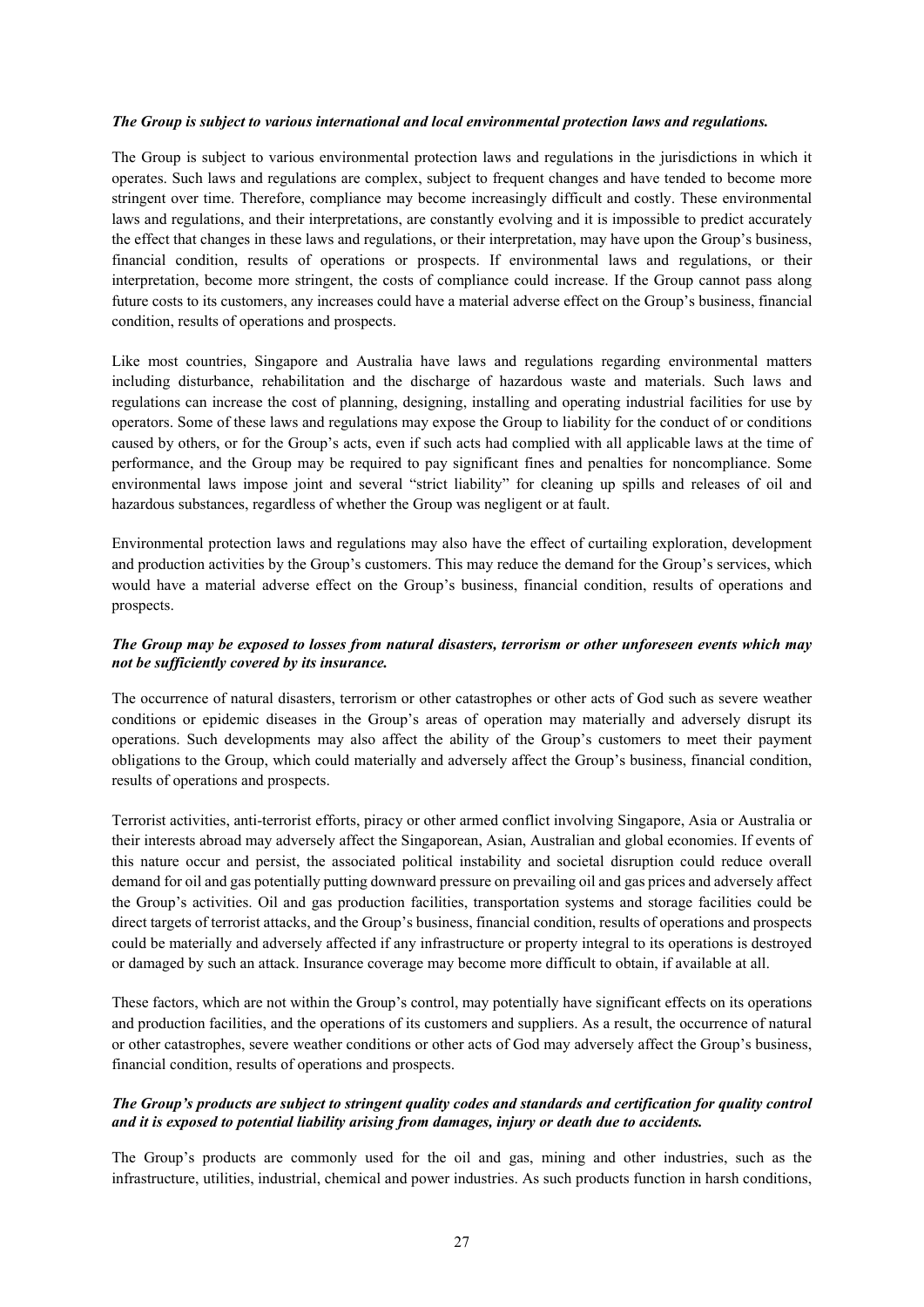***The Group is subject to various international and local environmental protection laws and regulations.***

The Group is subject to various environmental protection laws and regulations in the jurisdictions in which it operates. Such laws and regulations are complex, subject to frequent changes and have tended to become more stringent over time. Therefore, compliance may become increasingly difficult and costly. These environmental laws and regulations, and their interpretations, are constantly evolving and it is impossible to predict accurately the effect that changes in these laws and regulations, or their interpretation, may have upon the Group's business, financial condition, results of operations or prospects. If environmental laws and regulations, or their interpretation, become more stringent, the costs of compliance could increase. If the Group cannot pass along future costs to its customers, any increases could have a material adverse effect on the Group's business, financial condition, results of operations and prospects.

Like most countries, Singapore and Australia have laws and regulations regarding environmental matters including disturbance, rehabilitation and the discharge of hazardous waste and materials. Such laws and regulations can increase the cost of planning, designing, installing and operating industrial facilities for use by operators. Some of these laws and regulations may expose the Group to liability for the conduct of or conditions caused by others, or for the Group's acts, even if such acts had complied with all applicable laws at the time of performance, and the Group may be required to pay significant fines and penalties for noncompliance. Some environmental laws impose joint and several "strict liability" for cleaning up spills and releases of oil and hazardous substances, regardless of whether the Group was negligent or at fault.

Environmental protection laws and regulations may also have the effect of curtailing exploration, development and production activities by the Group's customers. This may reduce the demand for the Group's services, which would have a material adverse effect on the Group's business, financial condition, results of operations and prospects.

***The Group may be exposed to losses from natural disasters, terrorism or other unforeseen events which may not be sufficiently covered by its insurance.***

The occurrence of natural disasters, terrorism or other catastrophes or other acts of God such as severe weather conditions or epidemic diseases in the Group's areas of operation may materially and adversely disrupt its operations. Such developments may also affect the ability of the Group's customers to meet their payment obligations to the Group, which could materially and adversely affect the Group's business, financial condition, results of operations and prospects.

Terrorist activities, anti-terrorist efforts, piracy or other armed conflict involving Singapore, Asia or Australia or their interests abroad may adversely affect the Singaporean, Asian, Australian and global economies. If events of this nature occur and persist, the associated political instability and societal disruption could reduce overall demand for oil and gas potentially putting downward pressure on prevailing oil and gas prices and adversely affect the Group's activities. Oil and gas production facilities, transportation systems and storage facilities could be direct targets of terrorist attacks, and the Group's business, financial condition, results of operations and prospects could be materially and adversely affected if any infrastructure or property integral to its operations is destroyed or damaged by such an attack. Insurance coverage may become more difficult to obtain, if available at all.

These factors, which are not within the Group's control, may potentially have significant effects on its operations and production facilities, and the operations of its customers and suppliers. As a result, the occurrence of natural or other catastrophes, severe weather conditions or other acts of God may adversely affect the Group's business, financial condition, results of operations and prospects.

***The Group's products are subject to stringent quality codes and standards and certification for quality control and it is exposed to potential liability arising from damages, injury or death due to accidents.***

The Group's products are commonly used for the oil and gas, mining and other industries, such as the infrastructure, utilities, industrial, chemical and power industries. As such products function in harsh conditions,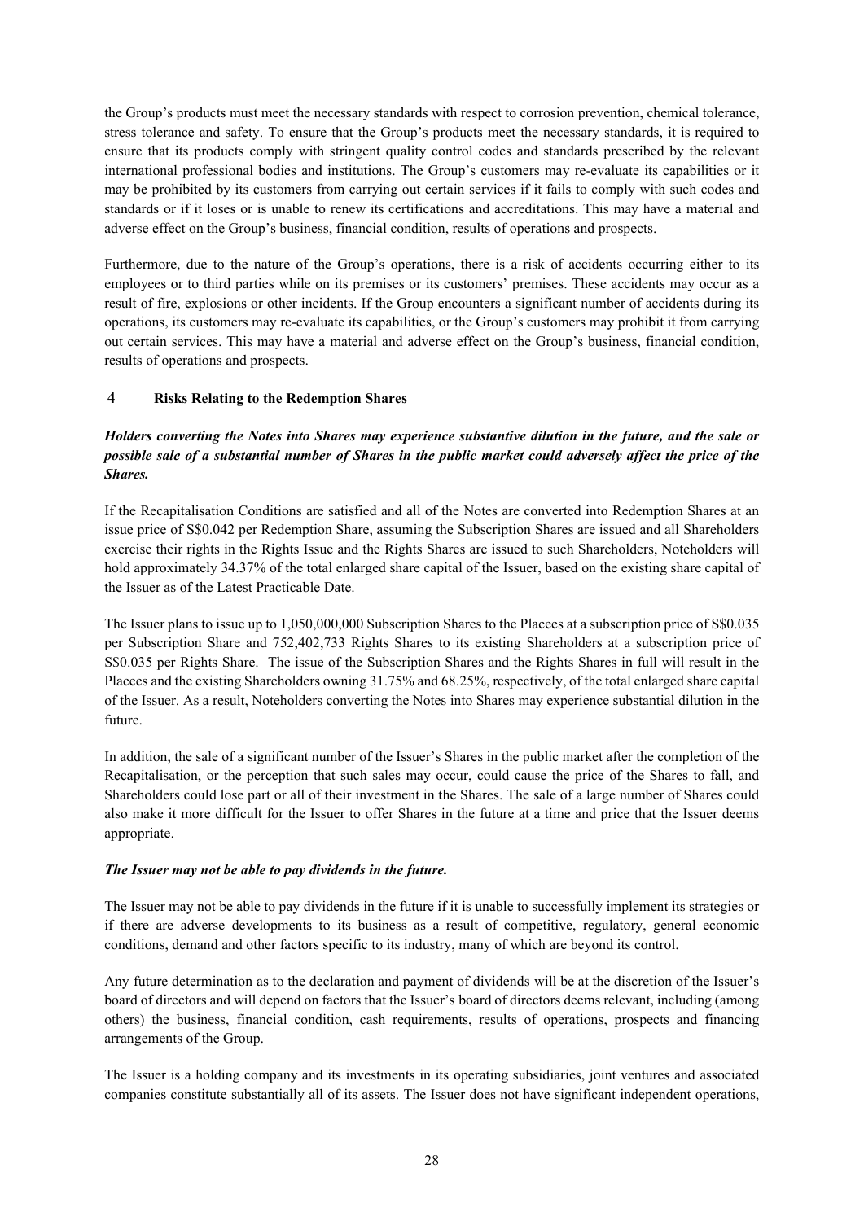the Group's products must meet the necessary standards with respect to corrosion prevention, chemical tolerance, stress tolerance and safety. To ensure that the Group's products meet the necessary standards, it is required to ensure that its products comply with stringent quality control codes and standards prescribed by the relevant international professional bodies and institutions. The Group's customers may re-evaluate its capabilities or it may be prohibited by its customers from carrying out certain services if it fails to comply with such codes and standards or if it loses or is unable to renew its certifications and accreditations. This may have a material and adverse effect on the Group's business, financial condition, results of operations and prospects.

Furthermore, due to the nature of the Group's operations, there is a risk of accidents occurring either to its employees or to third parties while on its premises or its customers' premises. These accidents may occur as a result of fire, explosions or other incidents. If the Group encounters a significant number of accidents during its operations, its customers may re-evaluate its capabilities, or the Group's customers may prohibit it from carrying out certain services. This may have a material and adverse effect on the Group's business, financial condition, results of operations and prospects.

## 4 Risks Relating to the Redemption Shares

***Holders converting the Notes into Shares may experience substantive dilution in the future, and the sale or possible sale of a substantial number of Shares in the public market could adversely affect the price of the Shares.***

If the Recapitalisation Conditions are satisfied and all of the Notes are converted into Redemption Shares at an issue price of S$0.042 per Redemption Share, assuming the Subscription Shares are issued and all Shareholders exercise their rights in the Rights Issue and the Rights Shares are issued to such Shareholders, Noteholders will hold approximately 34.37% of the total enlarged share capital of the Issuer, based on the existing share capital of the Issuer as of the Latest Practicable Date.

The Issuer plans to issue up to 1,050,000,000 Subscription Shares to the Placees at a subscription price of S$0.035 per Subscription Share and 752,402,733 Rights Shares to its existing Shareholders at a subscription price of S$0.035 per Rights Share. The issue of the Subscription Shares and the Rights Shares in full will result in the Placees and the existing Shareholders owning 31.75% and 68.25%, respectively, of the total enlarged share capital of the Issuer. As a result, Noteholders converting the Notes into Shares may experience substantial dilution in the future.

In addition, the sale of a significant number of the Issuer's Shares in the public market after the completion of the Recapitalisation, or the perception that such sales may occur, could cause the price of the Shares to fall, and Shareholders could lose part or all of their investment in the Shares. The sale of a large number of Shares could also make it more difficult for the Issuer to offer Shares in the future at a time and price that the Issuer deems appropriate.

***The Issuer may not be able to pay dividends in the future.***

The Issuer may not be able to pay dividends in the future if it is unable to successfully implement its strategies or if there are adverse developments to its business as a result of competitive, regulatory, general economic conditions, demand and other factors specific to its industry, many of which are beyond its control.

Any future determination as to the declaration and payment of dividends will be at the discretion of the Issuer's board of directors and will depend on factors that the Issuer's board of directors deems relevant, including (among others) the business, financial condition, cash requirements, results of operations, prospects and financing arrangements of the Group.

The Issuer is a holding company and its investments in its operating subsidiaries, joint ventures and associated companies constitute substantially all of its assets. The Issuer does not have significant independent operations,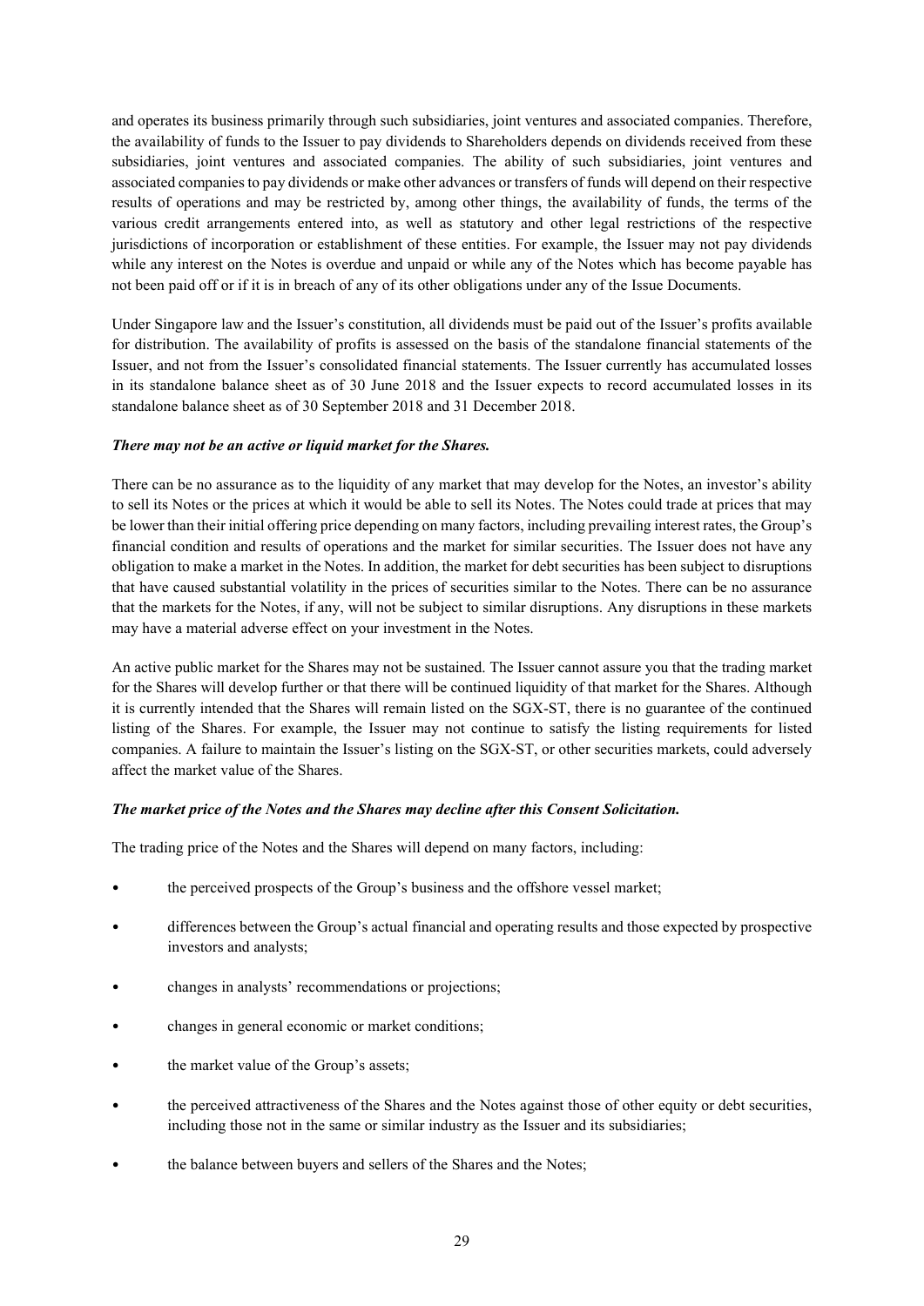and operates its business primarily through such subsidiaries, joint ventures and associated companies. Therefore, the availability of funds to the Issuer to pay dividends to Shareholders depends on dividends received from these subsidiaries, joint ventures and associated companies. The ability of such subsidiaries, joint ventures and associated companies to pay dividends or make other advances or transfers of funds will depend on their respective results of operations and may be restricted by, among other things, the availability of funds, the terms of the various credit arrangements entered into, as well as statutory and other legal restrictions of the respective jurisdictions of incorporation or establishment of these entities. For example, the Issuer may not pay dividends while any interest on the Notes is overdue and unpaid or while any of the Notes which has become payable has not been paid off or if it is in breach of any of its other obligations under any of the Issue Documents.

Under Singapore law and the Issuer's constitution, all dividends must be paid out of the Issuer's profits available for distribution. The availability of profits is assessed on the basis of the standalone financial statements of the Issuer, and not from the Issuer's consolidated financial statements. The Issuer currently has accumulated losses in its standalone balance sheet as of 30 June 2018 and the Issuer expects to record accumulated losses in its standalone balance sheet as of 30 September 2018 and 31 December 2018.

***There may not be an active or liquid market for the Shares.***

There can be no assurance as to the liquidity of any market that may develop for the Notes, an investor's ability to sell its Notes or the prices at which it would be able to sell its Notes. The Notes could trade at prices that may be lower than their initial offering price depending on many factors, including prevailing interest rates, the Group's financial condition and results of operations and the market for similar securities. The Issuer does not have any obligation to make a market in the Notes. In addition, the market for debt securities has been subject to disruptions that have caused substantial volatility in the prices of securities similar to the Notes. There can be no assurance that the markets for the Notes, if any, will not be subject to similar disruptions. Any disruptions in these markets may have a material adverse effect on your investment in the Notes.

An active public market for the Shares may not be sustained. The Issuer cannot assure you that the trading market for the Shares will develop further or that there will be continued liquidity of that market for the Shares. Although it is currently intended that the Shares will remain listed on the SGX-ST, there is no guarantee of the continued listing of the Shares. For example, the Issuer may not continue to satisfy the listing requirements for listed companies. A failure to maintain the Issuer's listing on the SGX-ST, or other securities markets, could adversely affect the market value of the Shares.

***The market price of the Notes and the Shares may decline after this Consent Solicitation.***

The trading price of the Notes and the Shares will depend on many factors, including:

- the perceived prospects of the Group's business and the offshore vessel market;
- differences between the Group's actual financial and operating results and those expected by prospective investors and analysts;
- changes in analysts' recommendations or projections;
- changes in general economic or market conditions;
- the market value of the Group's assets;
- the perceived attractiveness of the Shares and the Notes against those of other equity or debt securities, including those not in the same or similar industry as the Issuer and its subsidiaries;
- the balance between buyers and sellers of the Shares and the Notes;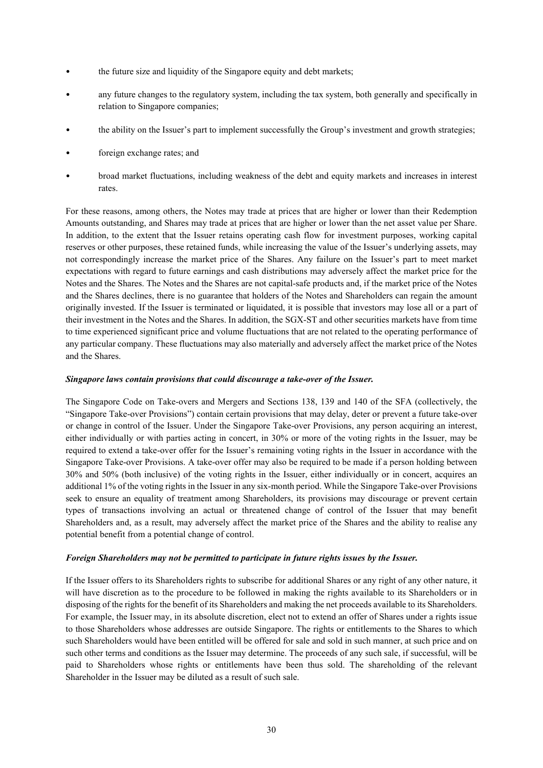- the future size and liquidity of the Singapore equity and debt markets;
- any future changes to the regulatory system, including the tax system, both generally and specifically in relation to Singapore companies;
- the ability on the Issuer's part to implement successfully the Group's investment and growth strategies;
- foreign exchange rates; and
- broad market fluctuations, including weakness of the debt and equity markets and increases in interest rates.

For these reasons, among others, the Notes may trade at prices that are higher or lower than their Redemption Amounts outstanding, and Shares may trade at prices that are higher or lower than the net asset value per Share. In addition, to the extent that the Issuer retains operating cash flow for investment purposes, working capital reserves or other purposes, these retained funds, while increasing the value of the Issuer's underlying assets, may not correspondingly increase the market price of the Shares. Any failure on the Issuer's part to meet market expectations with regard to future earnings and cash distributions may adversely affect the market price for the Notes and the Shares. The Notes and the Shares are not capital-safe products and, if the market price of the Notes and the Shares declines, there is no guarantee that holders of the Notes and Shareholders can regain the amount originally invested. If the Issuer is terminated or liquidated, it is possible that investors may lose all or a part of their investment in the Notes and the Shares. In addition, the SGX-ST and other securities markets have from time to time experienced significant price and volume fluctuations that are not related to the operating performance of any particular company. These fluctuations may also materially and adversely affect the market price of the Notes and the Shares.

***Singapore laws contain provisions that could discourage a take-over of the Issuer.***

The Singapore Code on Take-overs and Mergers and Sections 138, 139 and 140 of the SFA (collectively, the "Singapore Take-over Provisions") contain certain provisions that may delay, deter or prevent a future take-over or change in control of the Issuer. Under the Singapore Take-over Provisions, any person acquiring an interest, either individually or with parties acting in concert, in 30% or more of the voting rights in the Issuer, may be required to extend a take-over offer for the Issuer's remaining voting rights in the Issuer in accordance with the Singapore Take-over Provisions. A take-over offer may also be required to be made if a person holding between 30% and 50% (both inclusive) of the voting rights in the Issuer, either individually or in concert, acquires an additional 1% of the voting rights in the Issuer in any six-month period. While the Singapore Take-over Provisions seek to ensure an equality of treatment among Shareholders, its provisions may discourage or prevent certain types of transactions involving an actual or threatened change of control of the Issuer that may benefit Shareholders and, as a result, may adversely affect the market price of the Shares and the ability to realise any potential benefit from a potential change of control.

***Foreign Shareholders may not be permitted to participate in future rights issues by the Issuer.***

If the Issuer offers to its Shareholders rights to subscribe for additional Shares or any right of any other nature, it will have discretion as to the procedure to be followed in making the rights available to its Shareholders or in disposing of the rights for the benefit of its Shareholders and making the net proceeds available to its Shareholders. For example, the Issuer may, in its absolute discretion, elect not to extend an offer of Shares under a rights issue to those Shareholders whose addresses are outside Singapore. The rights or entitlements to the Shares to which such Shareholders would have been entitled will be offered for sale and sold in such manner, at such price and on such other terms and conditions as the Issuer may determine. The proceeds of any such sale, if successful, will be paid to Shareholders whose rights or entitlements have been thus sold. The shareholding of the relevant Shareholder in the Issuer may be diluted as a result of such sale.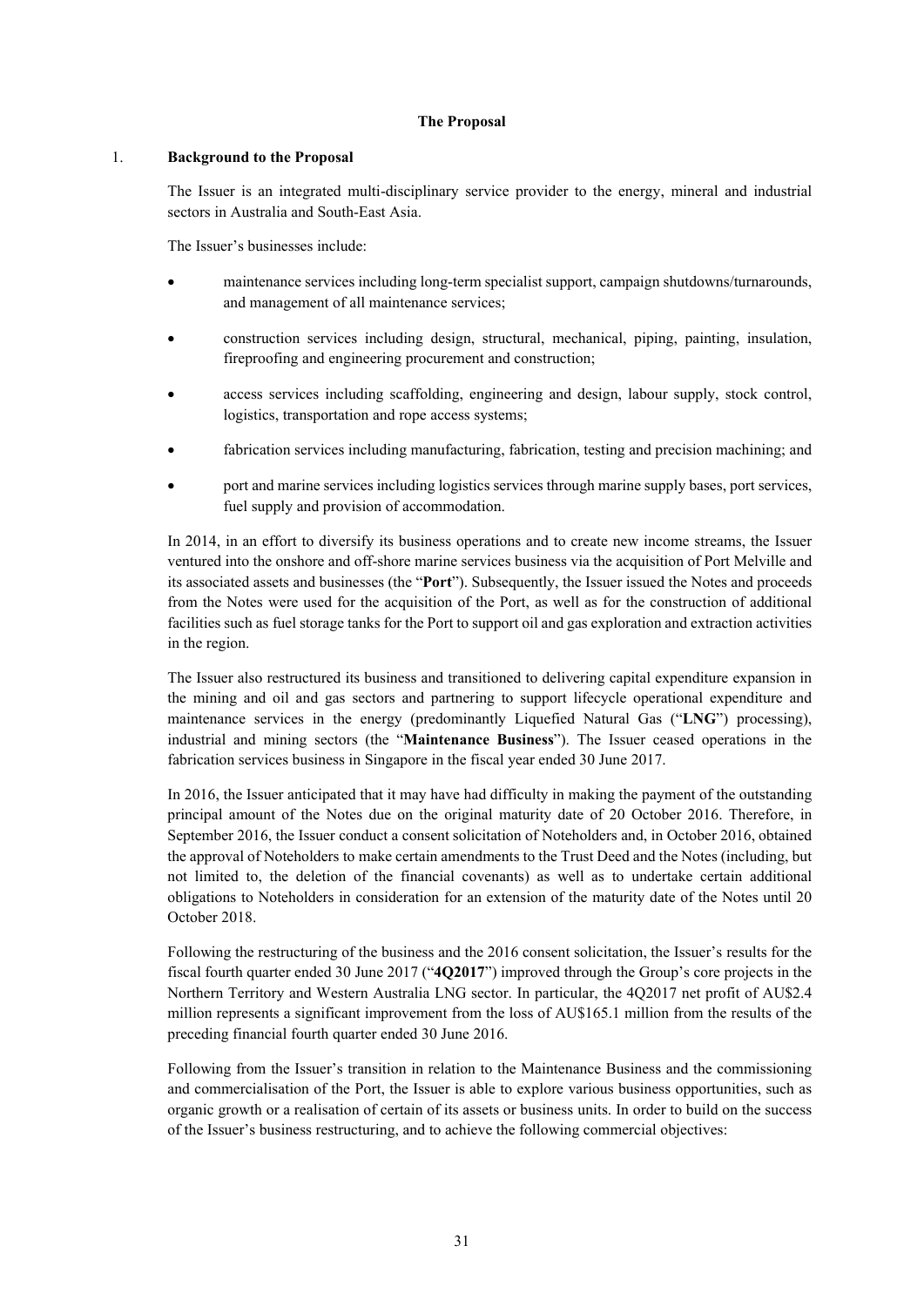**The Proposal**

1. **Background to the Proposal**

The Issuer is an integrated multi-disciplinary service provider to the energy, mineral and industrial sectors in Australia and South-East Asia.

The Issuer's businesses include:

- maintenance services including long-term specialist support, campaign shutdowns/turnarounds, and management of all maintenance services;
- construction services including design, structural, mechanical, piping, painting, insulation, fireproofing and engineering procurement and construction;
- access services including scaffolding, engineering and design, labour supply, stock control, logistics, transportation and rope access systems;
- fabrication services including manufacturing, fabrication, testing and precision machining; and
- port and marine services including logistics services through marine supply bases, port services, fuel supply and provision of accommodation.

In 2014, in an effort to diversify its business operations and to create new income streams, the Issuer ventured into the onshore and off-shore marine services business via the acquisition of Port Melville and its associated assets and businesses (the "**Port**"). Subsequently, the Issuer issued the Notes and proceeds from the Notes were used for the acquisition of the Port, as well as for the construction of additional facilities such as fuel storage tanks for the Port to support oil and gas exploration and extraction activities in the region.

The Issuer also restructured its business and transitioned to delivering capital expenditure expansion in the mining and oil and gas sectors and partnering to support lifecycle operational expenditure and maintenance services in the energy (predominantly Liquefied Natural Gas ("**LNG**") processing), industrial and mining sectors (the "**Maintenance Business**"). The Issuer ceased operations in the fabrication services business in Singapore in the fiscal year ended 30 June 2017.

In 2016, the Issuer anticipated that it may have had difficulty in making the payment of the outstanding principal amount of the Notes due on the original maturity date of 20 October 2016. Therefore, in September 2016, the Issuer conduct a consent solicitation of Noteholders and, in October 2016, obtained the approval of Noteholders to make certain amendments to the Trust Deed and the Notes (including, but not limited to, the deletion of the financial covenants) as well as to undertake certain additional obligations to Noteholders in consideration for an extension of the maturity date of the Notes until 20 October 2018.

Following the restructuring of the business and the 2016 consent solicitation, the Issuer's results for the fiscal fourth quarter ended 30 June 2017 ("**4Q2017**") improved through the Group's core projects in the Northern Territory and Western Australia LNG sector. In particular, the 4Q2017 net profit of AU$2.4 million represents a significant improvement from the loss of AU$165.1 million from the results of the preceding financial fourth quarter ended 30 June 2016.

Following from the Issuer's transition in relation to the Maintenance Business and the commissioning and commercialisation of the Port, the Issuer is able to explore various business opportunities, such as organic growth or a realisation of certain of its assets or business units. In order to build on the success of the Issuer's business restructuring, and to achieve the following commercial objectives: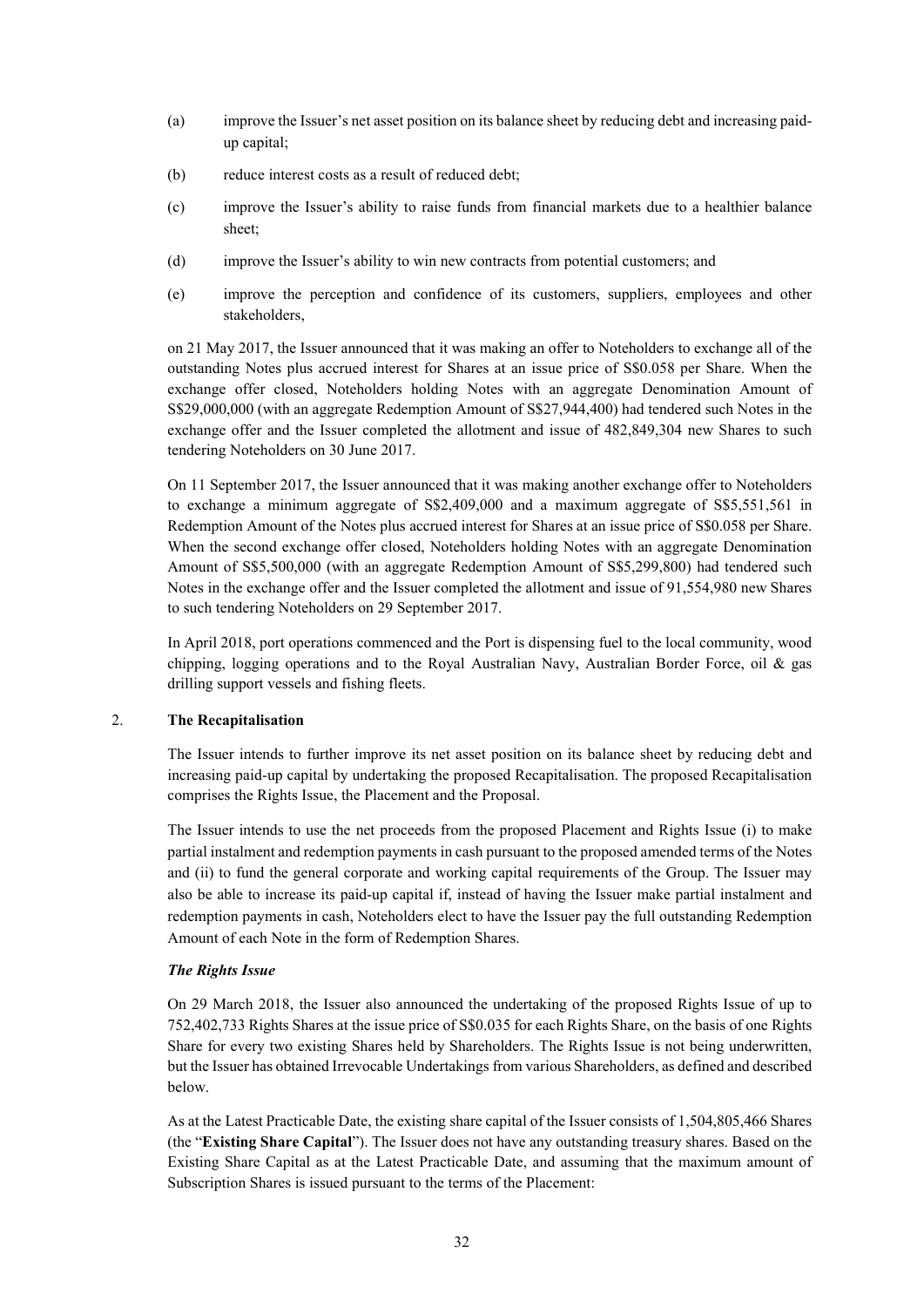(a) improve the Issuer's net asset position on its balance sheet by reducing debt and increasing paid-up capital;

(b) reduce interest costs as a result of reduced debt;

(c) improve the Issuer's ability to raise funds from financial markets due to a healthier balance sheet;

(d) improve the Issuer's ability to win new contracts from potential customers; and

(e) improve the perception and confidence of its customers, suppliers, employees and other stakeholders,

on 21 May 2017, the Issuer announced that it was making an offer to Noteholders to exchange all of the outstanding Notes plus accrued interest for Shares at an issue price of S$0.058 per Share. When the exchange offer closed, Noteholders holding Notes with an aggregate Denomination Amount of S$29,000,000 (with an aggregate Redemption Amount of S$27,944,400) had tendered such Notes in the exchange offer and the Issuer completed the allotment and issue of 482,849,304 new Shares to such tendering Noteholders on 30 June 2017.

On 11 September 2017, the Issuer announced that it was making another exchange offer to Noteholders to exchange a minimum aggregate of S$2,409,000 and a maximum aggregate of S$5,551,561 in Redemption Amount of the Notes plus accrued interest for Shares at an issue price of S$0.058 per Share. When the second exchange offer closed, Noteholders holding Notes with an aggregate Denomination Amount of S$5,500,000 (with an aggregate Redemption Amount of S$5,299,800) had tendered such Notes in the exchange offer and the Issuer completed the allotment and issue of 91,554,980 new Shares to such tendering Noteholders on 29 September 2017.

In April 2018, port operations commenced and the Port is dispensing fuel to the local community, wood chipping, logging operations and to the Royal Australian Navy, Australian Border Force, oil & gas drilling support vessels and fishing fleets.

## 2. The Recapitalisation

The Issuer intends to further improve its net asset position on its balance sheet by reducing debt and increasing paid-up capital by undertaking the proposed Recapitalisation. The proposed Recapitalisation comprises the Rights Issue, the Placement and the Proposal.

The Issuer intends to use the net proceeds from the proposed Placement and Rights Issue (i) to make partial instalment and redemption payments in cash pursuant to the proposed amended terms of the Notes and (ii) to fund the general corporate and working capital requirements of the Group. The Issuer may also be able to increase its paid-up capital if, instead of having the Issuer make partial instalment and redemption payments in cash, Noteholders elect to have the Issuer pay the full outstanding Redemption Amount of each Note in the form of Redemption Shares.

***The Rights Issue***

On 29 March 2018, the Issuer also announced the undertaking of the proposed Rights Issue of up to 752,402,733 Rights Shares at the issue price of S$0.035 for each Rights Share, on the basis of one Rights Share for every two existing Shares held by Shareholders. The Rights Issue is not being underwritten, but the Issuer has obtained Irrevocable Undertakings from various Shareholders, as defined and described below.

As at the Latest Practicable Date, the existing share capital of the Issuer consists of 1,504,805,466 Shares (the "**Existing Share Capital**"). The Issuer does not have any outstanding treasury shares. Based on the Existing Share Capital as at the Latest Practicable Date, and assuming that the maximum amount of Subscription Shares is issued pursuant to the terms of the Placement: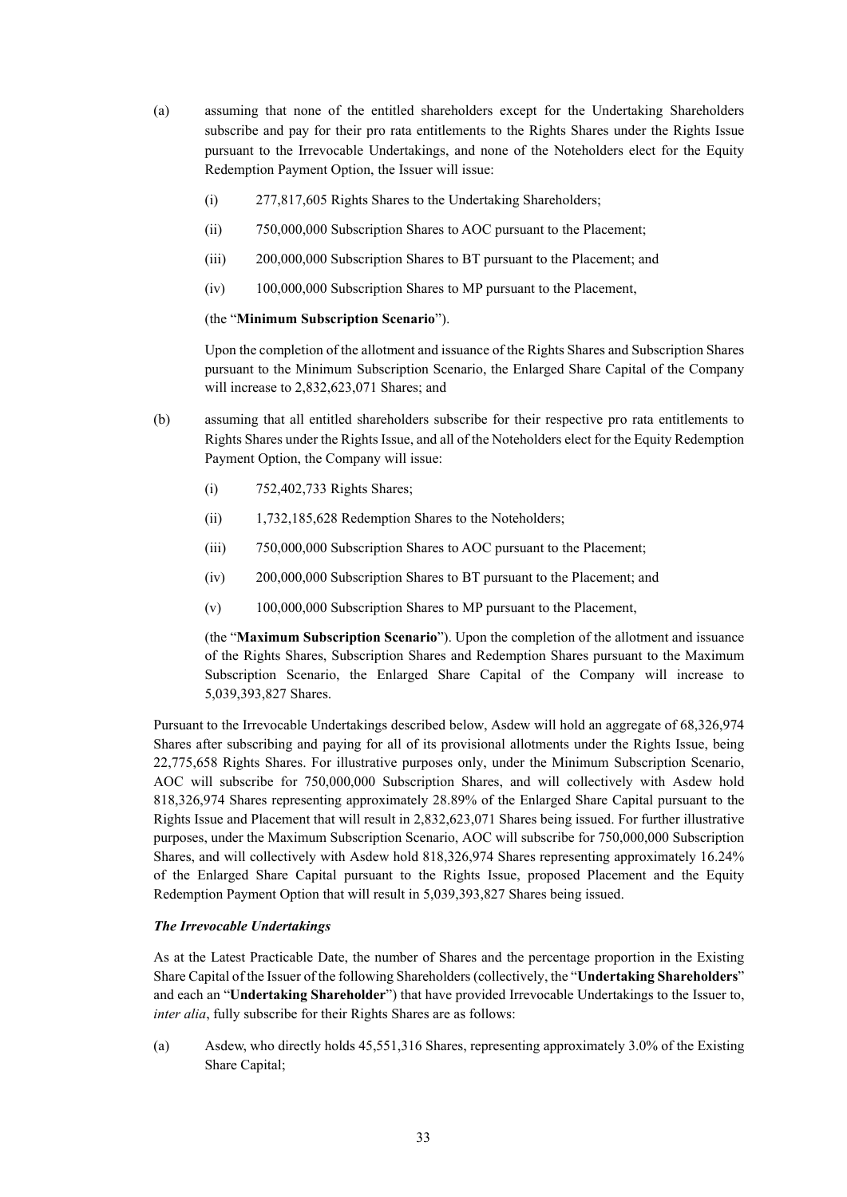(a) assuming that none of the entitled shareholders except for the Undertaking Shareholders subscribe and pay for their pro rata entitlements to the Rights Shares under the Rights Issue pursuant to the Irrevocable Undertakings, and none of the Noteholders elect for the Equity Redemption Payment Option, the Issuer will issue:

    (i) 277,817,605 Rights Shares to the Undertaking Shareholders;

    (ii) 750,000,000 Subscription Shares to AOC pursuant to the Placement;

    (iii) 200,000,000 Subscription Shares to BT pursuant to the Placement; and

    (iv) 100,000,000 Subscription Shares to MP pursuant to the Placement,

    (the "**Minimum Subscription Scenario**").

    Upon the completion of the allotment and issuance of the Rights Shares and Subscription Shares pursuant to the Minimum Subscription Scenario, the Enlarged Share Capital of the Company will increase to 2,832,623,071 Shares; and

(b) assuming that all entitled shareholders subscribe for their respective pro rata entitlements to Rights Shares under the Rights Issue, and all of the Noteholders elect for the Equity Redemption Payment Option, the Company will issue:

    (i) 752,402,733 Rights Shares;

    (ii) 1,732,185,628 Redemption Shares to the Noteholders;

    (iii) 750,000,000 Subscription Shares to AOC pursuant to the Placement;

    (iv) 200,000,000 Subscription Shares to BT pursuant to the Placement; and

    (v) 100,000,000 Subscription Shares to MP pursuant to the Placement,

    (the "**Maximum Subscription Scenario**"). Upon the completion of the allotment and issuance of the Rights Shares, Subscription Shares and Redemption Shares pursuant to the Maximum Subscription Scenario, the Enlarged Share Capital of the Company will increase to 5,039,393,827 Shares.

Pursuant to the Irrevocable Undertakings described below, Asdew will hold an aggregate of 68,326,974 Shares after subscribing and paying for all of its provisional allotments under the Rights Issue, being 22,775,658 Rights Shares. For illustrative purposes only, under the Minimum Subscription Scenario, AOC will subscribe for 750,000,000 Subscription Shares, and will collectively with Asdew hold 818,326,974 Shares representing approximately 28.89% of the Enlarged Share Capital pursuant to the Rights Issue and Placement that will result in 2,832,623,071 Shares being issued. For further illustrative purposes, under the Maximum Subscription Scenario, AOC will subscribe for 750,000,000 Subscription Shares, and will collectively with Asdew hold 818,326,974 Shares representing approximately 16.24% of the Enlarged Share Capital pursuant to the Rights Issue, proposed Placement and the Equity Redemption Payment Option that will result in 5,039,393,827 Shares being issued.

***The Irrevocable Undertakings***

As at the Latest Practicable Date, the number of Shares and the percentage proportion in the Existing Share Capital of the Issuer of the following Shareholders (collectively, the "**Undertaking Shareholders**" and each an "**Undertaking Shareholder**") that have provided Irrevocable Undertakings to the Issuer to, *inter alia*, fully subscribe for their Rights Shares are as follows:

(a) Asdew, who directly holds 45,551,316 Shares, representing approximately 3.0% of the Existing Share Capital;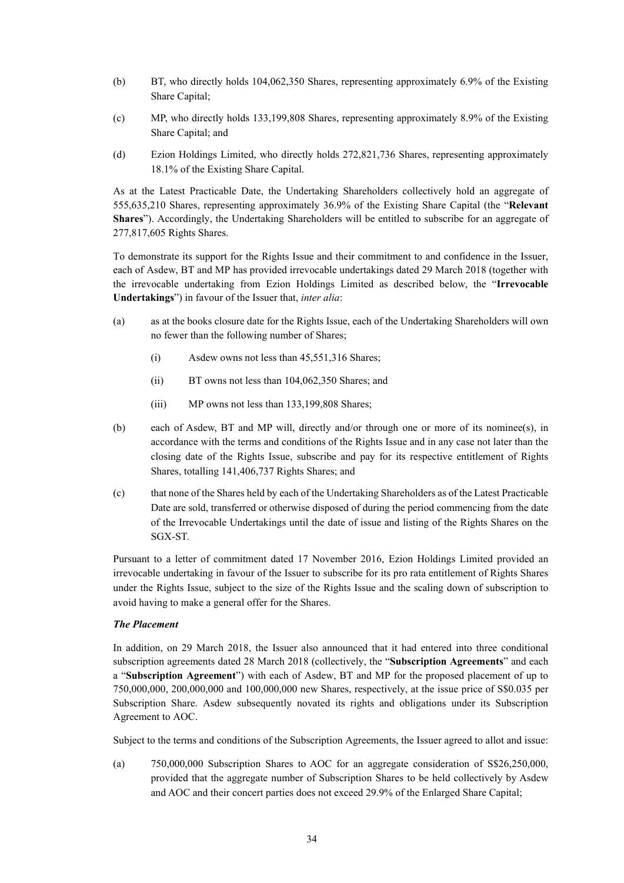(b) BT, who directly holds 104,062,350 Shares, representing approximately 6.9% of the Existing Share Capital;

(c) MP, who directly holds 133,199,808 Shares, representing approximately 8.9% of the Existing Share Capital; and

(d) Ezion Holdings Limited, who directly holds 272,821,736 Shares, representing approximately 18.1% of the Existing Share Capital.

As at the Latest Practicable Date, the Undertaking Shareholders collectively hold an aggregate of 555,635,210 Shares, representing approximately 36.9% of the Existing Share Capital (the "**Relevant Shares**"). Accordingly, the Undertaking Shareholders will be entitled to subscribe for an aggregate of 277,817,605 Rights Shares.

To demonstrate its support for the Rights Issue and their commitment to and confidence in the Issuer, each of Asdew, BT and MP has provided irrevocable undertakings dated 29 March 2018 (together with the irrevocable undertaking from Ezion Holdings Limited as described below, the "**Irrevocable Undertakings**") in favour of the Issuer that, *inter alia*:

(a) as at the books closure date for the Rights Issue, each of the Undertaking Shareholders will own no fewer than the following number of Shares;

   (i) Asdew owns not less than 45,551,316 Shares;

   (ii) BT owns not less than 104,062,350 Shares; and

   (iii) MP owns not less than 133,199,808 Shares;

(b) each of Asdew, BT and MP will, directly and/or through one or more of its nominee(s), in accordance with the terms and conditions of the Rights Issue and in any case not later than the closing date of the Rights Issue, subscribe and pay for its respective entitlement of Rights Shares, totalling 141,406,737 Rights Shares; and

(c) that none of the Shares held by each of the Undertaking Shareholders as of the Latest Practicable Date are sold, transferred or otherwise disposed of during the period commencing from the date of the Irrevocable Undertakings until the date of issue and listing of the Rights Shares on the SGX-ST.

Pursuant to a letter of commitment dated 17 November 2016, Ezion Holdings Limited provided an irrevocable undertaking in favour of the Issuer to subscribe for its pro rata entitlement of Rights Shares under the Rights Issue, subject to the size of the Rights Issue and the scaling down of subscription to avoid having to make a general offer for the Shares.

***The Placement***

In addition, on 29 March 2018, the Issuer also announced that it had entered into three conditional subscription agreements dated 28 March 2018 (collectively, the "**Subscription Agreements**" and each a "**Subscription Agreement**") with each of Asdew, BT and MP for the proposed placement of up to 750,000,000, 200,000,000 and 100,000,000 new Shares, respectively, at the issue price of S$0.035 per Subscription Share. Asdew subsequently novated its rights and obligations under its Subscription Agreement to AOC.

Subject to the terms and conditions of the Subscription Agreements, the Issuer agreed to allot and issue:

(a) 750,000,000 Subscription Shares to AOC for an aggregate consideration of S$26,250,000, provided that the aggregate number of Subscription Shares to be held collectively by Asdew and AOC and their concert parties does not exceed 29.9% of the Enlarged Share Capital;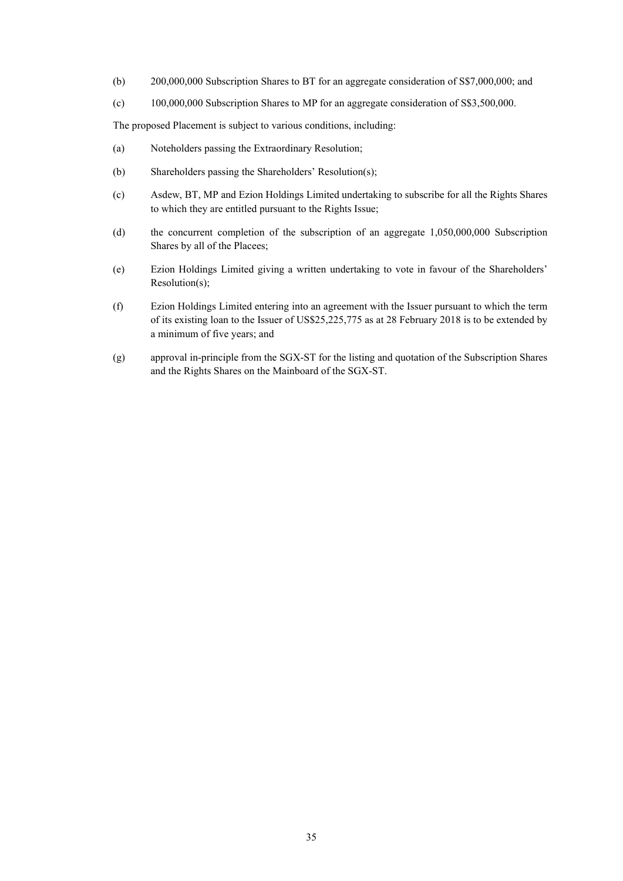(b) 200,000,000 Subscription Shares to BT for an aggregate consideration of S$7,000,000; and

(c) 100,000,000 Subscription Shares to MP for an aggregate consideration of S$3,500,000.

The proposed Placement is subject to various conditions, including:

(a) Noteholders passing the Extraordinary Resolution;

(b) Shareholders passing the Shareholders' Resolution(s);

(c) Asdew, BT, MP and Ezion Holdings Limited undertaking to subscribe for all the Rights Shares to which they are entitled pursuant to the Rights Issue;

(d) the concurrent completion of the subscription of an aggregate 1,050,000,000 Subscription Shares by all of the Placees;

(e) Ezion Holdings Limited giving a written undertaking to vote in favour of the Shareholders' Resolution(s);

(f) Ezion Holdings Limited entering into an agreement with the Issuer pursuant to which the term of its existing loan to the Issuer of US$25,225,775 as at 28 February 2018 is to be extended by a minimum of five years; and

(g) approval in-principle from the SGX-ST for the listing and quotation of the Subscription Shares and the Rights Shares on the Mainboard of the SGX-ST.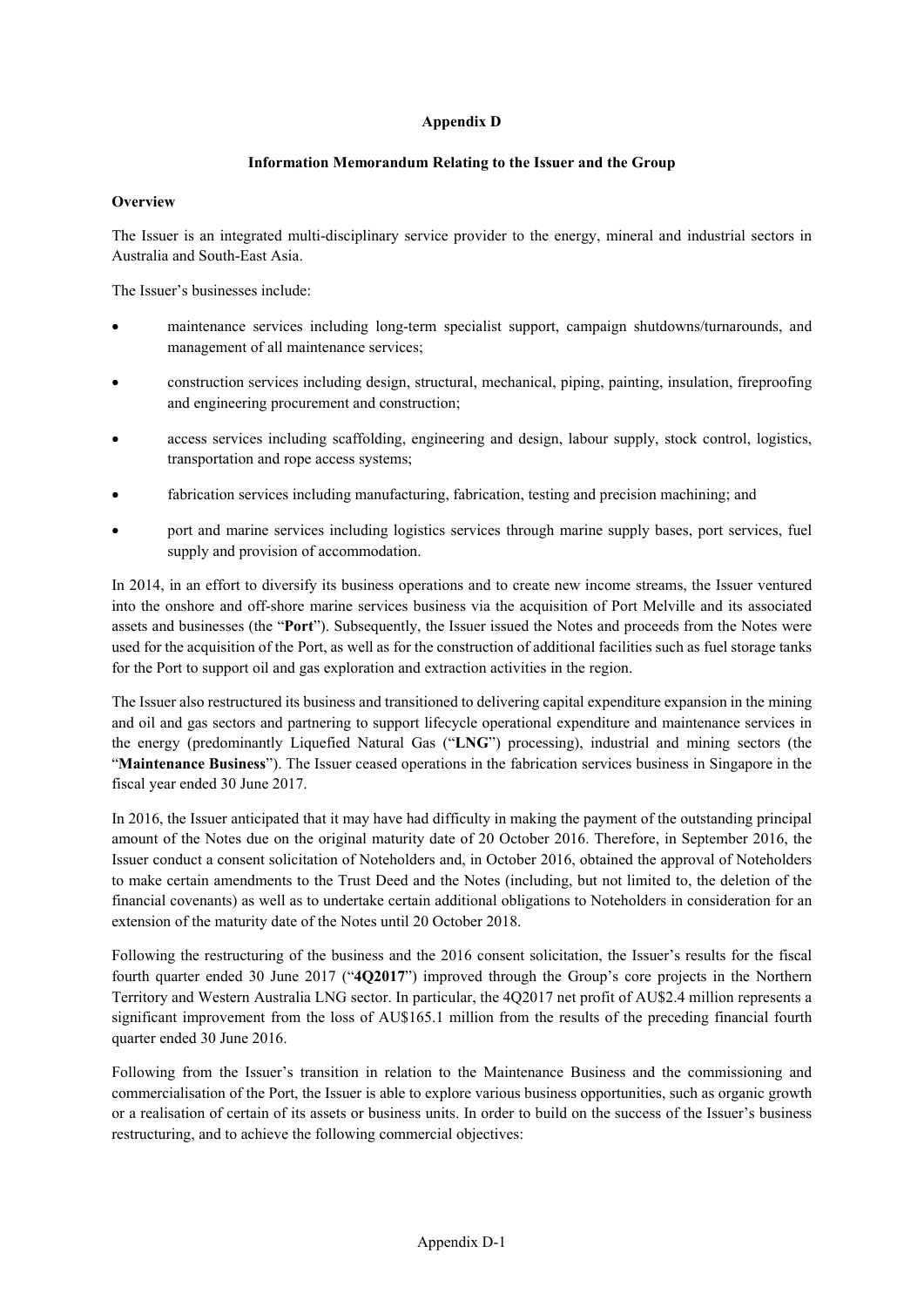**Appendix D**

**Information Memorandum Relating to the Issuer and the Group**

**Overview**

The Issuer is an integrated multi-disciplinary service provider to the energy, mineral and industrial sectors in Australia and South-East Asia.

The Issuer's businesses include:

- maintenance services including long-term specialist support, campaign shutdowns/turnarounds, and management of all maintenance services;
- construction services including design, structural, mechanical, piping, painting, insulation, fireproofing and engineering procurement and construction;
- access services including scaffolding, engineering and design, labour supply, stock control, logistics, transportation and rope access systems;
- fabrication services including manufacturing, fabrication, testing and precision machining; and
- port and marine services including logistics services through marine supply bases, port services, fuel supply and provision of accommodation.

In 2014, in an effort to diversify its business operations and to create new income streams, the Issuer ventured into the onshore and off-shore marine services business via the acquisition of Port Melville and its associated assets and businesses (the "**Port**"). Subsequently, the Issuer issued the Notes and proceeds from the Notes were used for the acquisition of the Port, as well as for the construction of additional facilities such as fuel storage tanks for the Port to support oil and gas exploration and extraction activities in the region.

The Issuer also restructured its business and transitioned to delivering capital expenditure expansion in the mining and oil and gas sectors and partnering to support lifecycle operational expenditure and maintenance services in the energy (predominantly Liquefied Natural Gas ("**LNG**") processing), industrial and mining sectors (the "**Maintenance Business**"). The Issuer ceased operations in the fabrication services business in Singapore in the fiscal year ended 30 June 2017.

In 2016, the Issuer anticipated that it may have had difficulty in making the payment of the outstanding principal amount of the Notes due on the original maturity date of 20 October 2016. Therefore, in September 2016, the Issuer conduct a consent solicitation of Noteholders and, in October 2016, obtained the approval of Noteholders to make certain amendments to the Trust Deed and the Notes (including, but not limited to, the deletion of the financial covenants) as well as to undertake certain additional obligations to Noteholders in consideration for an extension of the maturity date of the Notes until 20 October 2018.

Following the restructuring of the business and the 2016 consent solicitation, the Issuer's results for the fiscal fourth quarter ended 30 June 2017 ("**4Q2017**") improved through the Group's core projects in the Northern Territory and Western Australia LNG sector. In particular, the 4Q2017 net profit of AU$2.4 million represents a significant improvement from the loss of AU$165.1 million from the results of the preceding financial fourth quarter ended 30 June 2016.

Following from the Issuer's transition in relation to the Maintenance Business and the commissioning and commercialisation of the Port, the Issuer is able to explore various business opportunities, such as organic growth or a realisation of certain of its assets or business units. In order to build on the success of the Issuer's business restructuring, and to achieve the following commercial objectives: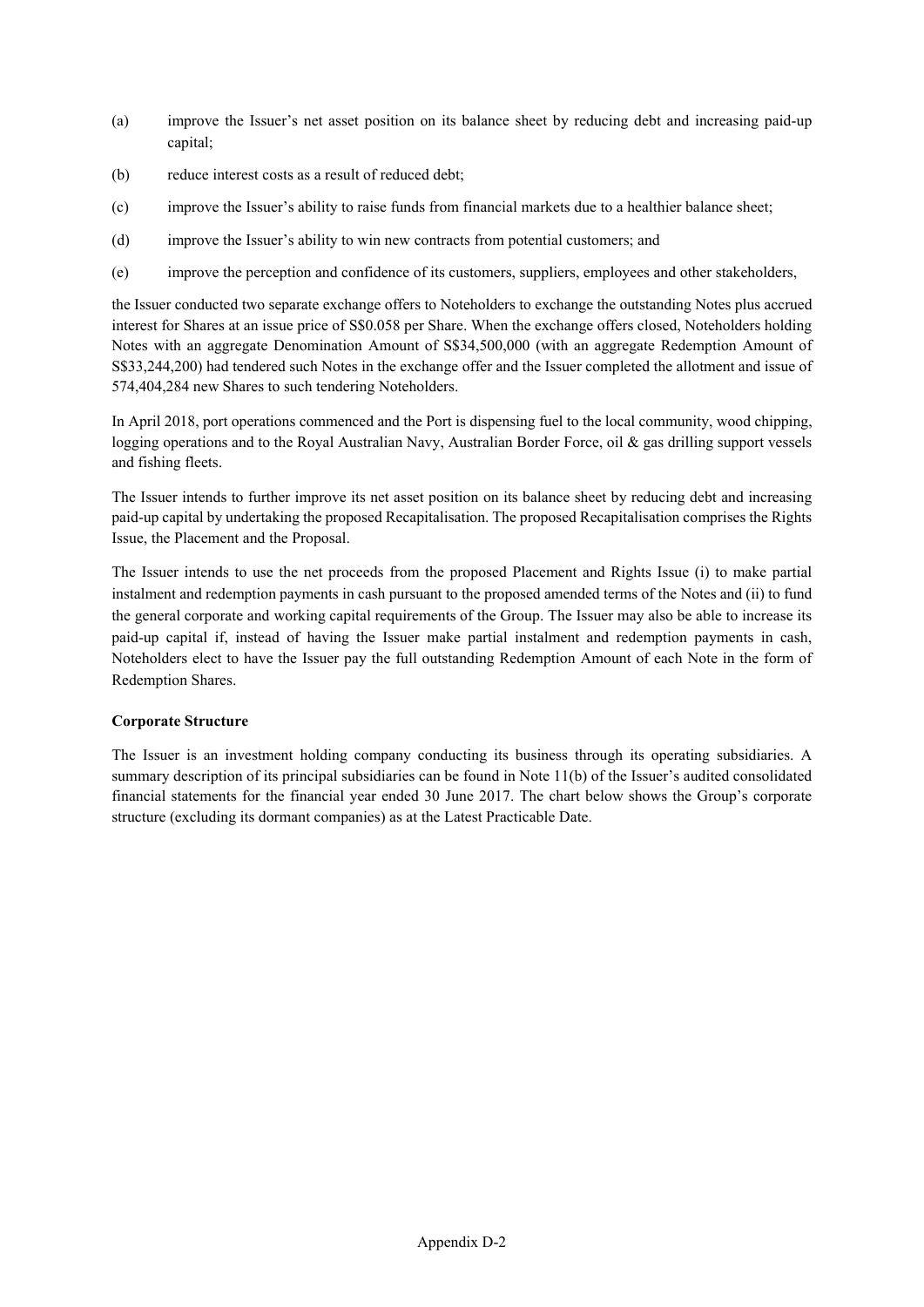(a) improve the Issuer's net asset position on its balance sheet by reducing debt and increasing paid-up capital;

(b) reduce interest costs as a result of reduced debt;

(c) improve the Issuer's ability to raise funds from financial markets due to a healthier balance sheet;

(d) improve the Issuer's ability to win new contracts from potential customers; and

(e) improve the perception and confidence of its customers, suppliers, employees and other stakeholders,

the Issuer conducted two separate exchange offers to Noteholders to exchange the outstanding Notes plus accrued interest for Shares at an issue price of S$0.058 per Share. When the exchange offers closed, Noteholders holding Notes with an aggregate Denomination Amount of S$34,500,000 (with an aggregate Redemption Amount of S$33,244,200) had tendered such Notes in the exchange offer and the Issuer completed the allotment and issue of 574,404,284 new Shares to such tendering Noteholders.

In April 2018, port operations commenced and the Port is dispensing fuel to the local community, wood chipping, logging operations and to the Royal Australian Navy, Australian Border Force, oil & gas drilling support vessels and fishing fleets.

The Issuer intends to further improve its net asset position on its balance sheet by reducing debt and increasing paid-up capital by undertaking the proposed Recapitalisation. The proposed Recapitalisation comprises the Rights Issue, the Placement and the Proposal.

The Issuer intends to use the net proceeds from the proposed Placement and Rights Issue (i) to make partial instalment and redemption payments in cash pursuant to the proposed amended terms of the Notes and (ii) to fund the general corporate and working capital requirements of the Group. The Issuer may also be able to increase its paid-up capital if, instead of having the Issuer make partial instalment and redemption payments in cash, Noteholders elect to have the Issuer pay the full outstanding Redemption Amount of each Note in the form of Redemption Shares.

**Corporate Structure**

The Issuer is an investment holding company conducting its business through its operating subsidiaries. A summary description of its principal subsidiaries can be found in Note 11(b) of the Issuer's audited consolidated financial statements for the financial year ended 30 June 2017. The chart below shows the Group's corporate structure (excluding its dormant companies) as at the Latest Practicable Date.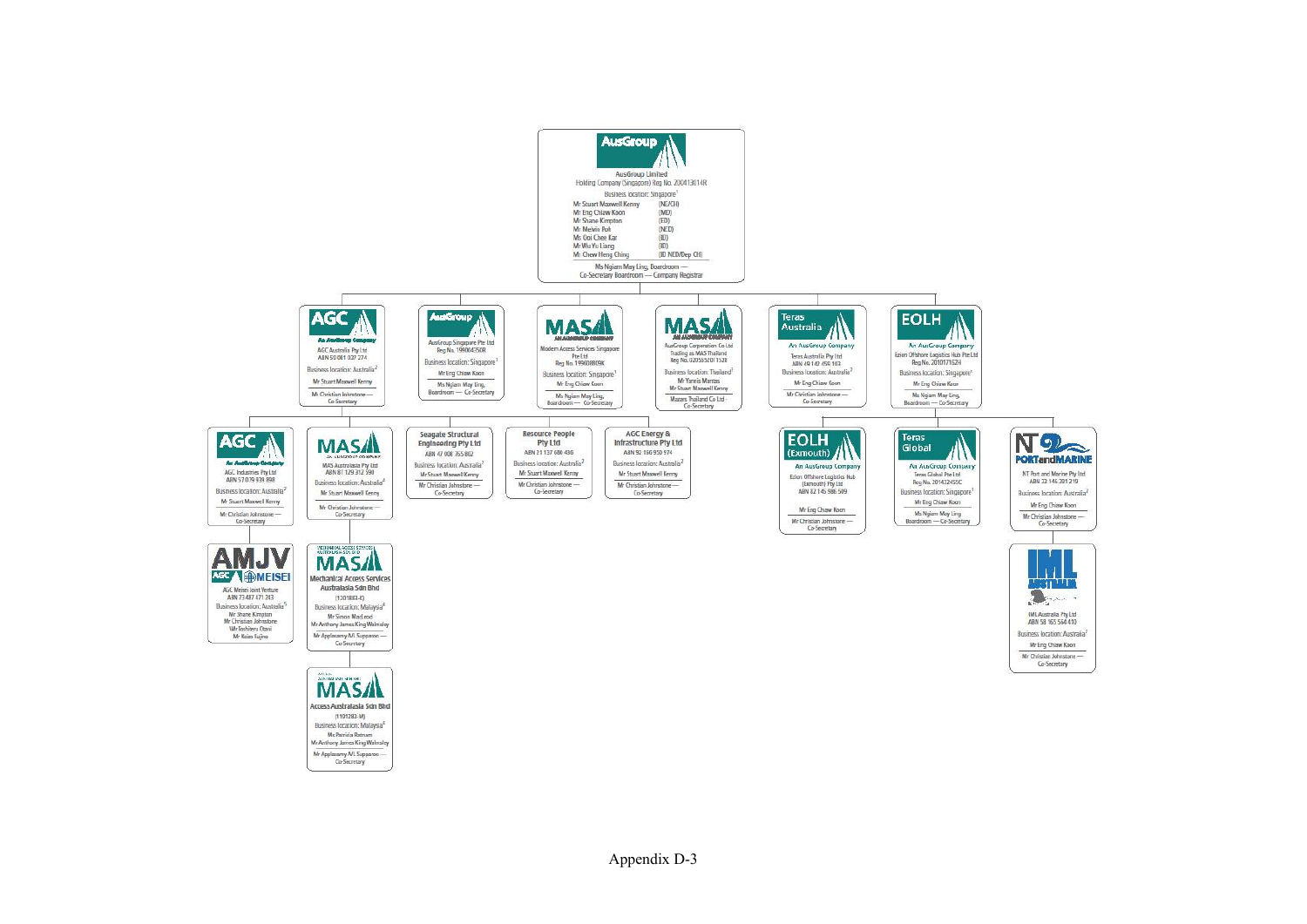**AusGroup**

AusGroup Limited
Holding Company (Singapore) Reg No. 200413014R
Business location: Singapore[1]

| | |
|---|---|
| Mr Stuart Maxwell Kenny | (NE/CH) |
| Mr Eng Chiaw Koon | (MD) |
| Mr Shane Kimpton | (ED) |
| Mr Melvin Poh | (NED) |
| Ms Ooi Chee Kar | (ID) |
| Mr Wu Yu Liang | (ID) |
| Mr Chew Heng Ching | (ID NED/Dep CH) |

Ms Ngiam May Ling, Boardroom — Co-Secretary Boardroom — Company Registrar

---

**AGC** — An AusGroup Company
AGC Australia Pty Ltd
ABN 50 081 037 274
Business location: Australia[2]
Mr Stuart Maxwell Kenny
Mr Christian Johnstone — Co-Secretary

- **AGC** — An AusGroup Company
  AGC Industries Pty Ltd
  ABN 57 079 939 898
  Business location: Australia[2]
  Mr Stuart Maxwell Kenny
  Mr Christian Johnstone — Co-Secretary
  - **AMJV** — AGC / MEISEI
    AGC Meisei Joint Venture
    ABN 73 487 471 263
    Business location: Australia[5]
    Mr Shane Kimpton
    Mr Christian Johnstone
    Mr Toshiteru Otani
    Mr Koiso Fujino
- **MAS** — An AusGroup Company
  MAS Australasia Pty Ltd
  ABN 87 129 312 390
  Business location: Australia[4]
  Mr Stuart Maxwell Kenny
  Mr Christian Johnstone — Co-Secretary
  - **MAS** — Mechanical Access Services Australasia Sdn Bhd
    (1201883-X)
    Business location: Malaysia[6]
    Mr Simon MacLeod
    Mr Anthony James King Walmsley
    Mr Applasamy A/L Supparoo — Co-Secretary
    - **MAS** — Access Australasia Sdn Bhd
      (1191283-M)
      Business location: Malaysia[6]
      Ms Patricia Ratnam
      Mr Anthony James King Walmsley
      Mr Applasamy A/L Supparoo — Co-Secretary
- **Seagate Structural Engineering Pty Ltd**
  ABN 47 008 765 802
  Business location: Australia[2]
  Mr Stuart Maxwell Kenny
  Mr Christian Johnstone — Co-Secretary
- **Resource People Pty Ltd**
  ABN 21 137 686 436
  Business location: Australia[2]
  Mr Stuart Maxwell Kenny
  Mr Christian Johnstone — Co-Secretary
- **AGC Energy & Infrastructure Pty Ltd**
  ABN 92 166 950 974
  Business location: Australia[2]
  Mr Stuart Maxwell Kenny
  Mr Christian Johnstone — Co-Secretary

**AusGroup**
AusGroup Singapore Pte Ltd
Reg No. 198004250R
Business location: Singapore[1]
Mr Eng Chiaw Koon
Ms Ngiam May Ling, Boardroom — Co-Secretary

**MAS** — An AusGroup Company
Modern Access Services Singapore Pte Ltd
Reg No. 199608809K
Business location: Singapore[1]
Mr Eng Chiaw Koon
Ms Ngiam May Ling, Boardroom — Co-Secretary

**MAS** — An AusGroup Company
AusGroup Corporation Co Ltd
Trading as MAS Thailand
Reg No. 0205552011528
Business location: Thailand[1]
Mr Yannis Mantas
Mr Stuart Maxwell Kenny
Mazars Thailand Co Ltd - Co-Secretary

**Teras Australia** — An AusGroup Company
Teras Australia Pty Ltd
ABN 49 140 456 103
Business location: Australia[3]
Mr Eng Chiaw Koon
Mr Christian Johnstone — Co-Secretary

**EOLH** — An AusGroup Company
Ezion Offshore Logistics Hub Pte Ltd
Reg No. 201017162H
Business location: Singapore[1]
Mr Eng Chiaw Koon
Ms Ngiam May Ling, Boardroom — Co-Secretary

- **EOLH (Exmouth)** — An AusGroup Company
  Ezion Offshore Logistics Hub (Exmouth) Pty Ltd
  ABN 82 145 986 509
  Mr Eng Chiaw Koon
  Mr Christian Johnstone — Co-Secretary
- **Teras Global** — An AusGroup Company
  Teras Global Pte Ltd
  Reg No. 201432455C
  Business location: Singapore[1]
  Mr Eng Chiaw Koon
  Ms Ngiam May Ling
  Boardroom — Co-Secretary
- **NT PORT and MARINE**
  NT Port and Marine Pty Ltd
  ABN 33 146 201 219
  Business location: Australia[3]
  Mr Eng Chiaw Koon
  Mr Christian Johnstone — Co-Secretary
  - **IML AUSTRALIA**
    IML Australia Pty Ltd
    ABN 58 165 564 410
    Business location: Australia[3]
    Mr Eng Chiaw Koon
    Mr Christian Johnstone — Co-Secretary

Appendix D-3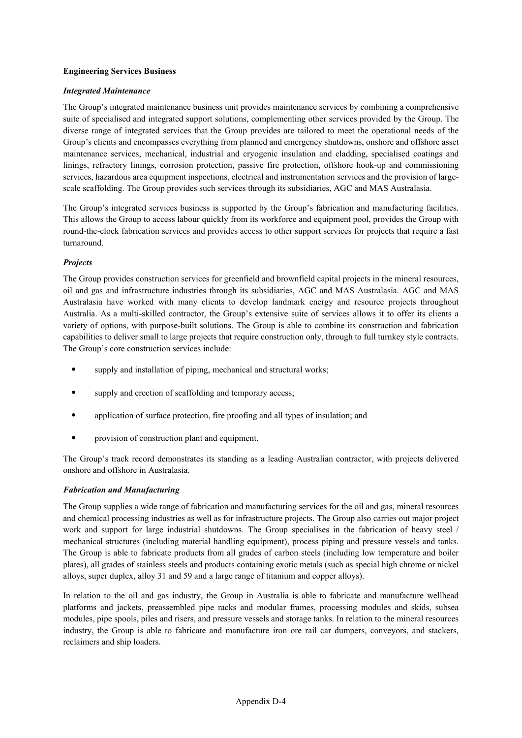**Engineering Services Business**

***Integrated Maintenance***

The Group's integrated maintenance business unit provides maintenance services by combining a comprehensive suite of specialised and integrated support solutions, complementing other services provided by the Group. The diverse range of integrated services that the Group provides are tailored to meet the operational needs of the Group's clients and encompasses everything from planned and emergency shutdowns, onshore and offshore asset maintenance services, mechanical, industrial and cryogenic insulation and cladding, specialised coatings and linings, refractory linings, corrosion protection, passive fire protection, offshore hook-up and commissioning services, hazardous area equipment inspections, electrical and instrumentation services and the provision of large-scale scaffolding. The Group provides such services through its subsidiaries, AGC and MAS Australasia.

The Group's integrated services business is supported by the Group's fabrication and manufacturing facilities. This allows the Group to access labour quickly from its workforce and equipment pool, provides the Group with round-the-clock fabrication services and provides access to other support services for projects that require a fast turnaround.

***Projects***

The Group provides construction services for greenfield and brownfield capital projects in the mineral resources, oil and gas and infrastructure industries through its subsidiaries, AGC and MAS Australasia. AGC and MAS Australasia have worked with many clients to develop landmark energy and resource projects throughout Australia. As a multi-skilled contractor, the Group's extensive suite of services allows it to offer its clients a variety of options, with purpose-built solutions. The Group is able to combine its construction and fabrication capabilities to deliver small to large projects that require construction only, through to full turnkey style contracts. The Group's core construction services include:

- supply and installation of piping, mechanical and structural works;
- supply and erection of scaffolding and temporary access;
- application of surface protection, fire proofing and all types of insulation; and
- provision of construction plant and equipment.

The Group's track record demonstrates its standing as a leading Australian contractor, with projects delivered onshore and offshore in Australasia.

***Fabrication and Manufacturing***

The Group supplies a wide range of fabrication and manufacturing services for the oil and gas, mineral resources and chemical processing industries as well as for infrastructure projects. The Group also carries out major project work and support for large industrial shutdowns. The Group specialises in the fabrication of heavy steel / mechanical structures (including material handling equipment), process piping and pressure vessels and tanks. The Group is able to fabricate products from all grades of carbon steels (including low temperature and boiler plates), all grades of stainless steels and products containing exotic metals (such as special high chrome or nickel alloys, super duplex, alloy 31 and 59 and a large range of titanium and copper alloys).

In relation to the oil and gas industry, the Group in Australia is able to fabricate and manufacture wellhead platforms and jackets, preassembled pipe racks and modular frames, processing modules and skids, subsea modules, pipe spools, piles and risers, and pressure vessels and storage tanks. In relation to the mineral resources industry, the Group is able to fabricate and manufacture iron ore rail car dumpers, conveyors, and stackers, reclaimers and ship loaders.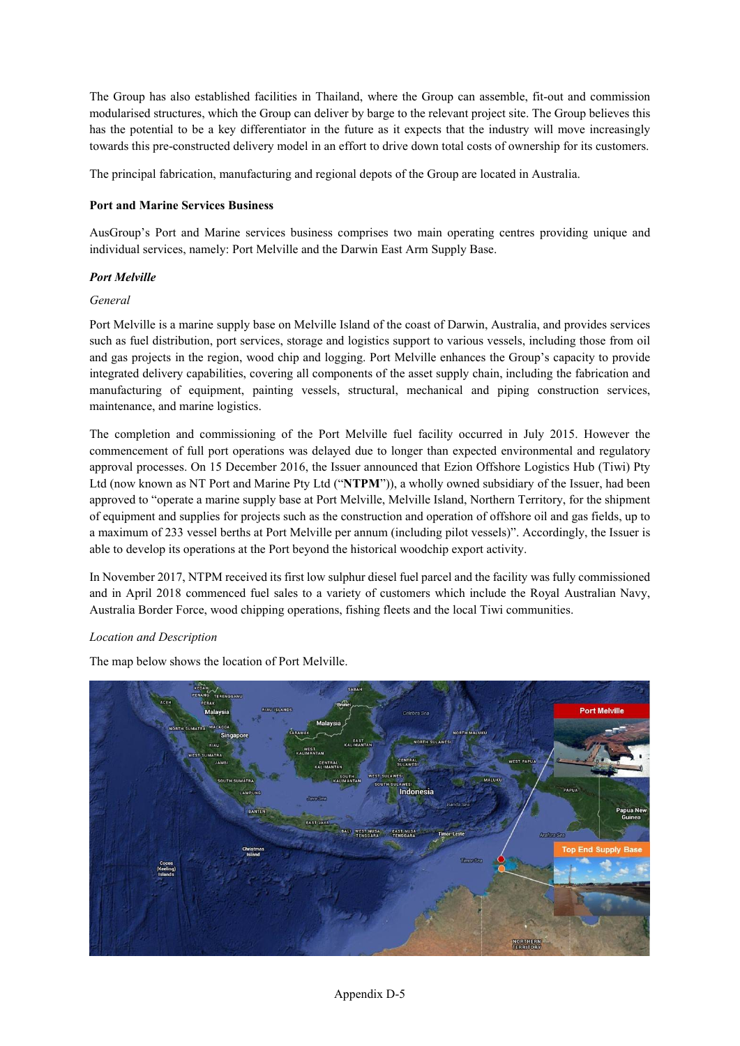The Group has also established facilities in Thailand, where the Group can assemble, fit-out and commission modularised structures, which the Group can deliver by barge to the relevant project site. The Group believes this has the potential to be a key differentiator in the future as it expects that the industry will move increasingly towards this pre-constructed delivery model in an effort to drive down total costs of ownership for its customers.

The principal fabrication, manufacturing and regional depots of the Group are located in Australia.

**Port and Marine Services Business**

AusGroup's Port and Marine services business comprises two main operating centres providing unique and individual services, namely: Port Melville and the Darwin East Arm Supply Base.

***Port Melville***

*General*

Port Melville is a marine supply base on Melville Island of the coast of Darwin, Australia, and provides services such as fuel distribution, port services, storage and logistics support to various vessels, including those from oil and gas projects in the region, wood chip and logging. Port Melville enhances the Group's capacity to provide integrated delivery capabilities, covering all components of the asset supply chain, including the fabrication and manufacturing of equipment, painting vessels, structural, mechanical and piping construction services, maintenance, and marine logistics.

The completion and commissioning of the Port Melville fuel facility occurred in July 2015. However the commencement of full port operations was delayed due to longer than expected environmental and regulatory approval processes. On 15 December 2016, the Issuer announced that Ezion Offshore Logistics Hub (Tiwi) Pty Ltd (now known as NT Port and Marine Pty Ltd ("**NTPM**")), a wholly owned subsidiary of the Issuer, had been approved to "operate a marine supply base at Port Melville, Melville Island, Northern Territory, for the shipment of equipment and supplies for projects such as the construction and operation of offshore oil and gas fields, up to a maximum of 233 vessel berths at Port Melville per annum (including pilot vessels)". Accordingly, the Issuer is able to develop its operations at the Port beyond the historical woodchip export activity.

In November 2017, NTPM received its first low sulphur diesel fuel parcel and the facility was fully commissioned and in April 2018 commenced fuel sales to a variety of customers which include the Royal Australian Navy, Australia Border Force, wood chipping operations, fishing fleets and the local Tiwi communities.

*Location and Description*

The map below shows the location of Port Melville.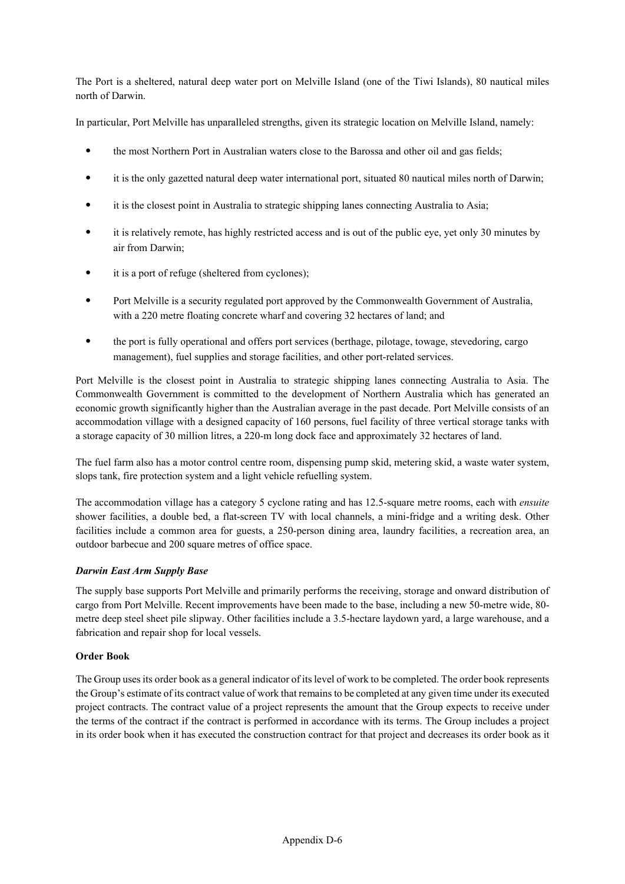The Port is a sheltered, natural deep water port on Melville Island (one of the Tiwi Islands), 80 nautical miles north of Darwin.

In particular, Port Melville has unparalleled strengths, given its strategic location on Melville Island, namely:

- the most Northern Port in Australian waters close to the Barossa and other oil and gas fields;
- it is the only gazetted natural deep water international port, situated 80 nautical miles north of Darwin;
- it is the closest point in Australia to strategic shipping lanes connecting Australia to Asia;
- it is relatively remote, has highly restricted access and is out of the public eye, yet only 30 minutes by air from Darwin;
- it is a port of refuge (sheltered from cyclones);
- Port Melville is a security regulated port approved by the Commonwealth Government of Australia, with a 220 metre floating concrete wharf and covering 32 hectares of land; and
- the port is fully operational and offers port services (berthage, pilotage, towage, stevedoring, cargo management), fuel supplies and storage facilities, and other port-related services.

Port Melville is the closest point in Australia to strategic shipping lanes connecting Australia to Asia. The Commonwealth Government is committed to the development of Northern Australia which has generated an economic growth significantly higher than the Australian average in the past decade. Port Melville consists of an accommodation village with a designed capacity of 160 persons, fuel facility of three vertical storage tanks with a storage capacity of 30 million litres, a 220-m long dock face and approximately 32 hectares of land.

The fuel farm also has a motor control centre room, dispensing pump skid, metering skid, a waste water system, slops tank, fire protection system and a light vehicle refuelling system.

The accommodation village has a category 5 cyclone rating and has 12.5-square metre rooms, each with *ensuite* shower facilities, a double bed, a flat-screen TV with local channels, a mini-fridge and a writing desk. Other facilities include a common area for guests, a 250-person dining area, laundry facilities, a recreation area, an outdoor barbecue and 200 square metres of office space.

***Darwin East Arm Supply Base***

The supply base supports Port Melville and primarily performs the receiving, storage and onward distribution of cargo from Port Melville. Recent improvements have been made to the base, including a new 50-metre wide, 80-metre deep steel sheet pile slipway. Other facilities include a 3.5-hectare laydown yard, a large warehouse, and a fabrication and repair shop for local vessels.

**Order Book**

The Group uses its order book as a general indicator of its level of work to be completed. The order book represents the Group's estimate of its contract value of work that remains to be completed at any given time under its executed project contracts. The contract value of a project represents the amount that the Group expects to receive under the terms of the contract if the contract is performed in accordance with its terms. The Group includes a project in its order book when it has executed the construction contract for that project and decreases its order book as it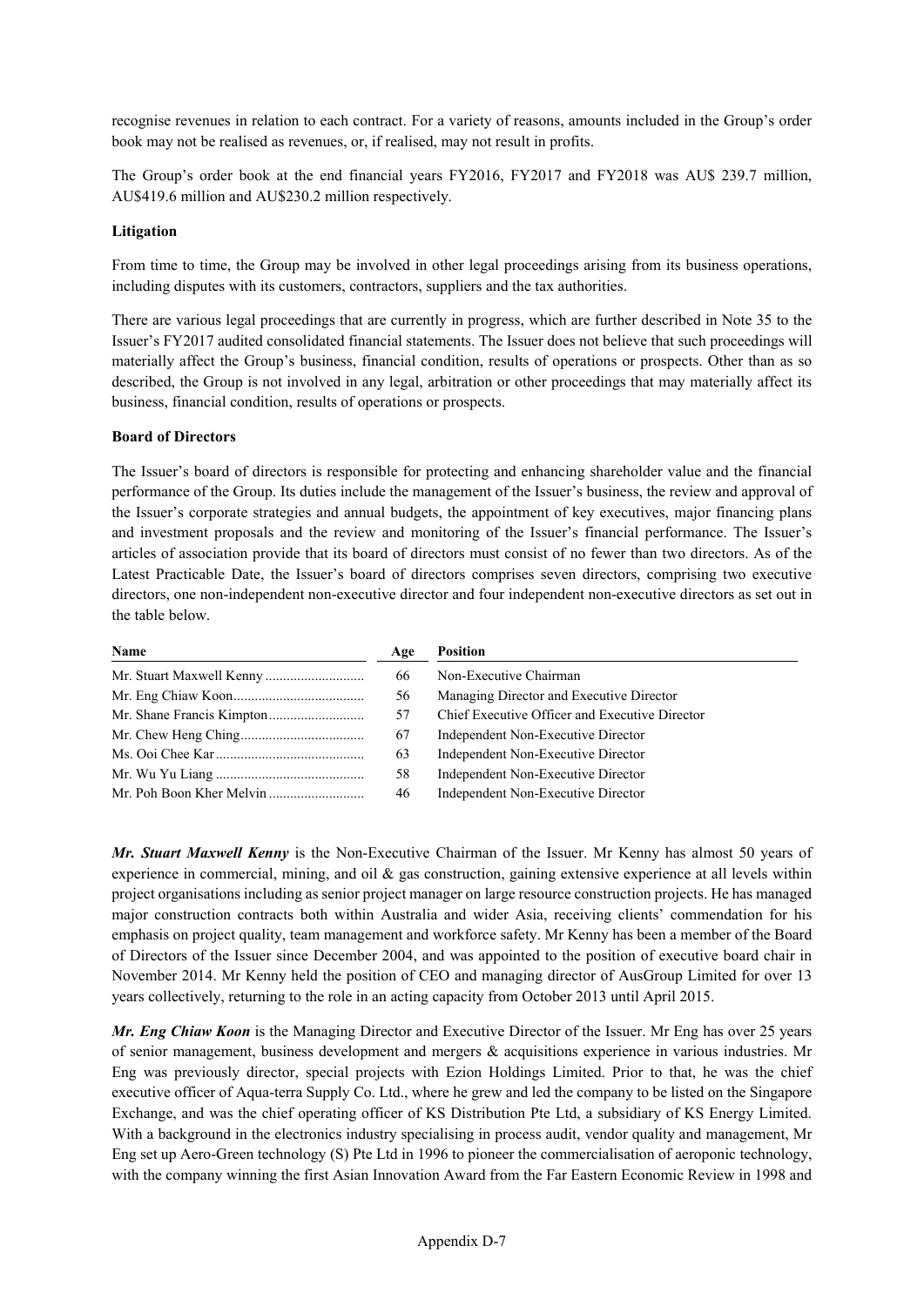recognise revenues in relation to each contract. For a variety of reasons, amounts included in the Group's order book may not be realised as revenues, or, if realised, may not result in profits.

The Group's order book at the end financial years FY2016, FY2017 and FY2018 was AU$ 239.7 million, AU$419.6 million and AU$230.2 million respectively.

**Litigation**

From time to time, the Group may be involved in other legal proceedings arising from its business operations, including disputes with its customers, contractors, suppliers and the tax authorities.

There are various legal proceedings that are currently in progress, which are further described in Note 35 to the Issuer's FY2017 audited consolidated financial statements. The Issuer does not believe that such proceedings will materially affect the Group's business, financial condition, results of operations or prospects. Other than as so described, the Group is not involved in any legal, arbitration or other proceedings that may materially affect its business, financial condition, results of operations or prospects.

**Board of Directors**

The Issuer's board of directors is responsible for protecting and enhancing shareholder value and the financial performance of the Group. Its duties include the management of the Issuer's business, the review and approval of the Issuer's corporate strategies and annual budgets, the appointment of key executives, major financing plans and investment proposals and the review and monitoring of the Issuer's financial performance. The Issuer's articles of association provide that its board of directors must consist of no fewer than two directors. As of the Latest Practicable Date, the Issuer's board of directors comprises seven directors, comprising two executive directors, one non-independent non-executive director and four independent non-executive directors as set out in the table below.

| Name | Age | Position |
|---|---|---|
| Mr. Stuart Maxwell Kenny | 66 | Non-Executive Chairman |
| Mr. Eng Chiaw Koon | 56 | Managing Director and Executive Director |
| Mr. Shane Francis Kimpton | 57 | Chief Executive Officer and Executive Director |
| Mr. Chew Heng Ching | 67 | Independent Non-Executive Director |
| Ms. Ooi Chee Kar | 63 | Independent Non-Executive Director |
| Mr. Wu Yu Liang | 58 | Independent Non-Executive Director |
| Mr. Poh Boon Kher Melvin | 46 | Independent Non-Executive Director |

***Mr. Stuart Maxwell Kenny*** is the Non-Executive Chairman of the Issuer. Mr Kenny has almost 50 years of experience in commercial, mining, and oil & gas construction, gaining extensive experience at all levels within project organisations including as senior project manager on large resource construction projects. He has managed major construction contracts both within Australia and wider Asia, receiving clients' commendation for his emphasis on project quality, team management and workforce safety. Mr Kenny has been a member of the Board of Directors of the Issuer since December 2004, and was appointed to the position of executive board chair in November 2014. Mr Kenny held the position of CEO and managing director of AusGroup Limited for over 13 years collectively, returning to the role in an acting capacity from October 2013 until April 2015.

***Mr. Eng Chiaw Koon*** is the Managing Director and Executive Director of the Issuer. Mr Eng has over 25 years of senior management, business development and mergers & acquisitions experience in various industries. Mr Eng was previously director, special projects with Ezion Holdings Limited. Prior to that, he was the chief executive officer of Aqua-terra Supply Co. Ltd., where he grew and led the company to be listed on the Singapore Exchange, and was the chief operating officer of KS Distribution Pte Ltd, a subsidiary of KS Energy Limited. With a background in the electronics industry specialising in process audit, vendor quality and management, Mr Eng set up Aero-Green technology (S) Pte Ltd in 1996 to pioneer the commercialisation of aeroponic technology, with the company winning the first Asian Innovation Award from the Far Eastern Economic Review in 1998 and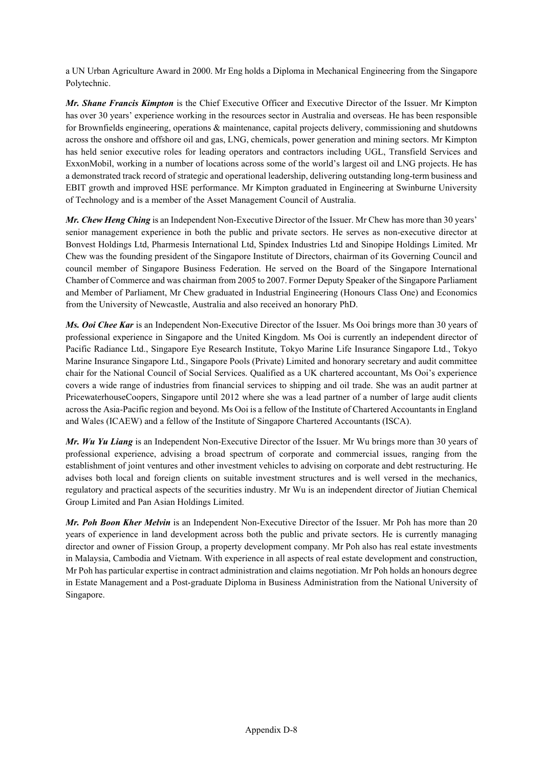a UN Urban Agriculture Award in 2000. Mr Eng holds a Diploma in Mechanical Engineering from the Singapore Polytechnic.

***Mr. Shane Francis Kimpton*** is the Chief Executive Officer and Executive Director of the Issuer. Mr Kimpton has over 30 years' experience working in the resources sector in Australia and overseas. He has been responsible for Brownfields engineering, operations & maintenance, capital projects delivery, commissioning and shutdowns across the onshore and offshore oil and gas, LNG, chemicals, power generation and mining sectors. Mr Kimpton has held senior executive roles for leading operators and contractors including UGL, Transfield Services and ExxonMobil, working in a number of locations across some of the world's largest oil and LNG projects. He has a demonstrated track record of strategic and operational leadership, delivering outstanding long-term business and EBIT growth and improved HSE performance. Mr Kimpton graduated in Engineering at Swinburne University of Technology and is a member of the Asset Management Council of Australia.

***Mr. Chew Heng Ching*** is an Independent Non-Executive Director of the Issuer. Mr Chew has more than 30 years' senior management experience in both the public and private sectors. He serves as non-executive director at Bonvest Holdings Ltd, Pharmesis International Ltd, Spindex Industries Ltd and Sinopipe Holdings Limited. Mr Chew was the founding president of the Singapore Institute of Directors, chairman of its Governing Council and council member of Singapore Business Federation. He served on the Board of the Singapore International Chamber of Commerce and was chairman from 2005 to 2007. Former Deputy Speaker of the Singapore Parliament and Member of Parliament, Mr Chew graduated in Industrial Engineering (Honours Class One) and Economics from the University of Newcastle, Australia and also received an honorary PhD.

***Ms. Ooi Chee Kar*** is an Independent Non-Executive Director of the Issuer. Ms Ooi brings more than 30 years of professional experience in Singapore and the United Kingdom. Ms Ooi is currently an independent director of Pacific Radiance Ltd., Singapore Eye Research Institute, Tokyo Marine Life Insurance Singapore Ltd., Tokyo Marine Insurance Singapore Ltd., Singapore Pools (Private) Limited and honorary secretary and audit committee chair for the National Council of Social Services. Qualified as a UK chartered accountant, Ms Ooi's experience covers a wide range of industries from financial services to shipping and oil trade. She was an audit partner at PricewaterhouseCoopers, Singapore until 2012 where she was a lead partner of a number of large audit clients across the Asia-Pacific region and beyond. Ms Ooi is a fellow of the Institute of Chartered Accountants in England and Wales (ICAEW) and a fellow of the Institute of Singapore Chartered Accountants (ISCA).

***Mr. Wu Yu Liang*** is an Independent Non-Executive Director of the Issuer. Mr Wu brings more than 30 years of professional experience, advising a broad spectrum of corporate and commercial issues, ranging from the establishment of joint ventures and other investment vehicles to advising on corporate and debt restructuring. He advises both local and foreign clients on suitable investment structures and is well versed in the mechanics, regulatory and practical aspects of the securities industry. Mr Wu is an independent director of Jiutian Chemical Group Limited and Pan Asian Holdings Limited.

***Mr. Poh Boon Kher Melvin*** is an Independent Non-Executive Director of the Issuer. Mr Poh has more than 20 years of experience in land development across both the public and private sectors. He is currently managing director and owner of Fission Group, a property development company. Mr Poh also has real estate investments in Malaysia, Cambodia and Vietnam. With experience in all aspects of real estate development and construction, Mr Poh has particular expertise in contract administration and claims negotiation. Mr Poh holds an honours degree in Estate Management and a Post-graduate Diploma in Business Administration from the National University of Singapore.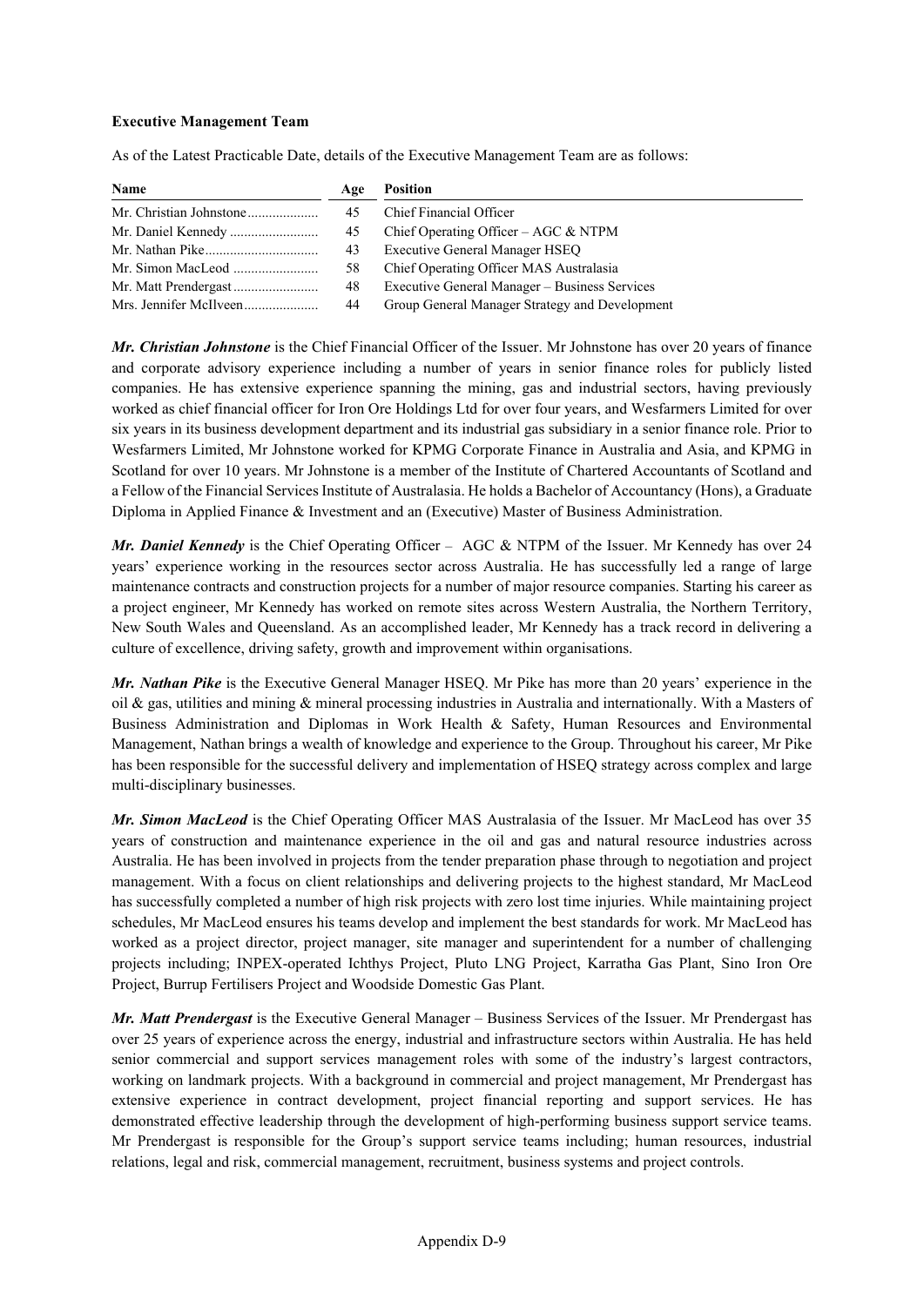**Executive Management Team**

As of the Latest Practicable Date, details of the Executive Management Team are as follows:

| Name | Age | Position |
|---|---|---|
| Mr. Christian Johnstone | 45 | Chief Financial Officer |
| Mr. Daniel Kennedy | 45 | Chief Operating Officer – AGC & NTPM |
| Mr. Nathan Pike | 43 | Executive General Manager HSEQ |
| Mr. Simon MacLeod | 58 | Chief Operating Officer MAS Australasia |
| Mr. Matt Prendergast | 48 | Executive General Manager – Business Services |
| Mrs. Jennifer McIlveen | 44 | Group General Manager Strategy and Development |

***Mr. Christian Johnstone*** is the Chief Financial Officer of the Issuer. Mr Johnstone has over 20 years of finance and corporate advisory experience including a number of years in senior finance roles for publicly listed companies. He has extensive experience spanning the mining, gas and industrial sectors, having previously worked as chief financial officer for Iron Ore Holdings Ltd for over four years, and Wesfarmers Limited for over six years in its business development department and its industrial gas subsidiary in a senior finance role. Prior to Wesfarmers Limited, Mr Johnstone worked for KPMG Corporate Finance in Australia and Asia, and KPMG in Scotland for over 10 years. Mr Johnstone is a member of the Institute of Chartered Accountants of Scotland and a Fellow of the Financial Services Institute of Australasia. He holds a Bachelor of Accountancy (Hons), a Graduate Diploma in Applied Finance & Investment and an (Executive) Master of Business Administration.

***Mr. Daniel Kennedy*** is the Chief Operating Officer – AGC & NTPM of the Issuer. Mr Kennedy has over 24 years' experience working in the resources sector across Australia. He has successfully led a range of large maintenance contracts and construction projects for a number of major resource companies. Starting his career as a project engineer, Mr Kennedy has worked on remote sites across Western Australia, the Northern Territory, New South Wales and Queensland. As an accomplished leader, Mr Kennedy has a track record in delivering a culture of excellence, driving safety, growth and improvement within organisations.

***Mr. Nathan Pike*** is the Executive General Manager HSEQ. Mr Pike has more than 20 years' experience in the oil & gas, utilities and mining & mineral processing industries in Australia and internationally. With a Masters of Business Administration and Diplomas in Work Health & Safety, Human Resources and Environmental Management, Nathan brings a wealth of knowledge and experience to the Group. Throughout his career, Mr Pike has been responsible for the successful delivery and implementation of HSEQ strategy across complex and large multi-disciplinary businesses.

***Mr. Simon MacLeod*** is the Chief Operating Officer MAS Australasia of the Issuer. Mr MacLeod has over 35 years of construction and maintenance experience in the oil and gas and natural resource industries across Australia. He has been involved in projects from the tender preparation phase through to negotiation and project management. With a focus on client relationships and delivering projects to the highest standard, Mr MacLeod has successfully completed a number of high risk projects with zero lost time injuries. While maintaining project schedules, Mr MacLeod ensures his teams develop and implement the best standards for work. Mr MacLeod has worked as a project director, project manager, site manager and superintendent for a number of challenging projects including; INPEX-operated Ichthys Project, Pluto LNG Project, Karratha Gas Plant, Sino Iron Ore Project, Burrup Fertilisers Project and Woodside Domestic Gas Plant.

***Mr. Matt Prendergast*** is the Executive General Manager – Business Services of the Issuer. Mr Prendergast has over 25 years of experience across the energy, industrial and infrastructure sectors within Australia. He has held senior commercial and support services management roles with some of the industry's largest contractors, working on landmark projects. With a background in commercial and project management, Mr Prendergast has extensive experience in contract development, project financial reporting and support services. He has demonstrated effective leadership through the development of high-performing business support service teams. Mr Prendergast is responsible for the Group's support service teams including; human resources, industrial relations, legal and risk, commercial management, recruitment, business systems and project controls.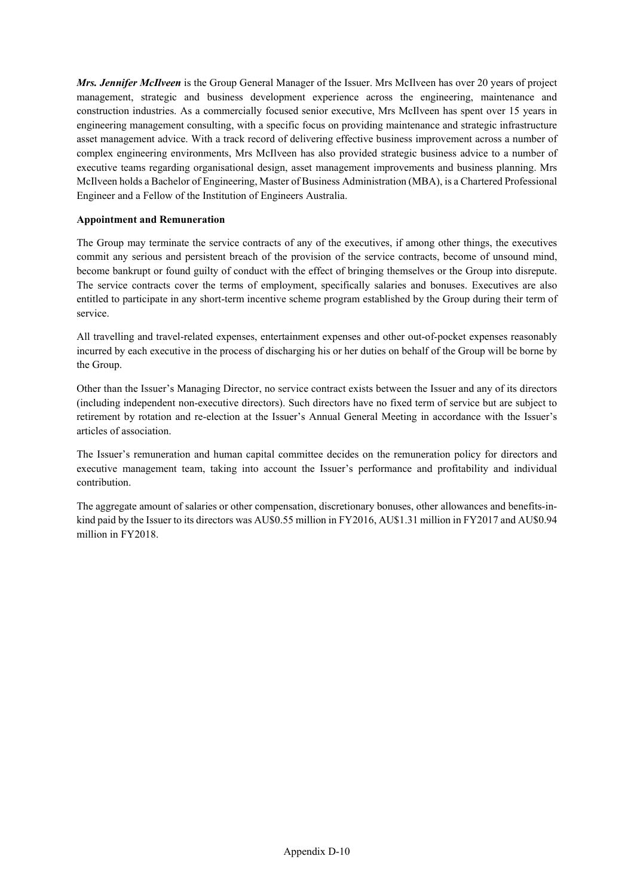***Mrs. Jennifer McIlveen*** is the Group General Manager of the Issuer. Mrs McIlveen has over 20 years of project management, strategic and business development experience across the engineering, maintenance and construction industries. As a commercially focused senior executive, Mrs McIlveen has spent over 15 years in engineering management consulting, with a specific focus on providing maintenance and strategic infrastructure asset management advice. With a track record of delivering effective business improvement across a number of complex engineering environments, Mrs McIlveen has also provided strategic business advice to a number of executive teams regarding organisational design, asset management improvements and business planning. Mrs McIlveen holds a Bachelor of Engineering, Master of Business Administration (MBA), is a Chartered Professional Engineer and a Fellow of the Institution of Engineers Australia.

**Appointment and Remuneration**

The Group may terminate the service contracts of any of the executives, if among other things, the executives commit any serious and persistent breach of the provision of the service contracts, become of unsound mind, become bankrupt or found guilty of conduct with the effect of bringing themselves or the Group into disrepute. The service contracts cover the terms of employment, specifically salaries and bonuses. Executives are also entitled to participate in any short-term incentive scheme program established by the Group during their term of service.

All travelling and travel-related expenses, entertainment expenses and other out-of-pocket expenses reasonably incurred by each executive in the process of discharging his or her duties on behalf of the Group will be borne by the Group.

Other than the Issuer's Managing Director, no service contract exists between the Issuer and any of its directors (including independent non-executive directors). Such directors have no fixed term of service but are subject to retirement by rotation and re-election at the Issuer's Annual General Meeting in accordance with the Issuer's articles of association.

The Issuer's remuneration and human capital committee decides on the remuneration policy for directors and executive management team, taking into account the Issuer's performance and profitability and individual contribution.

The aggregate amount of salaries or other compensation, discretionary bonuses, other allowances and benefits-in-kind paid by the Issuer to its directors was AU$0.55 million in FY2016, AU$1.31 million in FY2017 and AU$0.94 million in FY2018.